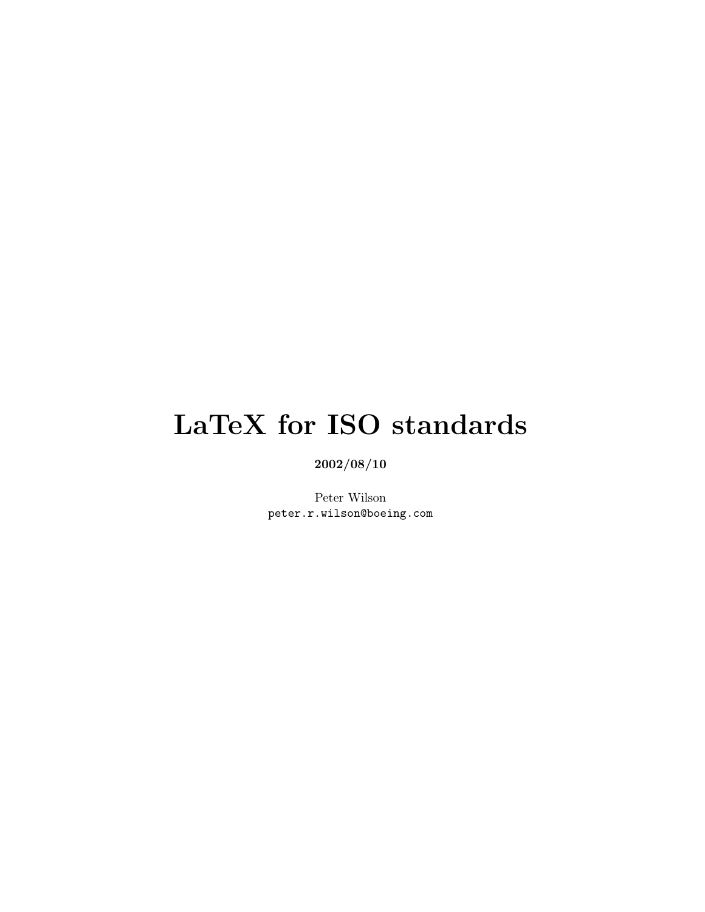# LaTeX for ISO standards

**2002/08/10**

Peter Wilson
peter.r.wilson@boeing.com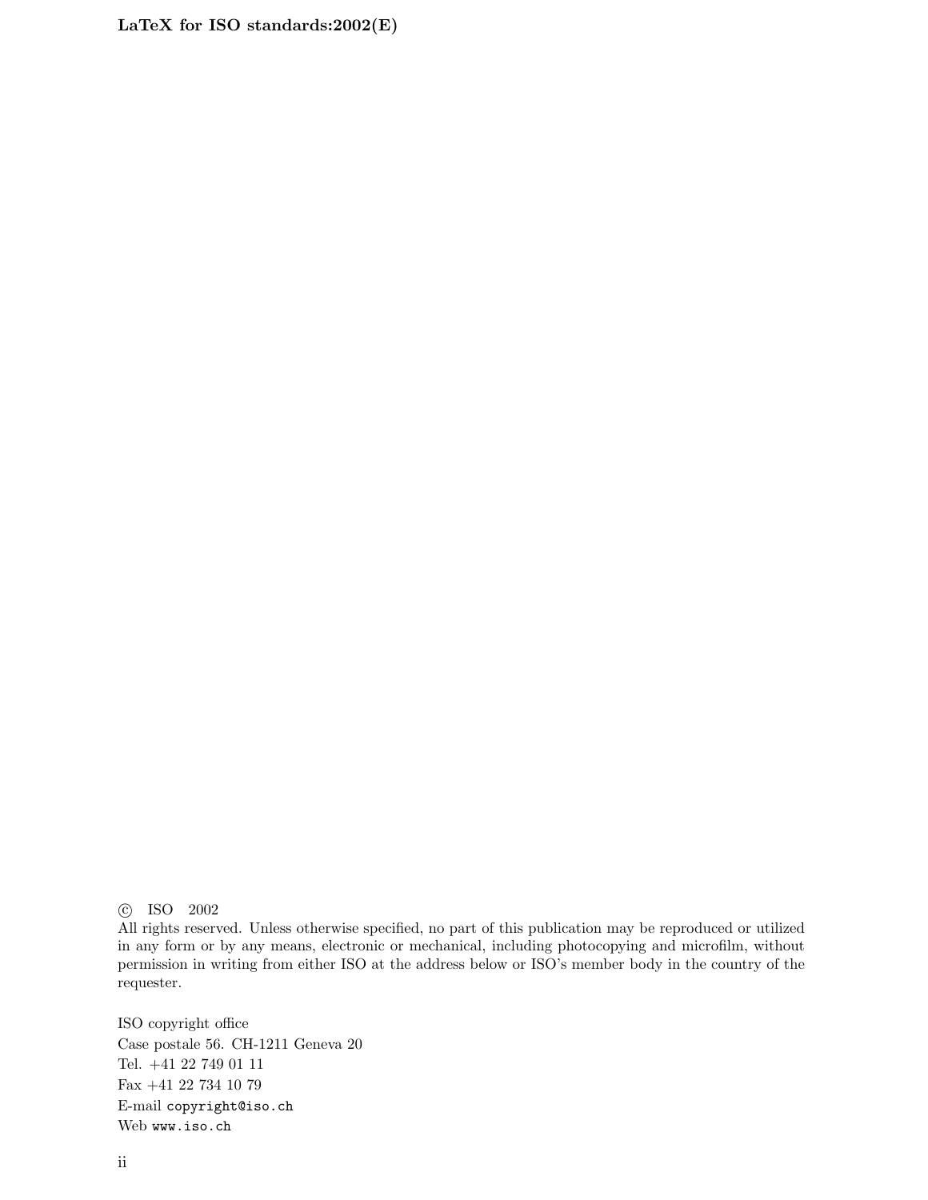© ISO 2002

All rights reserved. Unless otherwise specified, no part of this publication may be reproduced or utilized in any form or by any means, electronic or mechanical, including photocopying and microfilm, without permission in writing from either ISO at the address below or ISO's member body in the country of the requester.

ISO copyright office
Case postale 56. CH-1211 Geneva 20
Tel. +41 22 749 01 11
Fax +41 22 734 10 79
E-mail `copyright@iso.ch`
Web `www.iso.ch`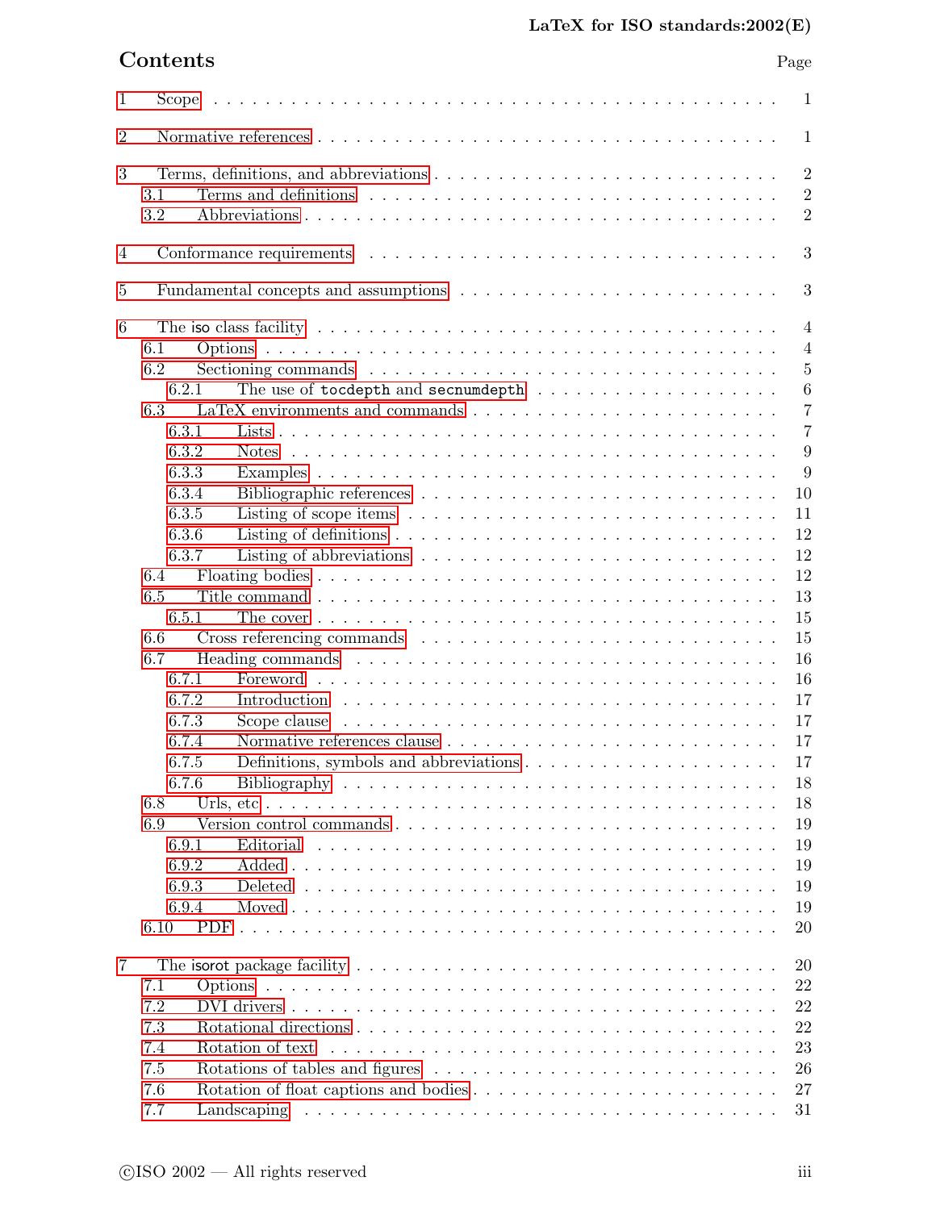## Contents

Page

1 Scope . . . 1

2 Normative references . . . 1

3 Terms, definitions, and abbreviations . . . 2
- 3.1 Terms and definitions . . . 2
- 3.2 Abbreviations . . . 2

4 Conformance requirements . . . 3

5 Fundamental concepts and assumptions . . . 3

6 The iso class facility . . . 4
- 6.1 Options . . . 4
- 6.2 Sectioning commands . . . 5
  - 6.2.1 The use of `tocdepth` and `secnumdepth` . . . 6
- 6.3 LaTeX environments and commands . . . 7
  - 6.3.1 Lists . . . 7
  - 6.3.2 Notes . . . 9
  - 6.3.3 Examples . . . 9
  - 6.3.4 Bibliographic references . . . 10
  - 6.3.5 Listing of scope items . . . 11
  - 6.3.6 Listing of definitions . . . 12
  - 6.3.7 Listing of abbreviations . . . 12
- 6.4 Floating bodies . . . 12
- 6.5 Title command . . . 13
  - 6.5.1 The cover . . . 15
- 6.6 Cross referencing commands . . . 15
- 6.7 Heading commands . . . 16
  - 6.7.1 Foreword . . . 16
  - 6.7.2 Introduction . . . 17
  - 6.7.3 Scope clause . . . 17
  - 6.7.4 Normative references clause . . . 17
  - 6.7.5 Definitions, symbols and abbreviations . . . 17
  - 6.7.6 Bibliography . . . 18
- 6.8 Urls, etc . . . 18
- 6.9 Version control commands . . . 19
  - 6.9.1 Editorial . . . 19
  - 6.9.2 Added . . . 19
  - 6.9.3 Deleted . . . 19
  - 6.9.4 Moved . . . 19
- 6.10 PDF . . . 20

7 The isorot package facility . . . 20
- 7.1 Options . . . 22
- 7.2 DVI drivers . . . 22
- 7.3 Rotational directions . . . 22
- 7.4 Rotation of text . . . 23
- 7.5 Rotations of tables and figures . . . 26
- 7.6 Rotation of float captions and bodies . . . 27
- 7.7 Landscaping . . . 31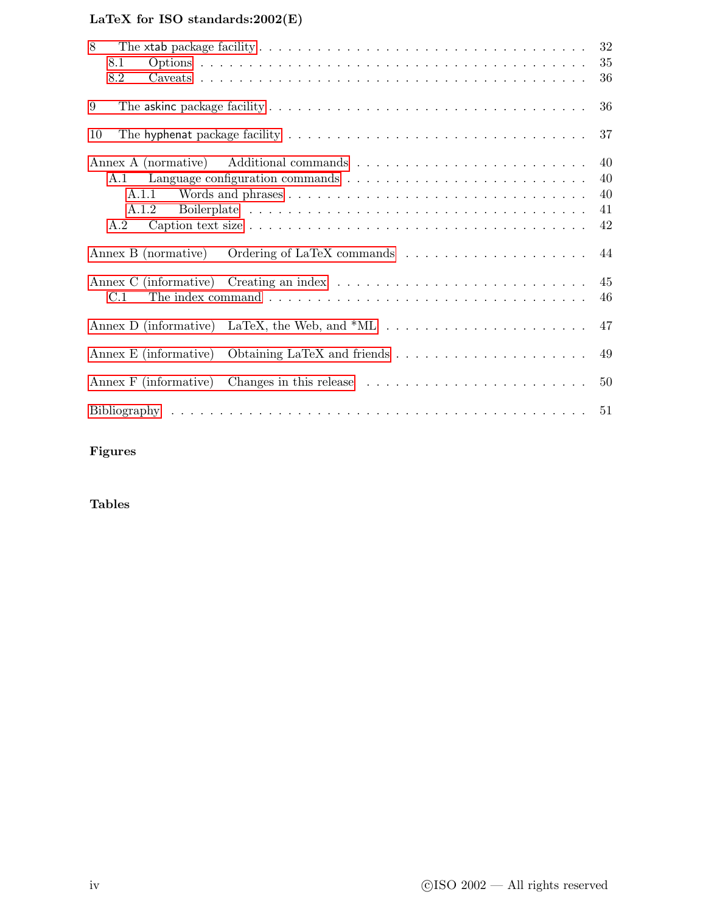8 The xtab package facility ... 32
  8.1 Options ... 35
  8.2 Caveats ... 36

9 The askinc package facility ... 36

10 The hyphenat package facility ... 37

Annex A (normative) Additional commands ... 40
  A.1 Language configuration commands ... 40
    A.1.1 Words and phrases ... 40
    A.1.2 Boilerplate ... 41
  A.2 Caption text size ... 42

Annex B (normative) Ordering of LaTeX commands ... 44

Annex C (informative) Creating an index ... 45
  C.1 The index command ... 46

Annex D (informative) LaTeX, the Web, and *ML ... 47

Annex E (informative) Obtaining LaTeX and friends ... 49

Annex F (informative) Changes in this release ... 50

Bibliography ... 51

**Figures**

**Tables**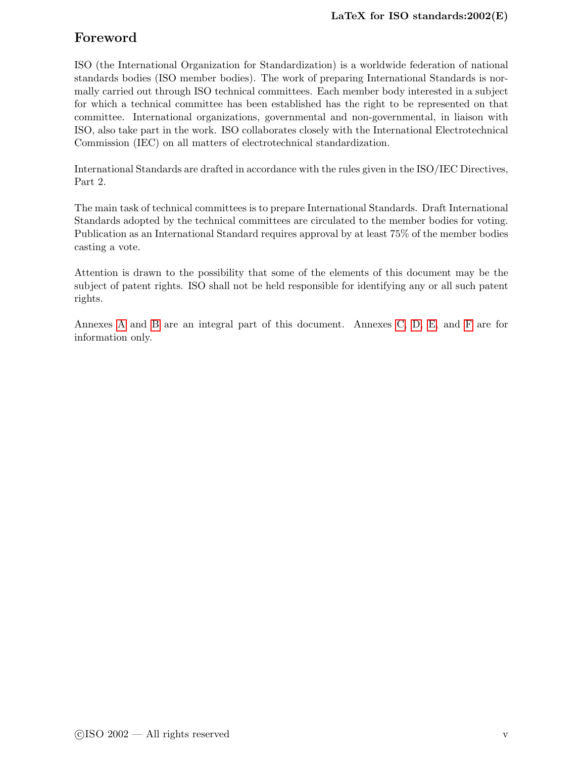# Foreword

ISO (the International Organization for Standardization) is a worldwide federation of national standards bodies (ISO member bodies). The work of preparing International Standards is normally carried out through ISO technical committees. Each member body interested in a subject for which a technical committee has been established has the right to be represented on that committee. International organizations, governmental and non-governmental, in liaison with ISO, also take part in the work. ISO collaborates closely with the International Electrotechnical Commission (IEC) on all matters of electrotechnical standardization.

International Standards are drafted in accordance with the rules given in the ISO/IEC Directives, Part 2.

The main task of technical committees is to prepare International Standards. Draft International Standards adopted by the technical committees are circulated to the member bodies for voting. Publication as an International Standard requires approval by at least 75% of the member bodies casting a vote.

Attention is drawn to the possibility that some of the elements of this document may be the subject of patent rights. ISO shall not be held responsible for identifying any or all such patent rights.

Annexes A and B are an integral part of this document. Annexes C, D, E, and F are for information only.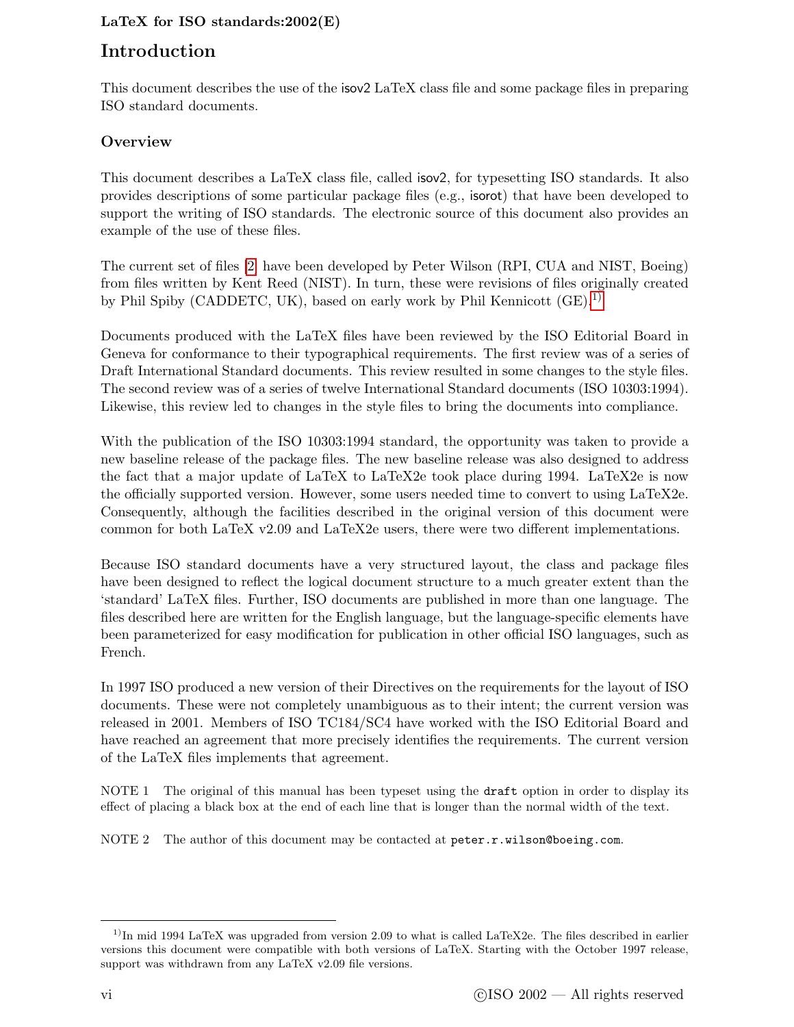# Introduction

This document describes the use of the isov2 LaTeX class file and some package files in preparing ISO standard documents.

## Overview

This document describes a LaTeX class file, called isov2, for typesetting ISO standards. It also provides descriptions of some particular package files (e.g., isorot) that have been developed to support the writing of ISO standards. The electronic source of this document also provides an example of the use of these files.

The current set of files [2] have been developed by Peter Wilson (RPI, CUA and NIST, Boeing) from files written by Kent Reed (NIST). In turn, these were revisions of files originally created by Phil Spiby (CADDETC, UK), based on early work by Phil Kennicott (GE).[1)]

Documents produced with the LaTeX files have been reviewed by the ISO Editorial Board in Geneva for conformance to their typographical requirements. The first review was of a series of Draft International Standard documents. This review resulted in some changes to the style files. The second review was of a series of twelve International Standard documents (ISO 10303:1994). Likewise, this review led to changes in the style files to bring the documents into compliance.

With the publication of the ISO 10303:1994 standard, the opportunity was taken to provide a new baseline release of the package files. The new baseline release was also designed to address the fact that a major update of LaTeX to LaTeX2e took place during 1994. LaTeX2e is now the officially supported version. However, some users needed time to convert to using LaTeX2e. Consequently, although the facilities described in the original version of this document were common for both LaTeX v2.09 and LaTeX2e users, there were two different implementations.

Because ISO standard documents have a very structured layout, the class and package files have been designed to reflect the logical document structure to a much greater extent than the 'standard' LaTeX files. Further, ISO documents are published in more than one language. The files described here are written for the English language, but the language-specific elements have been parameterized for easy modification for publication in other official ISO languages, such as French.

In 1997 ISO produced a new version of their Directives on the requirements for the layout of ISO documents. These were not completely unambiguous as to their intent; the current version was released in 2001. Members of ISO TC184/SC4 have worked with the ISO Editorial Board and have reached an agreement that more precisely identifies the requirements. The current version of the LaTeX files implements that agreement.

NOTE 1 The original of this manual has been typeset using the `draft` option in order to display its effect of placing a black box at the end of each line that is longer than the normal width of the text.

NOTE 2 The author of this document may be contacted at `peter.r.wilson@boeing.com`.

---

[1)] In mid 1994 LaTeX was upgraded from version 2.09 to what is called LaTeX2e. The files described in earlier versions this document were compatible with both versions of LaTeX. Starting with the October 1997 release, support was withdrawn from any LaTeX v2.09 file versions.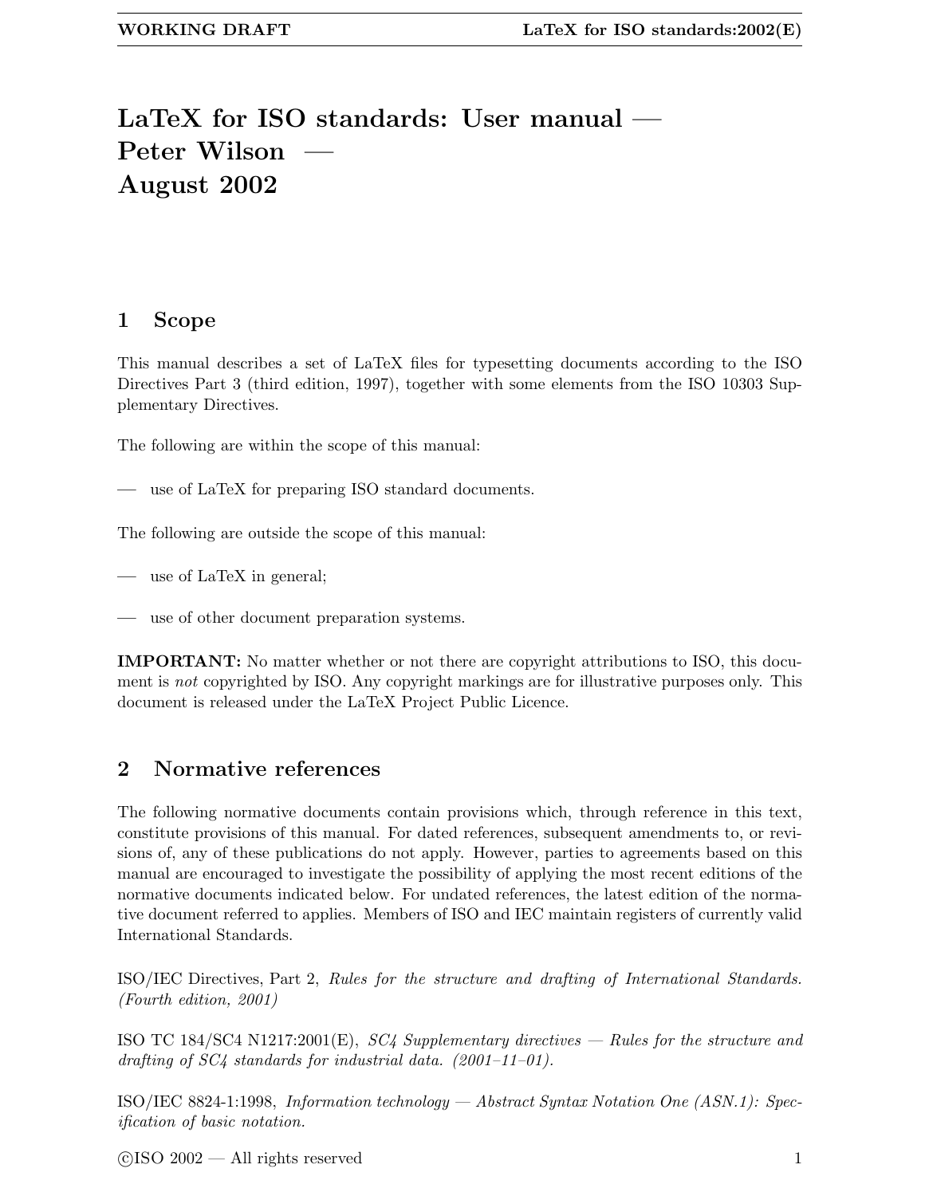# LaTeX for ISO standards: User manual — Peter Wilson — August 2002

## 1 Scope

This manual describes a set of LaTeX files for typesetting documents according to the ISO Directives Part 3 (third edition, 1997), together with some elements from the ISO 10303 Supplementary Directives.

The following are within the scope of this manual:

— use of LaTeX for preparing ISO standard documents.

The following are outside the scope of this manual:

— use of LaTeX in general;

— use of other document preparation systems.

**IMPORTANT:** No matter whether or not there are copyright attributions to ISO, this document is *not* copyrighted by ISO. Any copyright markings are for illustrative purposes only. This document is released under the LaTeX Project Public Licence.

## 2 Normative references

The following normative documents contain provisions which, through reference in this text, constitute provisions of this manual. For dated references, subsequent amendments to, or revisions of, any of these publications do not apply. However, parties to agreements based on this manual are encouraged to investigate the possibility of applying the most recent editions of the normative documents indicated below. For undated references, the latest edition of the normative document referred to applies. Members of ISO and IEC maintain registers of currently valid International Standards.

ISO/IEC Directives, Part 2, *Rules for the structure and drafting of International Standards. (Fourth edition, 2001)*

ISO TC 184/SC4 N1217:2001(E), *SC4 Supplementary directives — Rules for the structure and drafting of SC4 standards for industrial data. (2001–11–01).*

ISO/IEC 8824-1:1998, *Information technology — Abstract Syntax Notation One (ASN.1): Specification of basic notation.*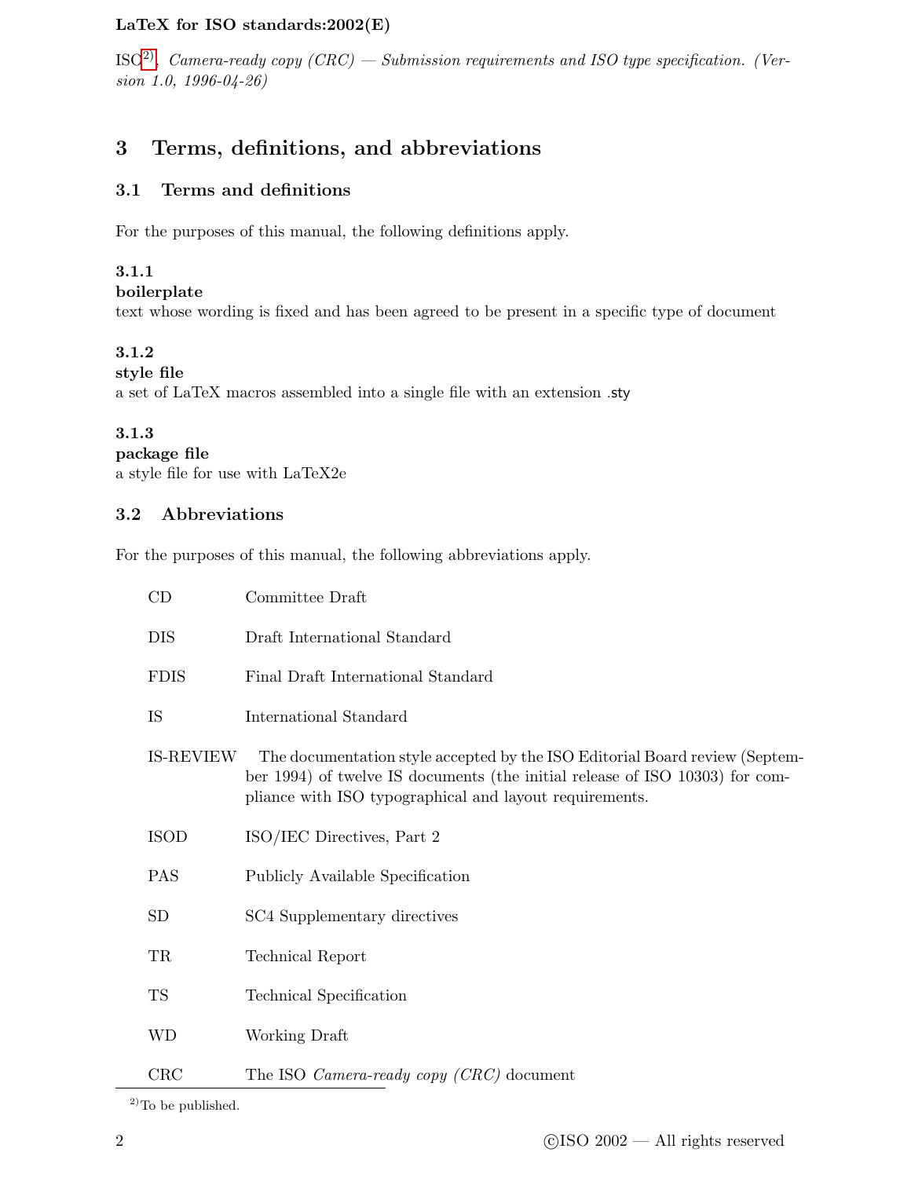ISO[2)], *Camera-ready copy (CRC) — Submission requirements and ISO type specification. (Version 1.0, 1996-04-26)*

# 3 Terms, definitions, and abbreviations

## 3.1 Terms and definitions

For the purposes of this manual, the following definitions apply.

**3.1.1**
**boilerplate**
text whose wording is fixed and has been agreed to be present in a specific type of document

**3.1.2**
**style file**
a set of LaTeX macros assembled into a single file with an extension .sty

**3.1.3**
**package file**
a style file for use with LaTeX2e

## 3.2 Abbreviations

For the purposes of this manual, the following abbreviations apply.

| | |
|---|---|
| CD | Committee Draft |
| DIS | Draft International Standard |
| FDIS | Final Draft International Standard |
| IS | International Standard |
| IS-REVIEW | The documentation style accepted by the ISO Editorial Board review (September 1994) of twelve IS documents (the initial release of ISO 10303) for compliance with ISO typographical and layout requirements. |
| ISOD | ISO/IEC Directives, Part 2 |
| PAS | Publicly Available Specification |
| SD | SC4 Supplementary directives |
| TR | Technical Report |
| TS | Technical Specification |
| WD | Working Draft |
| CRC | The ISO *Camera-ready copy (CRC)* document |

[2)] To be published.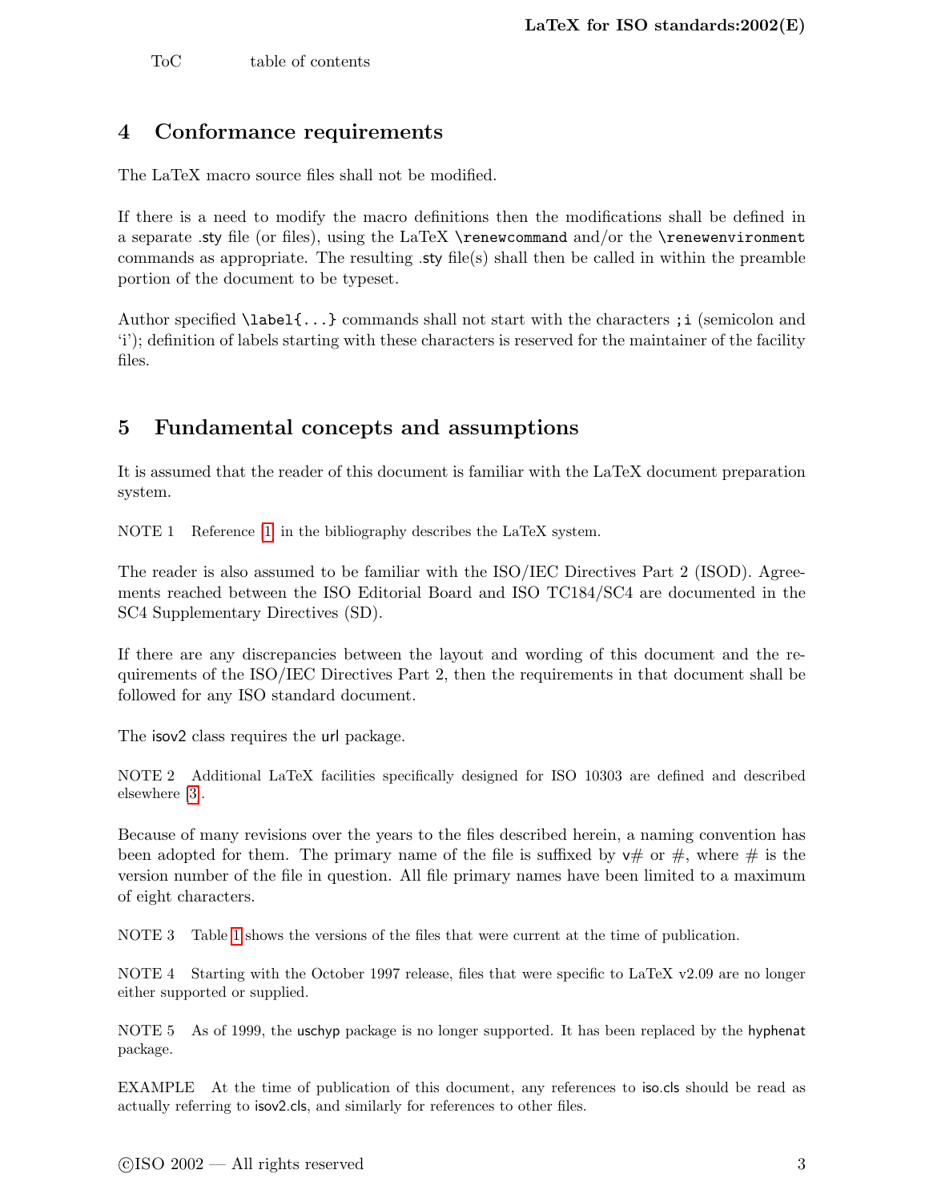ToC table of contents

## 4 Conformance requirements

The LaTeX macro source files shall not be modified.

If there is a need to modify the macro definitions then the modifications shall be defined in a separate .sty file (or files), using the LaTeX `\renewcommand` and/or the `\renewenvironment` commands as appropriate. The resulting .sty file(s) shall then be called in within the preamble portion of the document to be typeset.

Author specified `\label{...}` commands shall not start with the characters `;i` (semicolon and 'i'); definition of labels starting with these characters is reserved for the maintainer of the facility files.

## 5 Fundamental concepts and assumptions

It is assumed that the reader of this document is familiar with the LaTeX document preparation system.

NOTE 1 Reference [1] in the bibliography describes the LaTeX system.

The reader is also assumed to be familiar with the ISO/IEC Directives Part 2 (ISOD). Agreements reached between the ISO Editorial Board and ISO TC184/SC4 are documented in the SC4 Supplementary Directives (SD).

If there are any discrepancies between the layout and wording of this document and the requirements of the ISO/IEC Directives Part 2, then the requirements in that document shall be followed for any ISO standard document.

The isov2 class requires the url package.

NOTE 2 Additional LaTeX facilities specifically designed for ISO 10303 are defined and described elsewhere [3].

Because of many revisions over the years to the files described herein, a naming convention has been adopted for them. The primary name of the file is suffixed by v# or #, where # is the version number of the file in question. All file primary names have been limited to a maximum of eight characters.

NOTE 3 Table 1 shows the versions of the files that were current at the time of publication.

NOTE 4 Starting with the October 1997 release, files that were specific to LaTeX v2.09 are no longer either supported or supplied.

NOTE 5 As of 1999, the uschyp package is no longer supported. It has been replaced by the hyphenat package.

EXAMPLE At the time of publication of this document, any references to iso.cls should be read as actually referring to isov2.cls, and similarly for references to other files.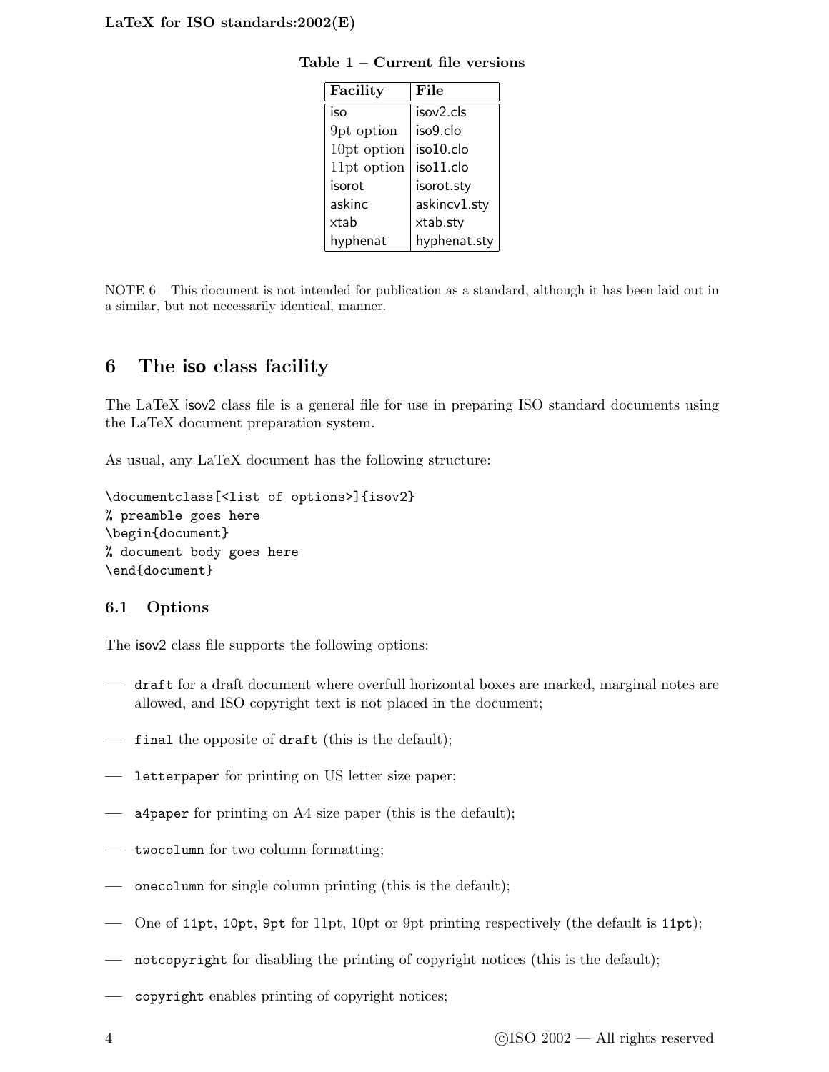**Table 1 – Current file versions**

| Facility | File |
|---|---|
| iso | isov2.cls |
| 9pt option | iso9.clo |
| 10pt option | iso10.clo |
| 11pt option | iso11.clo |
| isorot | isorot.sty |
| askinc | askincv1.sty |
| xtab | xtab.sty |
| hyphenat | hyphenat.sty |

NOTE 6 This document is not intended for publication as a standard, although it has been laid out in a similar, but not necessarily identical, manner.

# 6 The iso class facility

The LaTeX isov2 class file is a general file for use in preparing ISO standard documents using the LaTeX document preparation system.

As usual, any LaTeX document has the following structure:

```
\documentclass[<list of options>]{isov2}
% preamble goes here
\begin{document}
% document body goes here
\end{document}
```

## 6.1 Options

The isov2 class file supports the following options:

— `draft` for a draft document where overfull horizontal boxes are marked, marginal notes are allowed, and ISO copyright text is not placed in the document;

— `final` the opposite of `draft` (this is the default);

— `letterpaper` for printing on US letter size paper;

— `a4paper` for printing on A4 size paper (this is the default);

— `twocolumn` for two column formatting;

— `onecolumn` for single column printing (this is the default);

— One of `11pt`, `10pt`, `9pt` for 11pt, 10pt or 9pt printing respectively (the default is `11pt`);

— `notcopyright` for disabling the printing of copyright notices (this is the default);

— `copyright` enables printing of copyright notices;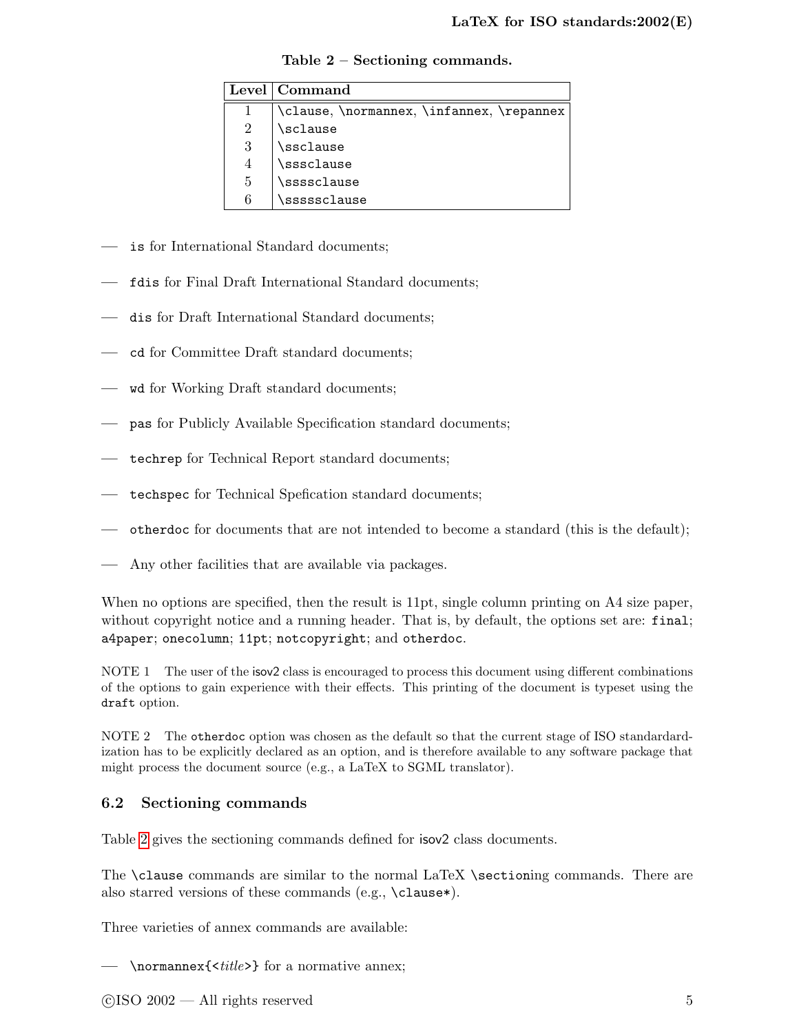**Table 2 – Sectioning commands.**

| Level | Command |
|---|---|
| 1 | `\clause`, `\normannex`, `\infannex`, `\repannex` |
| 2 | `\sclause` |
| 3 | `\ssclause` |
| 4 | `\sssclause` |
| 5 | `\ssssclause` |
| 6 | `\sssssclause` |

- `is` for International Standard documents;
- `fdis` for Final Draft International Standard documents;
- `dis` for Draft International Standard documents;
- `cd` for Committee Draft standard documents;
- `wd` for Working Draft standard documents;
- `pas` for Publicly Available Specification standard documents;
- `techrep` for Technical Report standard documents;
- `techspec` for Technical Spefication standard documents;
- `otherdoc` for documents that are not intended to become a standard (this is the default);
- Any other facilities that are available via packages.

When no options are specified, then the result is 11pt, single column printing on A4 size paper, without copyright notice and a running header. That is, by default, the options set are: `final`; `a4paper`; `onecolumn`; `11pt`; `notcopyright`; and `otherdoc`.

NOTE 1 The user of the isov2 class is encouraged to process this document using different combinations of the options to gain experience with their effects. This printing of the document is typeset using the `draft` option.

NOTE 2 The `otherdoc` option was chosen as the default so that the current stage of ISO standardardization has to be explicitly declared as an option, and is therefore available to any software package that might process the document source (e.g., a LaTeX to SGML translator).

### 6.2 Sectioning commands

Table 2 gives the sectioning commands defined for isov2 class documents.

The `\clause` commands are similar to the normal LaTeX `\section`ing commands. There are also starred versions of these commands (e.g., `\clause*`).

Three varieties of annex commands are available:

- `\normannex{<`*title*`>}` for a normative annex;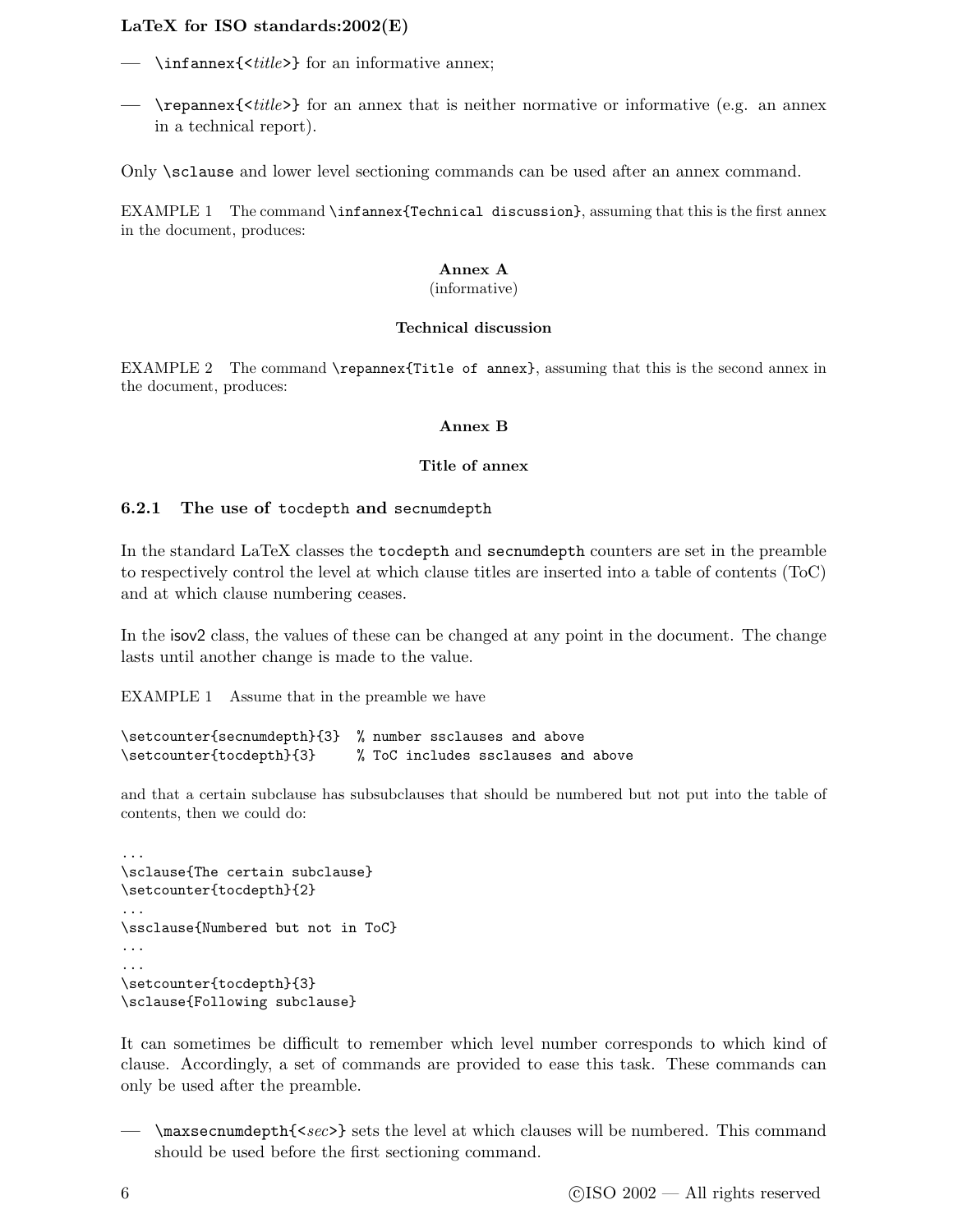— `\infannex{<title>}` for an informative annex;

— `\repannex{<title>}` for an annex that is neither normative or informative (e.g. an annex in a technical report).

Only `\sclause` and lower level sectioning commands can be used after an annex command.

EXAMPLE 1 The command `\infannex{Technical discussion}`, assuming that this is the first annex in the document, produces:

**Annex A**
(informative)

**Technical discussion**

EXAMPLE 2 The command `\repannex{Title of annex}`, assuming that this is the second annex in the document, produces:

**Annex B**

**Title of annex**

### 6.2.1 The use of `tocdepth` and `secnumdepth`

In the standard LaTeX classes the `tocdepth` and `secnumdepth` counters are set in the preamble to respectively control the level at which clause titles are inserted into a table of contents (ToC) and at which clause numbering ceases.

In the isov2 class, the values of these can be changed at any point in the document. The change lasts until another change is made to the value.

EXAMPLE 1 Assume that in the preamble we have

```
\setcounter{secnumdepth}{3}  % number ssclauses and above
\setcounter{tocdepth}{3}     % ToC includes ssclauses and above
```

and that a certain subclause has subsubclauses that should be numbered but not put into the table of contents, then we could do:

```
...
\sclause{The certain subclause}
\setcounter{tocdepth}{2}
...
\ssclause{Numbered but not in ToC}
...
...
\setcounter{tocdepth}{3}
\sclause{Following subclause}
```

It can sometimes be difficult to remember which level number corresponds to which kind of clause. Accordingly, a set of commands are provided to ease this task. These commands can only be used after the preamble.

— `\maxsecnumdepth{<sec>}` sets the level at which clauses will be numbered. This command should be used before the first sectioning command.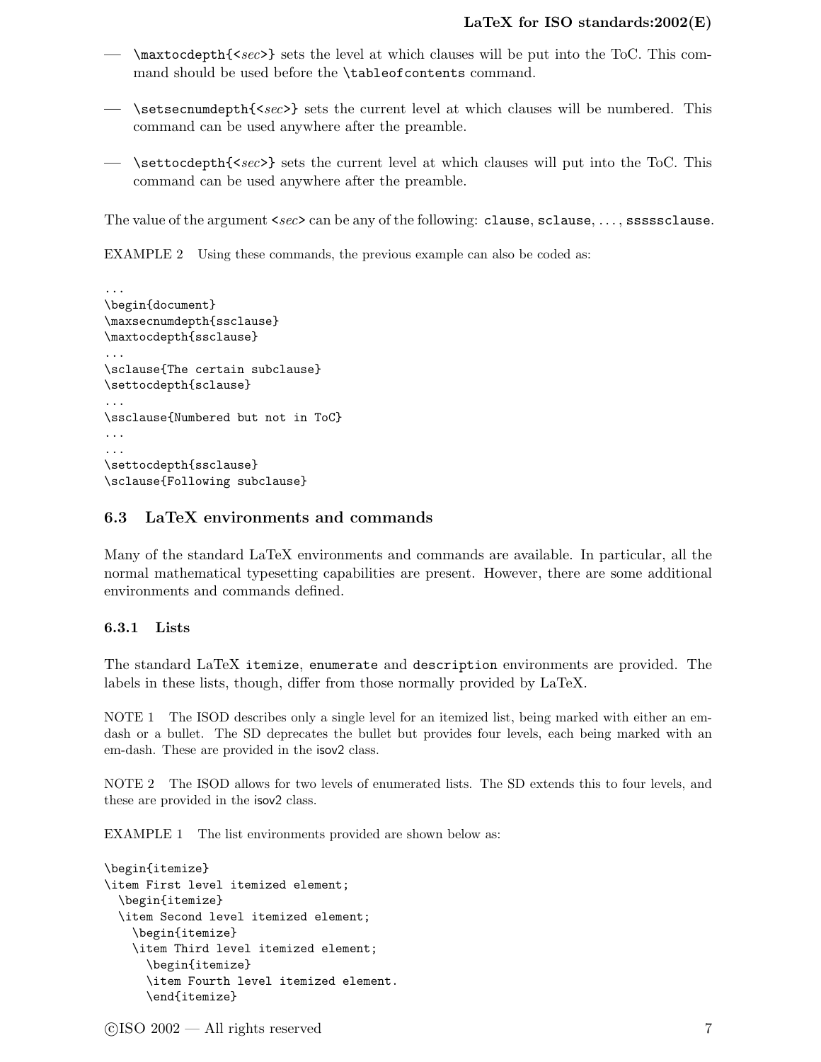— `\maxtocdepth{<sec>}` sets the level at which clauses will be put into the ToC. This command should be used before the `\tableofcontents` command.

— `\setsecnumdepth{<sec>}` sets the current level at which clauses will be numbered. This command can be used anywhere after the preamble.

— `\settocdepth{<sec>}` sets the current level at which clauses will put into the ToC. This command can be used anywhere after the preamble.

The value of the argument `<sec>` can be any of the following: `clause`, `sclause`, . . . , `ssssclause`.

EXAMPLE 2 Using these commands, the previous example can also be coded as:

```
...
\begin{document}
\maxsecnumdepth{ssclause}
\maxtocdepth{ssclause}
...
\sclause{The certain subclause}
\settocdepth{sclause}
...
\ssclause{Numbered but not in ToC}
...
...
\settocdepth{ssclause}
\sclause{Following subclause}
```

### 6.3 LaTeX environments and commands

Many of the standard LaTeX environments and commands are available. In particular, all the normal mathematical typesetting capabilities are present. However, there are some additional environments and commands defined.

#### 6.3.1 Lists

The standard LaTeX `itemize`, `enumerate` and `description` environments are provided. The labels in these lists, though, differ from those normally provided by LaTeX.

NOTE 1 The ISOD describes only a single level for an itemized list, being marked with either an em-dash or a bullet. The SD deprecates the bullet but provides four levels, each being marked with an em-dash. These are provided in the isov2 class.

NOTE 2 The ISOD allows for two levels of enumerated lists. The SD extends this to four levels, and these are provided in the isov2 class.

EXAMPLE 1 The list environments provided are shown below as:

```
\begin{itemize}
\item First level itemized element;
  \begin{itemize}
  \item Second level itemized element;
    \begin{itemize}
    \item Third level itemized element;
      \begin{itemize}
      \item Fourth level itemized element.
      \end{itemize}
```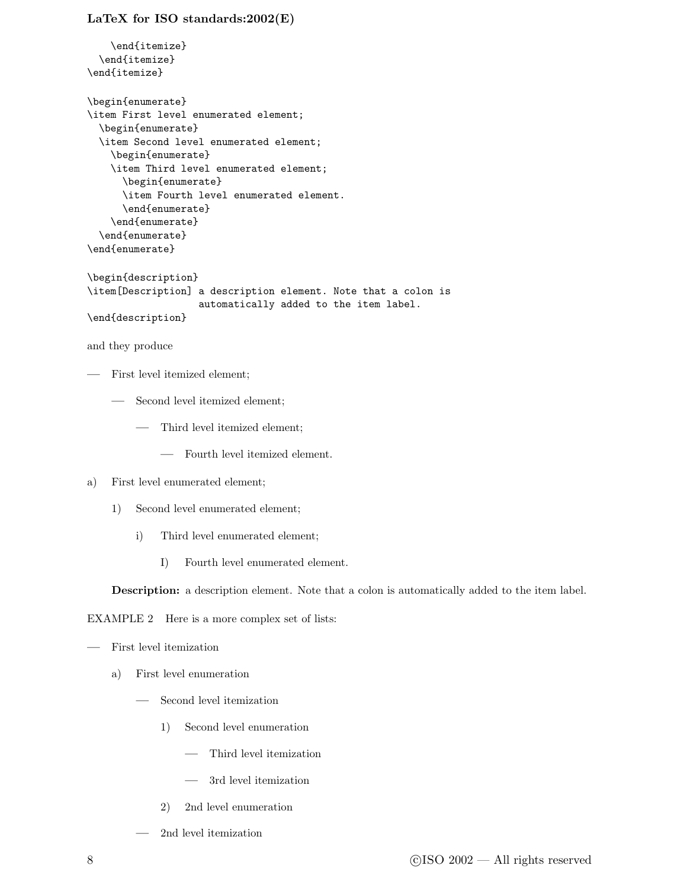```
    \end{itemize}
  \end{itemize}
\end{itemize}

\begin{enumerate}
\item First level enumerated element;
  \begin{enumerate}
  \item Second level enumerated element;
    \begin{enumerate}
    \item Third level enumerated element;
      \begin{enumerate}
      \item Fourth level enumerated element.
      \end{enumerate}
    \end{enumerate}
  \end{enumerate}
\end{enumerate}

\begin{description}
\item[Description] a description element. Note that a colon is
                   automatically added to the item label.
\end{description}
```

and they produce

— First level itemized element;

  — Second level itemized element;

    — Third level itemized element;

      — Fourth level itemized element.

a) First level enumerated element;

  1) Second level enumerated element;

    i) Third level enumerated element;

      I) Fourth level enumerated element.

**Description:** a description element. Note that a colon is automatically added to the item label.

EXAMPLE 2 Here is a more complex set of lists:

— First level itemization

  a) First level enumeration

    — Second level itemization

      1) Second level enumeration

        — Third level itemization

        — 3rd level itemization

      2) 2nd level enumeration

    — 2nd level itemization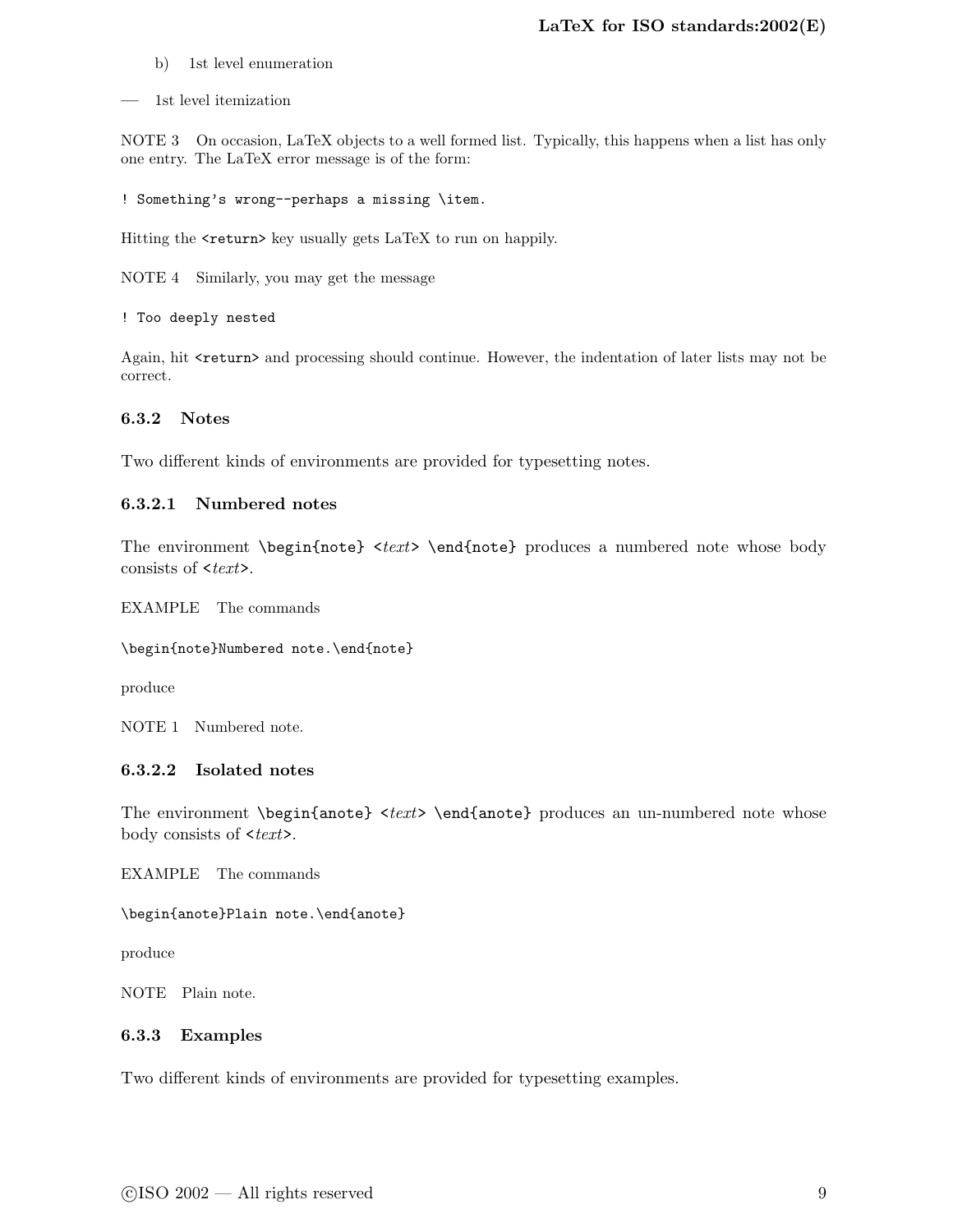b) 1st level enumeration

— 1st level itemization

NOTE 3 On occasion, LaTeX objects to a well formed list. Typically, this happens when a list has only one entry. The LaTeX error message is of the form:

```
! Something's wrong--perhaps a missing \item.
```

Hitting the `<return>` key usually gets LaTeX to run on happily.

NOTE 4 Similarly, you may get the message

```
! Too deeply nested
```

Again, hit `<return>` and processing should continue. However, the indentation of later lists may not be correct.

### 6.3.2 Notes

Two different kinds of environments are provided for typesetting notes.

#### 6.3.2.1 Numbered notes

The environment `\begin{note}` <*text*> `\end{note}` produces a numbered note whose body consists of <*text*>.

EXAMPLE The commands

```
\begin{note}Numbered note.\end{note}
```

produce

NOTE 1 Numbered note.

#### 6.3.2.2 Isolated notes

The environment `\begin{anote}` <*text*> `\end{anote}` produces an un-numbered note whose body consists of <*text*>.

EXAMPLE The commands

```
\begin{anote}Plain note.\end{anote}
```

produce

NOTE Plain note.

### 6.3.3 Examples

Two different kinds of environments are provided for typesetting examples.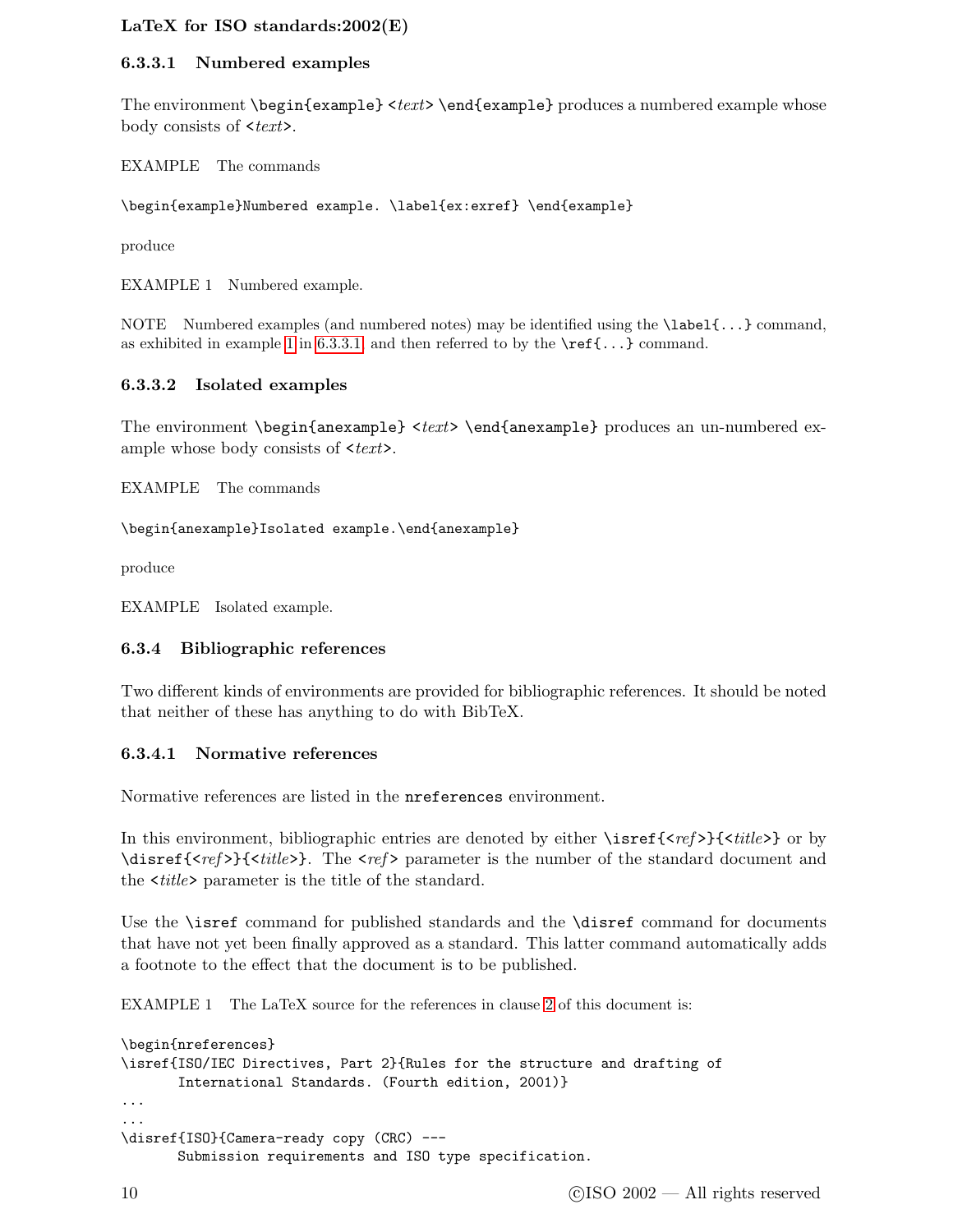#### 6.3.3.1 Numbered examples

The environment `\begin{example}` <*text*> `\end{example}` produces a numbered example whose body consists of <*text*>.

EXAMPLE The commands

```
\begin{example}Numbered example. \label{ex:exref} \end{example}
```

produce

EXAMPLE 1 Numbered example.

NOTE Numbered examples (and numbered notes) may be identified using the `\label{...}` command, as exhibited in example 1 in 6.3.3.1, and then referred to by the `\ref{...}` command.

#### 6.3.3.2 Isolated examples

The environment `\begin{anexample}` <*text*> `\end{anexample}` produces an un-numbered example whose body consists of <*text*>.

EXAMPLE The commands

```
\begin{anexample}Isolated example.\end{anexample}
```

produce

EXAMPLE Isolated example.

### 6.3.4 Bibliographic references

Two different kinds of environments are provided for bibliographic references. It should be noted that neither of these has anything to do with BibTeX.

#### 6.3.4.1 Normative references

Normative references are listed in the `nreferences` environment.

In this environment, bibliographic entries are denoted by either `\isref{`<*ref*>`}{`<*title*>`}` or by `\disref{`<*ref*>`}{`<*title*>`}`. The <*ref*> parameter is the number of the standard document and the <*title*> parameter is the title of the standard.

Use the `\isref` command for published standards and the `\disref` command for documents that have not yet been finally approved as a standard. This latter command automatically adds a footnote to the effect that the document is to be published.

EXAMPLE 1 The LaTeX source for the references in clause 2 of this document is:

```
\begin{nreferences}
\isref{ISO/IEC Directives, Part 2}{Rules for the structure and drafting of
       International Standards. (Fourth edition, 2001)}
...
...
\disref{ISO}{Camera-ready copy (CRC) ---
       Submission requirements and ISO type specification.
```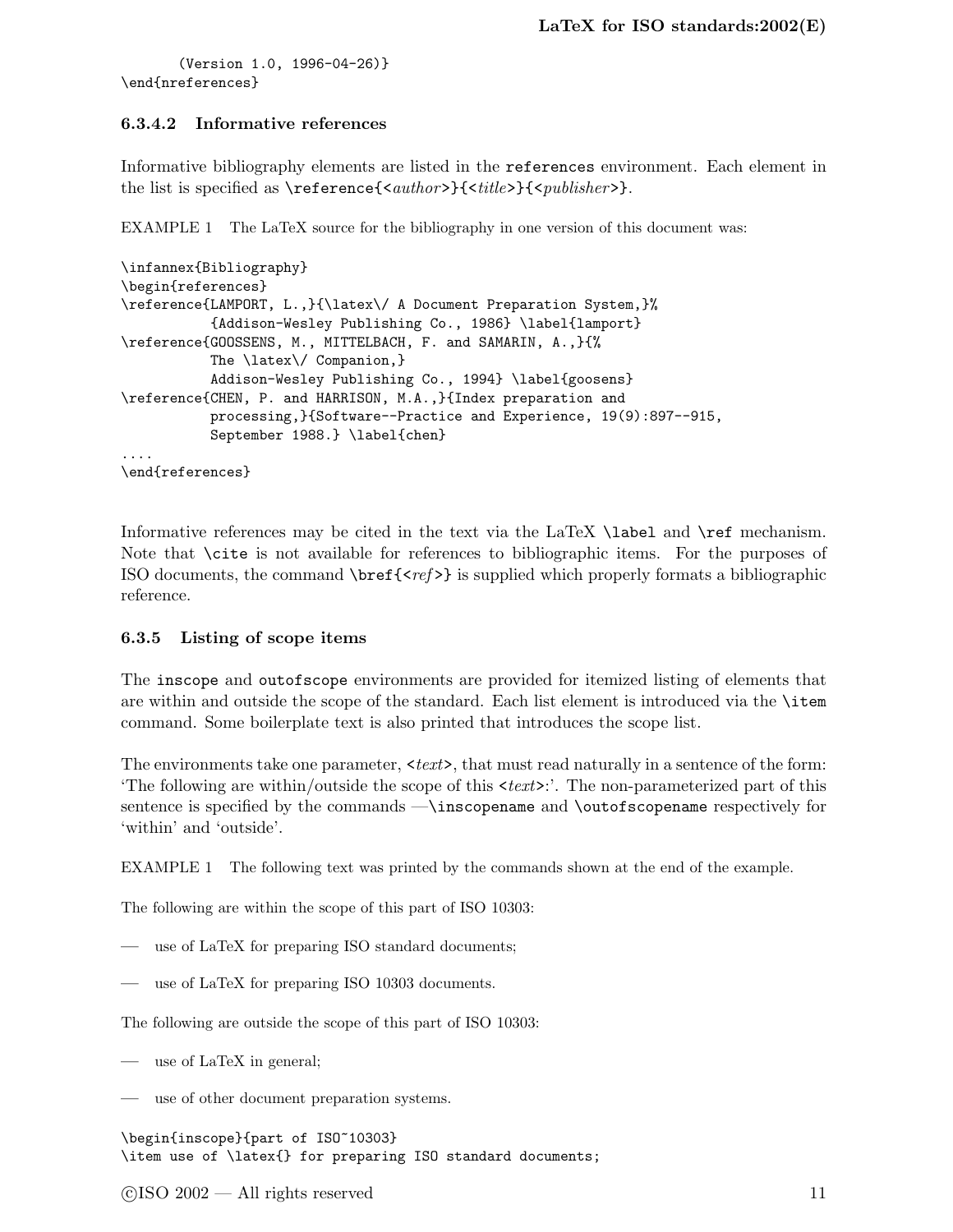```
       (Version 1.0, 1996-04-26)}
\end{nreferences}
```

#### 6.3.4.2 Informative references

Informative bibliography elements are listed in the `references` environment. Each element in the list is specified as `\reference{<`*author*`>}{<`*title*`>}{<`*publisher*`>}`.

EXAMPLE 1 The LaTeX source for the bibliography in one version of this document was:

```
\infannex{Bibliography}
\begin{references}
\reference{LAMPORT, L.,}{\latex\/ A Document Preparation System,}%
          {Addison-Wesley Publishing Co., 1986} \label{lamport}
\reference{GOOSSENS, M., MITTELBACH, F. and SAMARIN, A.,}{%
          The \latex\/ Companion,}
          Addison-Wesley Publishing Co., 1994} \label{goosens}
\reference{CHEN, P. and HARRISON, M.A.,}{Index preparation and
          processing,}{Software--Practice and Experience, 19(9):897--915,
          September 1988.} \label{chen}
....
\end{references}
```

Informative references may be cited in the text via the LaTeX `\label` and `\ref` mechanism. Note that `\cite` is not available for references to bibliographic items. For the purposes of ISO documents, the command `\bref{<`*ref*`>}` is supplied which properly formats a bibliographic reference.

### 6.3.5 Listing of scope items

The `inscope` and `outofscope` environments are provided for itemized listing of elements that are within and outside the scope of the standard. Each list element is introduced via the `\item` command. Some boilerplate text is also printed that introduces the scope list.

The environments take one parameter, `<`*text*`>`, that must read naturally in a sentence of the form: 'The following are within/outside the scope of this `<`*text*`>`:'. The non-parameterized part of this sentence is specified by the commands —`\inscopename` and `\outofscopename` respectively for 'within' and 'outside'.

EXAMPLE 1 The following text was printed by the commands shown at the end of the example.

The following are within the scope of this part of ISO 10303:

— use of LaTeX for preparing ISO standard documents;

— use of LaTeX for preparing ISO 10303 documents.

The following are outside the scope of this part of ISO 10303:

— use of LaTeX in general;

— use of other document preparation systems.

```
\begin{inscope}{part of ISO~10303}
\item use of \latex{} for preparing ISO standard documents;
```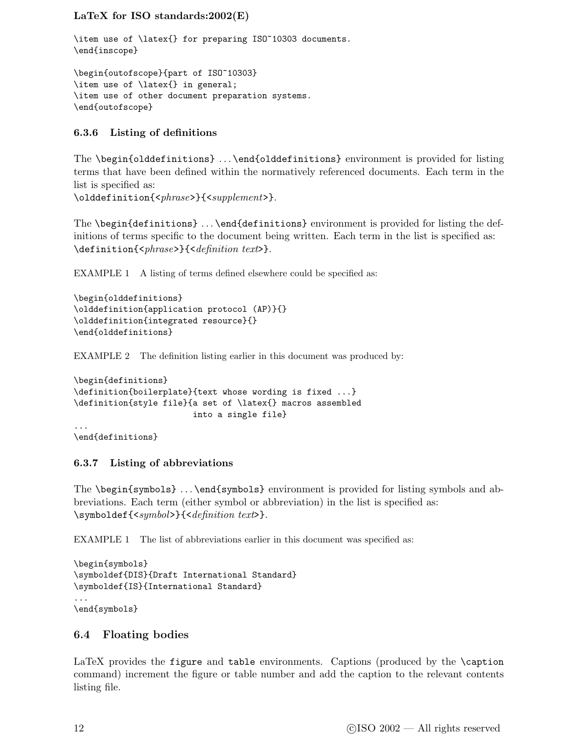```
\item use of \latex{} for preparing ISO~10303 documents.
\end{inscope}

\begin{outofscope}{part of ISO~10303}
\item use of \latex{} in general;
\item use of other document preparation systems.
\end{outofscope}
```

### 6.3.6 Listing of definitions

The `\begin{olddefinitions}` ... `\end{olddefinitions}` environment is provided for listing terms that have been defined within the normatively referenced documents. Each term in the list is specified as:
`\olddefinition{<`*phrase*`>}{<`*supplement*`>}`.

The `\begin{definitions}` ... `\end{definitions}` environment is provided for listing the definitions of terms specific to the document being written. Each term in the list is specified as:
`\definition{<`*phrase*`>}{<`*definition text*`>}`.

EXAMPLE 1 A listing of terms defined elsewhere could be specified as:

```
\begin{olddefinitions}
\olddefinition{application protocol (AP)}{}
\olddefinition{integrated resource}{}
\end{olddefinitions}
```

EXAMPLE 2 The definition listing earlier in this document was produced by:

```
\begin{definitions}
\definition{boilerplate}{text whose wording is fixed ...}
\definition{style file}{a set of \latex{} macros assembled
                        into a single file}
...
\end{definitions}
```

### 6.3.7 Listing of abbreviations

The `\begin{symbols}` ... `\end{symbols}` environment is provided for listing symbols and abbreviations. Each term (either symbol or abbreviation) in the list is specified as:
`\symboldef{<`*symbol*`>}{<`*definition text*`>}`.

EXAMPLE 1 The list of abbreviations earlier in this document was specified as:

```
\begin{symbols}
\symboldef{DIS}{Draft International Standard}
\symboldef{IS}{International Standard}
...
\end{symbols}
```

## 6.4 Floating bodies

LaTeX provides the `figure` and `table` environments. Captions (produced by the `\caption` command) increment the figure or table number and add the caption to the relevant contents listing file.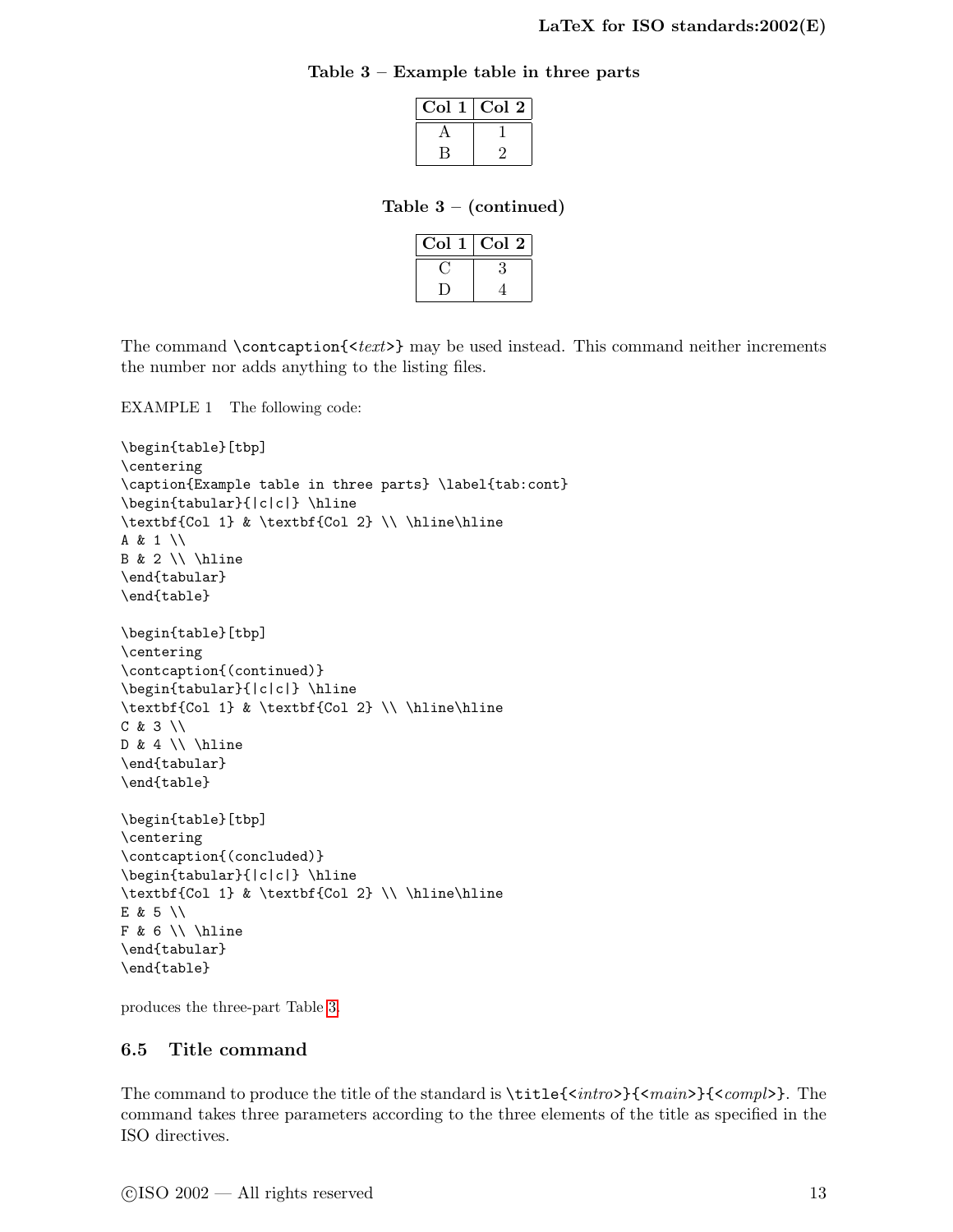**Table 3 – Example table in three parts**

| **Col 1** | **Col 2** |
|---|---|
| A | 1 |
| B | 2 |

**Table 3 – (continued)**

| **Col 1** | **Col 2** |
|---|---|
| C | 3 |
| D | 4 |

The command `\contcaption{<`*text*`>}` may be used instead. This command neither increments the number nor adds anything to the listing files.

EXAMPLE 1 The following code:

```
\begin{table}[tbp]
\centering
\caption{Example table in three parts} \label{tab:cont}
\begin{tabular}{|c|c|} \hline
\textbf{Col 1} & \textbf{Col 2} \\ \hline\hline
A & 1 \\
B & 2 \\ \hline
\end{tabular}
\end{table}

\begin{table}[tbp]
\centering
\contcaption{(continued)}
\begin{tabular}{|c|c|} \hline
\textbf{Col 1} & \textbf{Col 2} \\ \hline\hline
C & 3 \\
D & 4 \\ \hline
\end{tabular}
\end{table}

\begin{table}[tbp]
\centering
\contcaption{(concluded)}
\begin{tabular}{|c|c|} \hline
\textbf{Col 1} & \textbf{Col 2} \\ \hline\hline
E & 5 \\
F & 6 \\ \hline
\end{tabular}
\end{table}
```

produces the three-part Table 3.

## 6.5 Title command

The command to produce the title of the standard is `\title{<`*intro*`>}{<`*main*`>}{<`*compl*`>}`. The command takes three parameters according to the three elements of the title as specified in the ISO directives.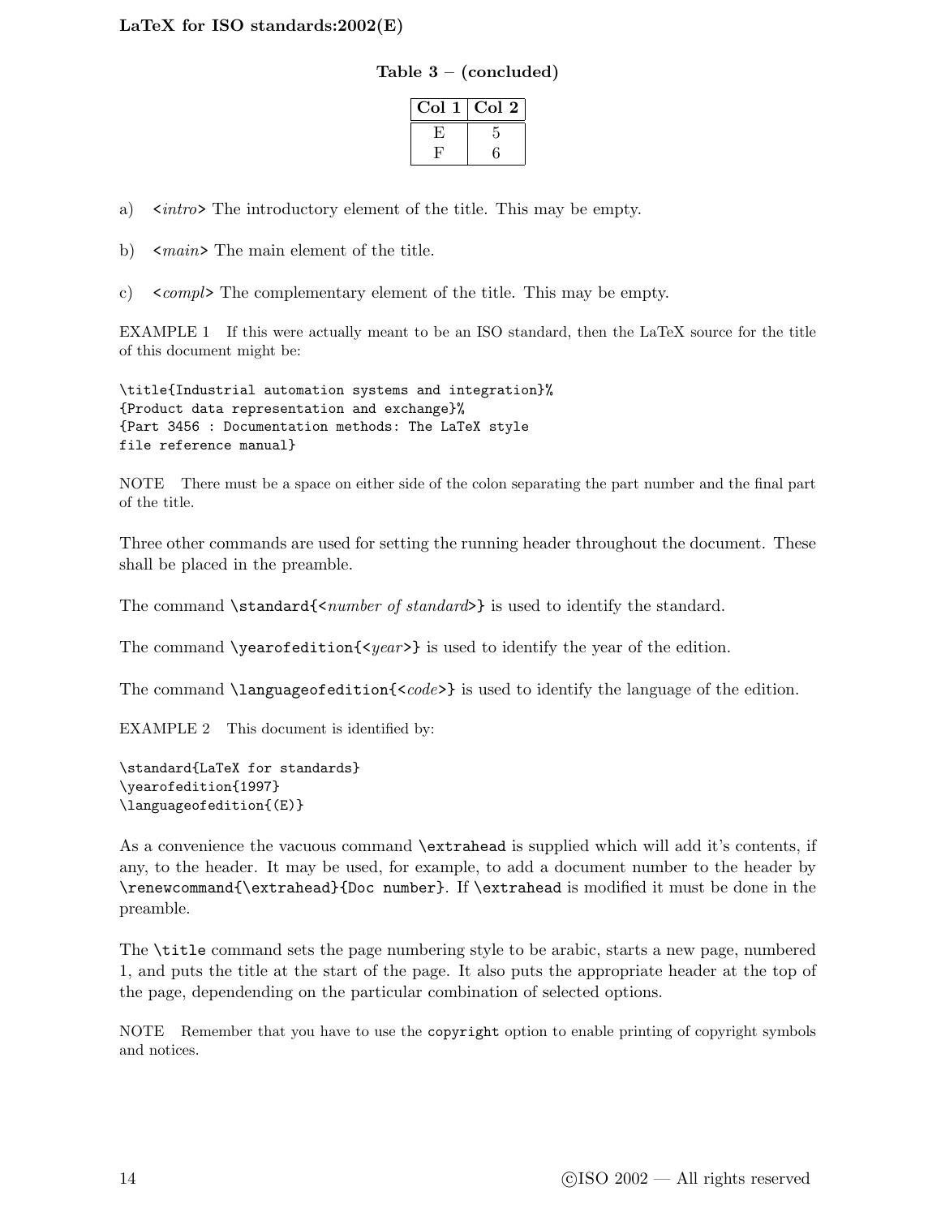**Table 3 – (concluded)**

| Col 1 | Col 2 |
|---|---|
| E | 5 |
| F | 6 |

a) <*intro*> The introductory element of the title. This may be empty.

b) <*main*> The main element of the title.

c) <*compl*> The complementary element of the title. This may be empty.

EXAMPLE 1 If this were actually meant to be an ISO standard, then the LaTeX source for the title of this document might be:

```
\title{Industrial automation systems and integration}%
{Product data representation and exchange}%
{Part 3456 : Documentation methods: The LaTeX style
file reference manual}
```

NOTE There must be a space on either side of the colon separating the part number and the final part of the title.

Three other commands are used for setting the running header throughout the document. These shall be placed in the preamble.

The command `\standard{<`*number of standard*`>}` is used to identify the standard.

The command `\yearofedition{<`*year*`>}` is used to identify the year of the edition.

The command `\languageofedition{<`*code*`>}` is used to identify the language of the edition.

EXAMPLE 2 This document is identified by:

```
\standard{LaTeX for standards}
\yearofedition{1997}
\languageofedition{(E)}
```

As a convenience the vacuous command `\extrahead` is supplied which will add it's contents, if any, to the header. It may be used, for example, to add a document number to the header by `\renewcommand{\extrahead}{Doc number}`. If `\extrahead` is modified it must be done in the preamble.

The `\title` command sets the page numbering style to be arabic, starts a new page, numbered 1, and puts the title at the start of the page. It also puts the appropriate header at the top of the page, dependending on the particular combination of selected options.

NOTE Remember that you have to use the `copyright` option to enable printing of copyright symbols and notices.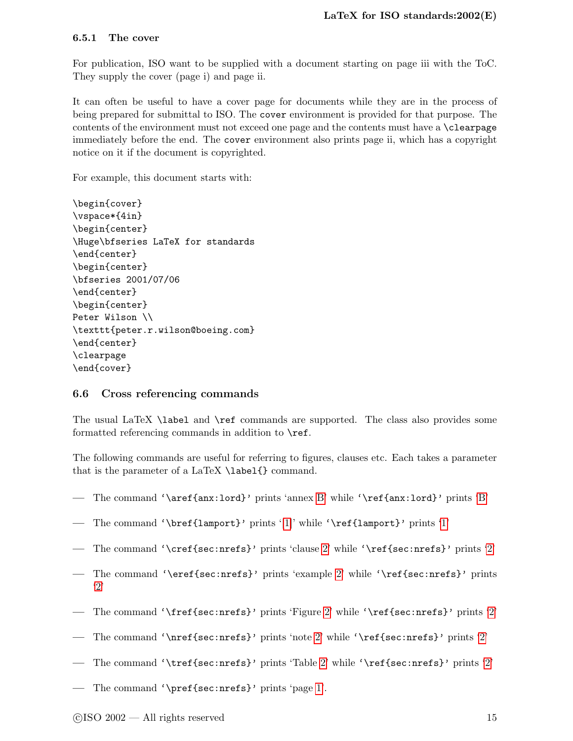#### 6.5.1 The cover

For publication, ISO want to be supplied with a document starting on page iii with the ToC. They supply the cover (page i) and page ii.

It can often be useful to have a cover page for documents while they are in the process of being prepared for submittal to ISO. The `cover` environment is provided for that purpose. The contents of the environment must not exceed one page and the contents must have a `\clearpage` immediately before the end. The `cover` environment also prints page ii, which has a copyright notice on it if the document is copyrighted.

For example, this document starts with:

```
\begin{cover}
\vspace*{4in}
\begin{center}
\Huge\bfseries LaTeX for standards
\end{center}
\begin{center}
\bfseries 2001/07/06
\end{center}
\begin{center}
Peter Wilson \\
\texttt{peter.r.wilson@boeing.com}
\end{center}
\clearpage
\end{cover}
```

### 6.6 Cross referencing commands

The usual LaTeX `\label` and `\ref` commands are supported. The class also provides some formatted referencing commands in addition to `\ref`.

The following commands are useful for referring to figures, clauses etc. Each takes a parameter that is the parameter of a LaTeX `\label{}` command.

— The command '`\aref{anx:lord}`' prints 'annex B' while '`\ref{anx:lord}`' prints 'B'

— The command '`\bref{lamport}`' prints '[1]' while '`\ref{lamport}`' prints '1'

— The command '`\cref{sec:nrefs}`' prints 'clause 2' while '`\ref{sec:nrefs}`' prints '2'

— The command '`\eref{sec:nrefs}`' prints 'example 2' while '`\ref{sec:nrefs}`' prints '2'

— The command '`\fref{sec:nrefs}`' prints 'Figure 2' while '`\ref{sec:nrefs}`' prints '2'

— The command '`\nref{sec:nrefs}`' prints 'note 2' while '`\ref{sec:nrefs}`' prints '2'

— The command '`\tref{sec:nrefs}`' prints 'Table 2' while '`\ref{sec:nrefs}`' prints '2'

— The command '`\pref{sec:nrefs}`' prints 'page 1'.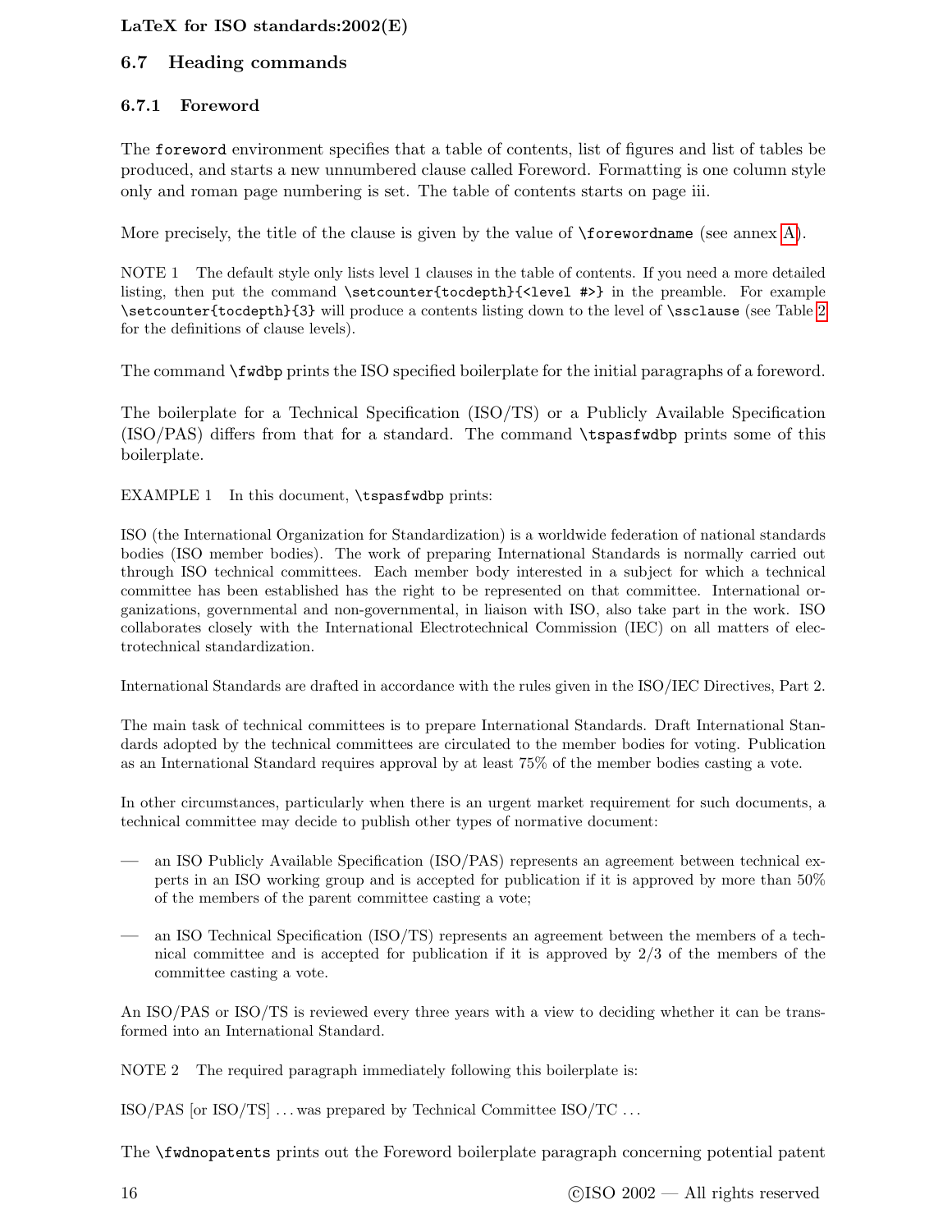### 6.7 Heading commands

#### 6.7.1 Foreword

The `foreword` environment specifies that a table of contents, list of figures and list of tables be produced, and starts a new unnumbered clause called Foreword. Formatting is one column style only and roman page numbering is set. The table of contents starts on page iii.

More precisely, the title of the clause is given by the value of `\forewordname` (see annex A).

NOTE 1 The default style only lists level 1 clauses in the table of contents. If you need a more detailed listing, then put the command `\setcounter{tocdepth}{<level #>}` in the preamble. For example `\setcounter{tocdepth}{3}` will produce a contents listing down to the level of `\ssclause` (see Table 2 for the definitions of clause levels).

The command `\fwdbp` prints the ISO specified boilerplate for the initial paragraphs of a foreword.

The boilerplate for a Technical Specification (ISO/TS) or a Publicly Available Specification (ISO/PAS) differs from that for a standard. The command `\tspasfwdbp` prints some of this boilerplate.

EXAMPLE 1 In this document, `\tspasfwdbp` prints:

ISO (the International Organization for Standardization) is a worldwide federation of national standards bodies (ISO member bodies). The work of preparing International Standards is normally carried out through ISO technical committees. Each member body interested in a subject for which a technical committee has been established has the right to be represented on that committee. International organizations, governmental and non-governmental, in liaison with ISO, also take part in the work. ISO collaborates closely with the International Electrotechnical Commission (IEC) on all matters of electrotechnical standardization.

International Standards are drafted in accordance with the rules given in the ISO/IEC Directives, Part 2.

The main task of technical committees is to prepare International Standards. Draft International Standards adopted by the technical committees are circulated to the member bodies for voting. Publication as an International Standard requires approval by at least 75% of the member bodies casting a vote.

In other circumstances, particularly when there is an urgent market requirement for such documents, a technical committee may decide to publish other types of normative document:

— an ISO Publicly Available Specification (ISO/PAS) represents an agreement between technical experts in an ISO working group and is accepted for publication if it is approved by more than 50% of the members of the parent committee casting a vote;

— an ISO Technical Specification (ISO/TS) represents an agreement between the members of a technical committee and is accepted for publication if it is approved by 2/3 of the members of the committee casting a vote.

An ISO/PAS or ISO/TS is reviewed every three years with a view to deciding whether it can be transformed into an International Standard.

NOTE 2 The required paragraph immediately following this boilerplate is:

ISO/PAS [or ISO/TS] ... was prepared by Technical Committee ISO/TC ...

The `\fwdnopatents` prints out the Foreword boilerplate paragraph concerning potential patent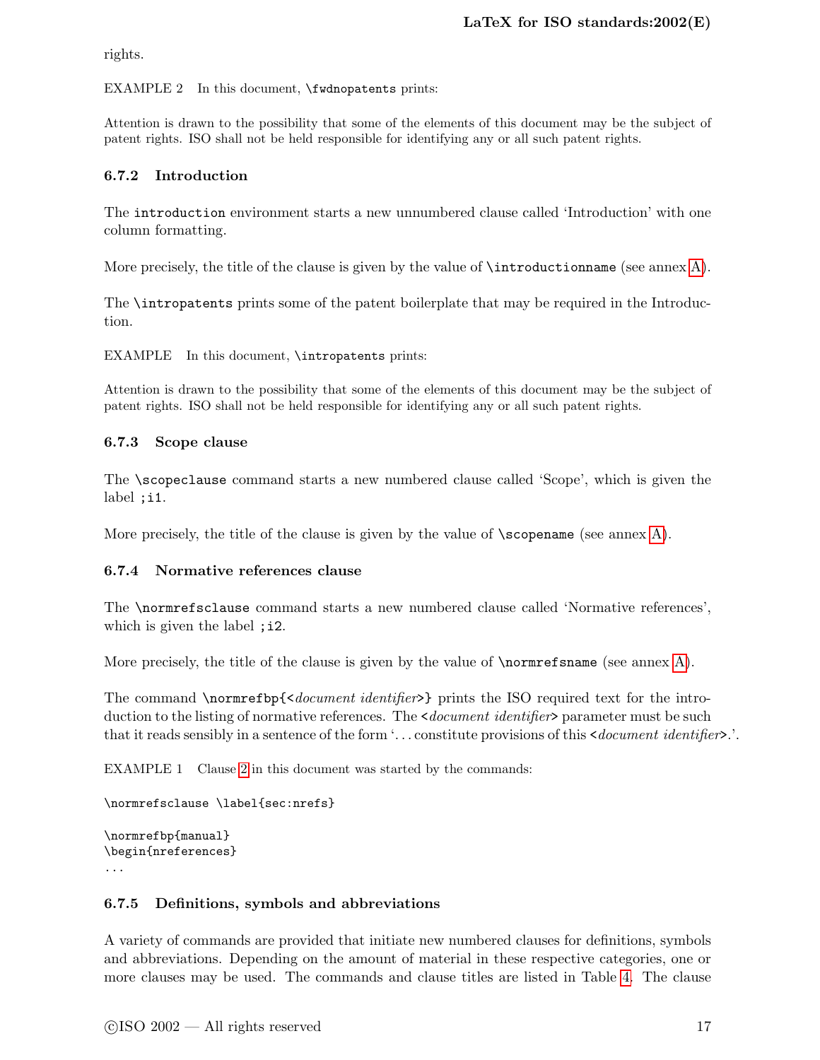rights.

EXAMPLE 2 In this document, `\fwdnopatents` prints:

Attention is drawn to the possibility that some of the elements of this document may be the subject of patent rights. ISO shall not be held responsible for identifying any or all such patent rights.

### 6.7.2 Introduction

The `introduction` environment starts a new unnumbered clause called 'Introduction' with one column formatting.

More precisely, the title of the clause is given by the value of `\introductionname` (see annex A).

The `\intropatents` prints some of the patent boilerplate that may be required in the Introduction.

EXAMPLE In this document, `\intropatents` prints:

Attention is drawn to the possibility that some of the elements of this document may be the subject of patent rights. ISO shall not be held responsible for identifying any or all such patent rights.

### 6.7.3 Scope clause

The `\scopeclause` command starts a new numbered clause called 'Scope', which is given the label `;i1`.

More precisely, the title of the clause is given by the value of `\scopename` (see annex A).

### 6.7.4 Normative references clause

The `\normrefsclause` command starts a new numbered clause called 'Normative references', which is given the label `;i2`.

More precisely, the title of the clause is given by the value of `\normrefsname` (see annex A).

The command `\normrefbp{<`*document identifier*`>}` prints the ISO required text for the introduction to the listing of normative references. The `<`*document identifier*`>` parameter must be such that it reads sensibly in a sentence of the form '. . . constitute provisions of this `<`*document identifier*`>`.'.

EXAMPLE 1 Clause 2 in this document was started by the commands:

```
\normrefsclause \label{sec:nrefs}

\normrefbp{manual}
\begin{nreferences}
...
```

### 6.7.5 Definitions, symbols and abbreviations

A variety of commands are provided that initiate new numbered clauses for definitions, symbols and abbreviations. Depending on the amount of material in these respective categories, one or more clauses may be used. The commands and clause titles are listed in Table 4. The clause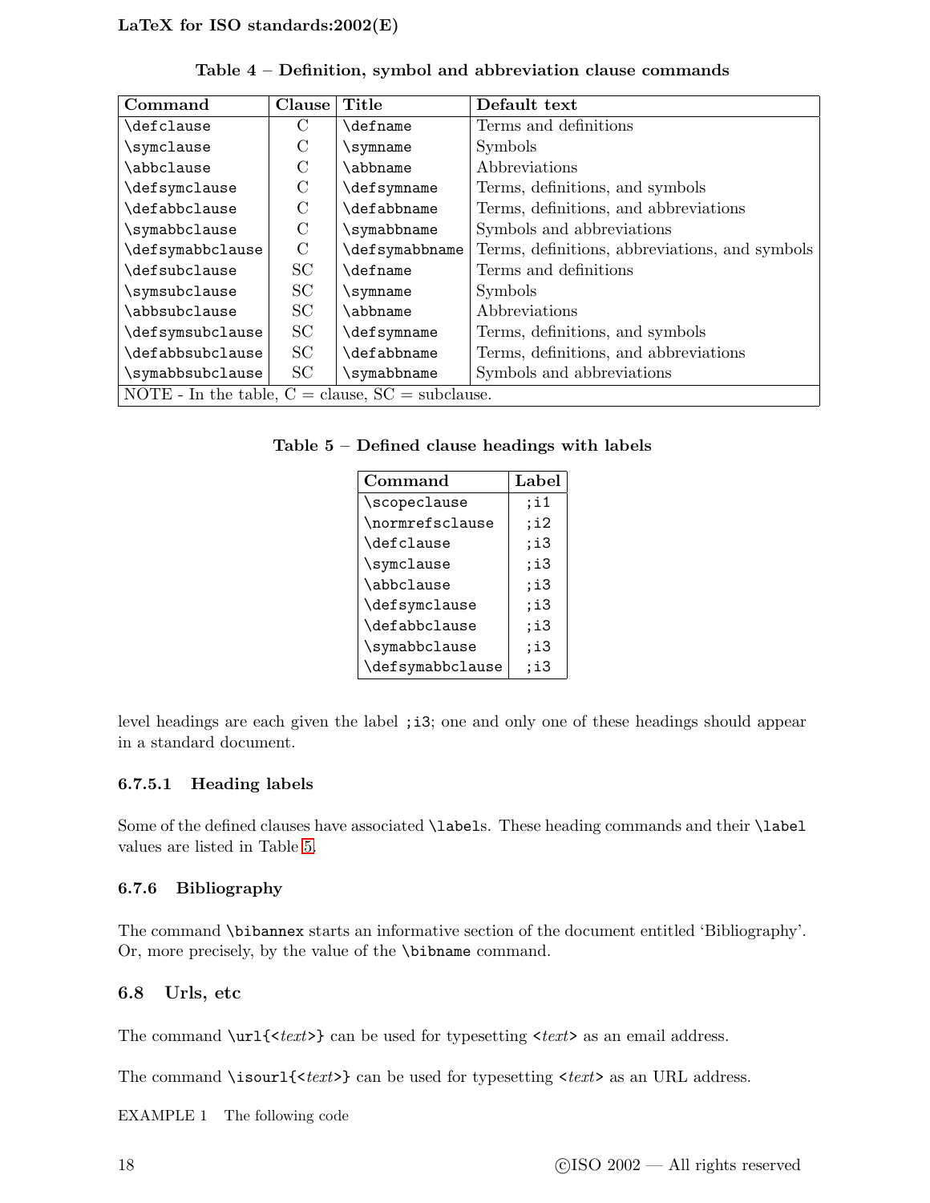**Table 4 – Definition, symbol and abbreviation clause commands**

| Command | Clause | Title | Default text |
|---|---|---|---|
| `\defclause` | C | `\defname` | Terms and definitions |
| `\symclause` | C | `\symname` | Symbols |
| `\abbclause` | C | `\abbname` | Abbreviations |
| `\defsymclause` | C | `\defsymname` | Terms, definitions, and symbols |
| `\defabbclause` | C | `\defabbname` | Terms, definitions, and abbreviations |
| `\symabbclause` | C | `\symabbname` | Symbols and abbreviations |
| `\defsymabbclause` | C | `\defsymabbname` | Terms, definitions, abbreviations, and symbols |
| `\defsubclause` | SC | `\defname` | Terms and definitions |
| `\symsubclause` | SC | `\symname` | Symbols |
| `\abbsubclause` | SC | `\abbname` | Abbreviations |
| `\defsymsubclause` | SC | `\defsymname` | Terms, definitions, and symbols |
| `\defabbsubclause` | SC | `\defabbname` | Terms, definitions, and abbreviations |
| `\symabbsubclause` | SC | `\symabbname` | Symbols and abbreviations |
| NOTE - In the table, C = clause, SC = subclause. | | | |

**Table 5 – Defined clause headings with labels**

| Command | Label |
|---|---|
| `\scopeclause` | `;i1` |
| `\normrefsclause` | `;i2` |
| `\defclause` | `;i3` |
| `\symclause` | `;i3` |
| `\abbclause` | `;i3` |
| `\defsymclause` | `;i3` |
| `\defabbclause` | `;i3` |
| `\symabbclause` | `;i3` |
| `\defsymabbclause` | `;i3` |

level headings are each given the label `;i3`; one and only one of these headings should appear in a standard document.

#### 6.7.5.1 Heading labels

Some of the defined clauses have associated `\label`s. These heading commands and their `\label` values are listed in Table 5.

### 6.7.6 Bibliography

The command `\bibannex` starts an informative section of the document entitled 'Bibliography'. Or, more precisely, by the value of the `\bibname` command.

## 6.8 Urls, etc

The command `\url{<text>}` can be used for typesetting `<text>` as an email address.

The command `\isourl{<text>}` can be used for typesetting `<text>` as an URL address.

EXAMPLE 1 The following code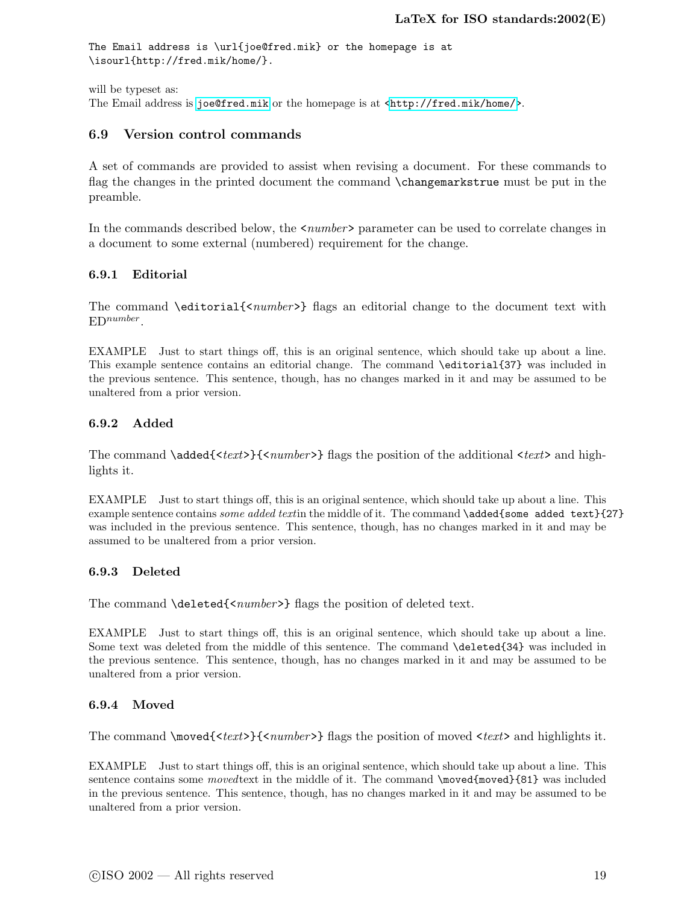```
The Email address is \url{joe@fred.mik} or the homepage is at
\isourl{http://fred.mik/home/}.
```

will be typeset as:
The Email address is `joe@fred.mik` or the homepage is at <`http://fred.mik/home/`>.

### 6.9 Version control commands

A set of commands are provided to assist when revising a document. For these commands to flag the changes in the printed document the command `\changemarkstrue` must be put in the preamble.

In the commands described below, the `<`*number*`>` parameter can be used to correlate changes in a document to some external (numbered) requirement for the change.

#### 6.9.1 Editorial

The command `\editorial{<`*number*`>}` flags an editorial change to the document text with ED$^{number}$.

EXAMPLE Just to start things off, this is an original sentence, which should take up about a line. This example sentence contains an editorial change. The command `\editorial{37}` was included in the previous sentence. This sentence, though, has no changes marked in it and may be assumed to be unaltered from a prior version.

#### 6.9.2 Added

The command `\added{<`*text*`>}{<`*number*`>}` flags the position of the additional `<`*text*`>` and highlights it.

EXAMPLE Just to start things off, this is an original sentence, which should take up about a line. This example sentence contains *some added text*in the middle of it. The command `\added{some added text}{27}` was included in the previous sentence. This sentence, though, has no changes marked in it and may be assumed to be unaltered from a prior version.

#### 6.9.3 Deleted

The command `\deleted{<`*number*`>}` flags the position of deleted text.

EXAMPLE Just to start things off, this is an original sentence, which should take up about a line. Some text was deleted from the middle of this sentence. The command `\deleted{34}` was included in the previous sentence. This sentence, though, has no changes marked in it and may be assumed to be unaltered from a prior version.

#### 6.9.4 Moved

The command `\moved{<`*text*`>}{<`*number*`>}` flags the position of moved `<`*text*`>` and highlights it.

EXAMPLE Just to start things off, this is an original sentence, which should take up about a line. This sentence contains some *moved*text in the middle of it. The command `\moved{moved}{81}` was included in the previous sentence. This sentence, though, has no changes marked in it and may be assumed to be unaltered from a prior version.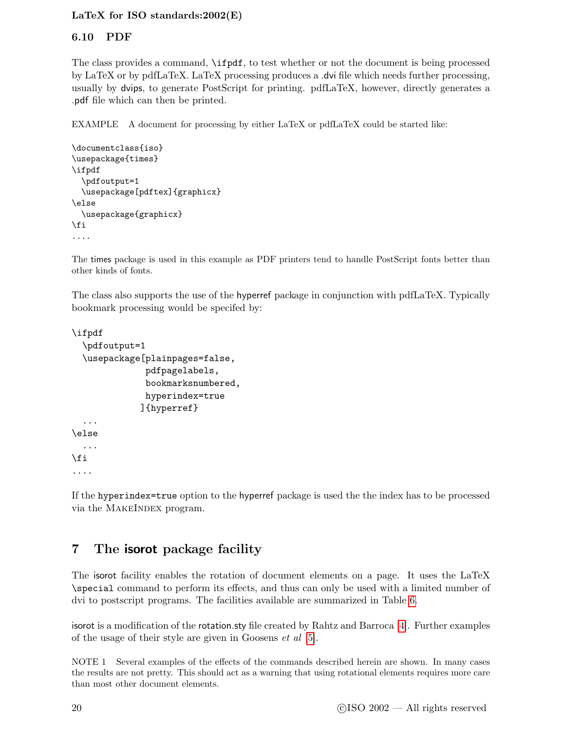### 6.10 PDF

The class provides a command, `\ifpdf`, to test whether or not the document is being processed by LaTeX or by pdfLaTeX. LaTeX processing produces a .dvi file which needs further processing, usually by dvips, to generate PostScript for printing. pdfLaTeX, however, directly generates a .pdf file which can then be printed.

EXAMPLE A document for processing by either LaTeX or pdfLaTeX could be started like:

```
\documentclass{iso}
\usepackage{times}
\ifpdf
  \pdfoutput=1
  \usepackage[pdftex]{graphicx}
\else
  \usepackage{graphicx}
\fi
....
```

The times package is used in this example as PDF printers tend to handle PostScript fonts better than other kinds of fonts.

The class also supports the use of the hyperref package in conjunction with pdfLaTeX. Typically bookmark processing would be specifed by:

```
\ifpdf
  \pdfoutput=1
  \usepackage[plainpages=false,
              pdfpagelabels,
              bookmarksnumbered,
              hyperindex=true
             ]{hyperref}
  ...
\else
  ...
\fi
....
```

If the `hyperindex=true` option to the hyperref package is used the the index has to be processed via the MakeIndex program.

## 7 The **isorot** package facility

The isorot facility enables the rotation of document elements on a page. It uses the LaTeX `\special` command to perform its effects, and thus can only be used with a limited number of dvi to postscript programs. The facilities available are summarized in Table 6.

isorot is a modification of the rotation.sty file created by Rahtz and Barroca [4]. Further examples of the usage of their style are given in Goosens *et al* [5].

NOTE 1 Several examples of the effects of the commands described herein are shown. In many cases the results are not pretty. This should act as a warning that using rotational elements requires more care than most other document elements.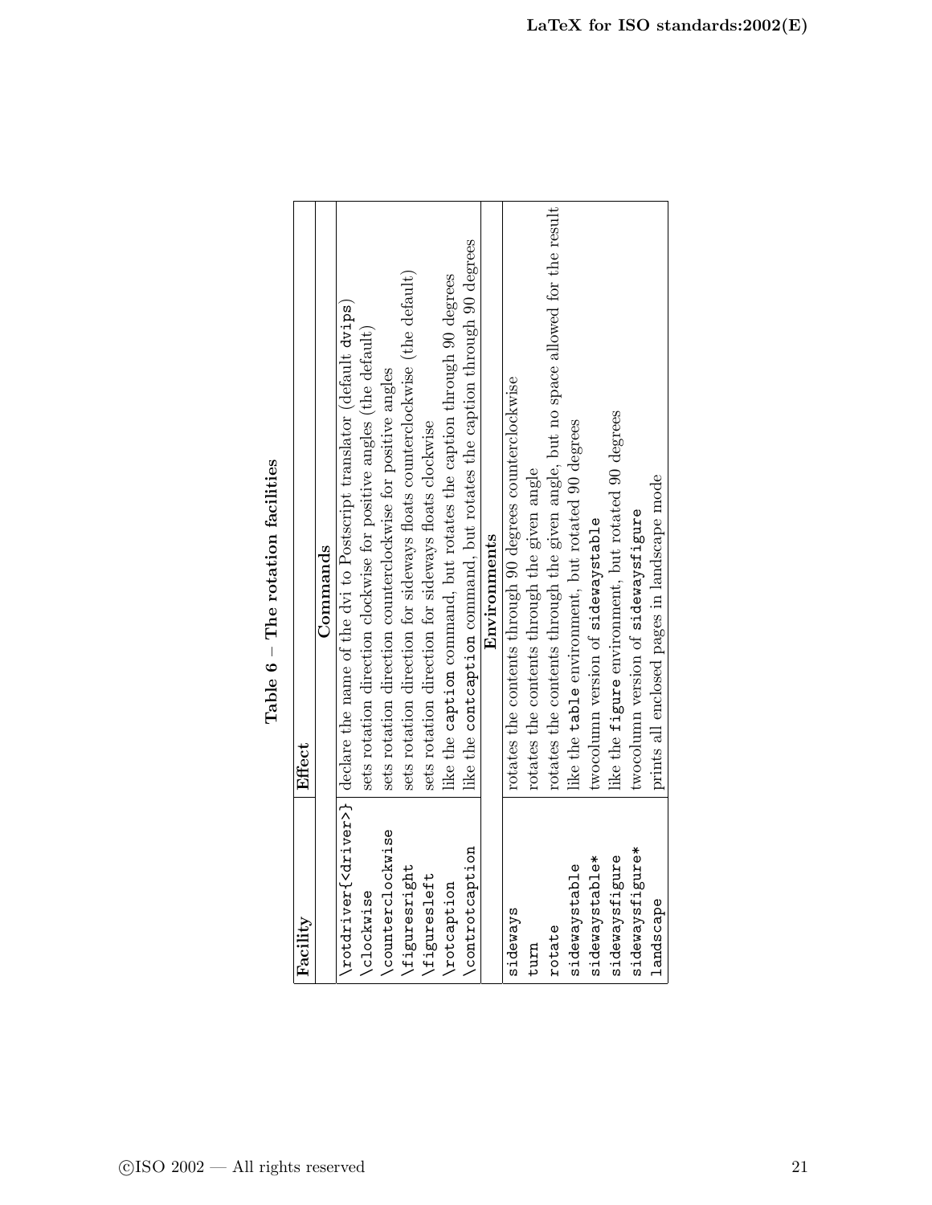**Table 6 – The rotation facilities**

| Facility | Effect |
|---|---|
| | **Commands** |
| `\rotdriver{<driver>}` | declare the name of the dvi to Postscript translator (default `dvips`) |
| `\clockwise` | sets rotation direction clockwise for positive angles (the default) |
| `\counterclockwise` | sets rotation direction counterclockwise for positive angles |
| `\figuresright` | sets rotation direction for sideways floats counterclockwise (the default) |
| `\figuresleft` | sets rotation direction for sideways floats clockwise |
| `\rotcaption` | like the `caption` command, but rotates the caption through 90 degrees |
| `\controtcaption` | like the `contcaption` command, but rotates the caption through 90 degrees |
| | **Environments** |
| `sideways` | rotates the contents through 90 degrees counterclockwise |
| `turn` | rotates the contents through the given angle |
| `rotate` | rotates the contents through the given angle, but no space allowed for the result |
| `sidewaystable` | like the `table` environment, but rotated 90 degrees |
| `sidewaystable*` | twocolumn version of `sidewaystable` |
| `sidewaysfigure` | like the `figure` environment, but rotated 90 degrees |
| `sidewaysfigure*` | twocolumn version of `sidewaysfigure` |
| `landscape` | prints all enclosed pages in landscape mode |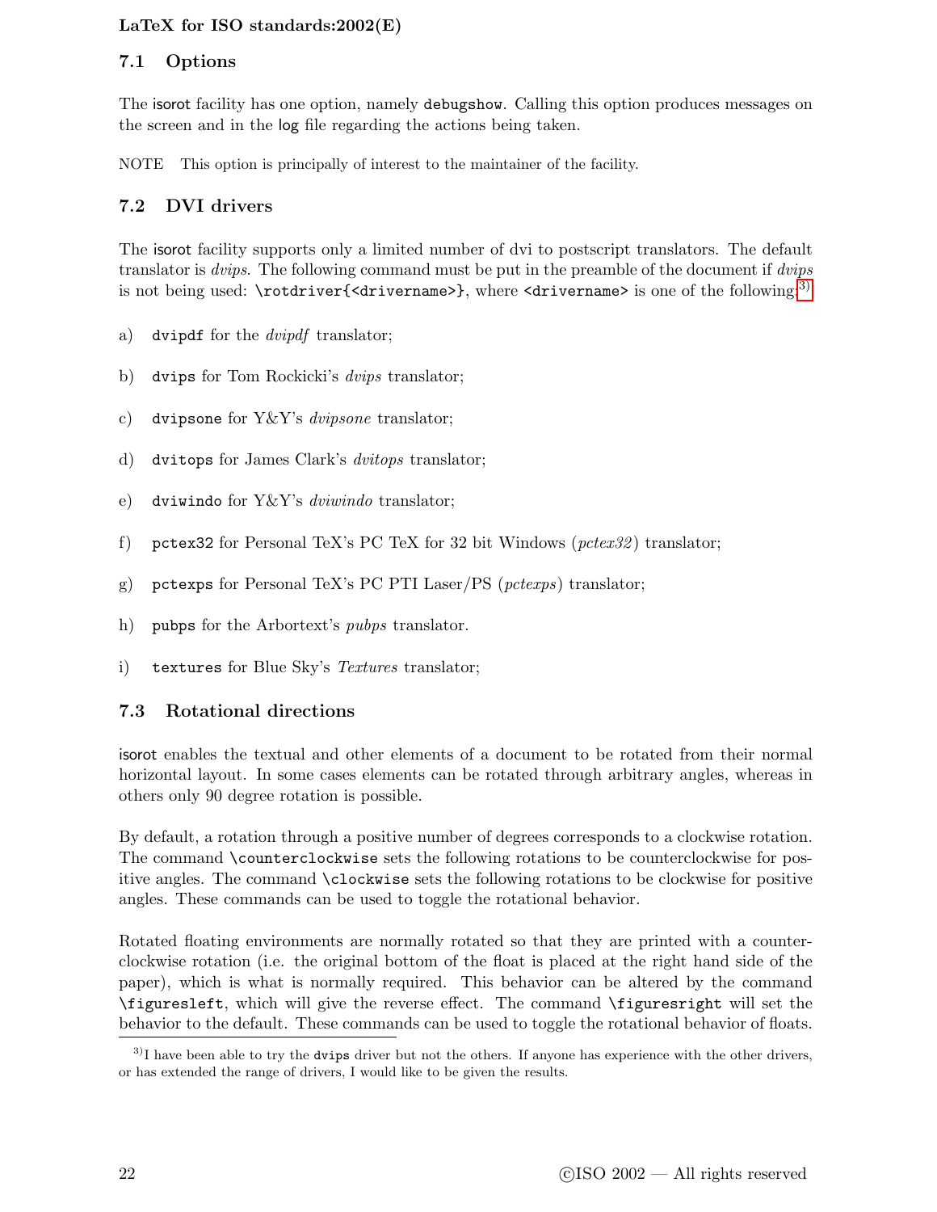### 7.1 Options

The isorot facility has one option, namely `debugshow`. Calling this option produces messages on the screen and in the log file regarding the actions being taken.

NOTE This option is principally of interest to the maintainer of the facility.

### 7.2 DVI drivers

The isorot facility supports only a limited number of dvi to postscript translators. The default translator is *dvips*. The following command must be put in the preamble of the document if *dvips* is not being used: `\rotdriver{<drivername>}`, where `<drivername>` is one of the following:[3)]

a) `dvipdf` for the *dvipdf* translator;

b) `dvips` for Tom Rockicki's *dvips* translator;

c) `dvipsone` for Y&Y's *dvipsone* translator;

d) `dvitops` for James Clark's *dvitops* translator;

e) `dviwindo` for Y&Y's *dviwindo* translator;

f) `pctex32` for Personal TeX's PC TeX for 32 bit Windows (*pctex32*) translator;

g) `pctexps` for Personal TeX's PC PTI Laser/PS (*pctexps*) translator;

h) `pubps` for the Arbortext's *pubps* translator.

i) `textures` for Blue Sky's *Textures* translator;

### 7.3 Rotational directions

isorot enables the textual and other elements of a document to be rotated from their normal horizontal layout. In some cases elements can be rotated through arbitrary angles, whereas in others only 90 degree rotation is possible.

By default, a rotation through a positive number of degrees corresponds to a clockwise rotation. The command `\counterclockwise` sets the following rotations to be counterclockwise for positive angles. The command `\clockwise` sets the following rotations to be clockwise for positive angles. These commands can be used to toggle the rotational behavior.

Rotated floating environments are normally rotated so that they are printed with a counterclockwise rotation (i.e. the original bottom of the float is placed at the right hand side of the paper), which is what is normally required. This behavior can be altered by the command `\figuresleft`, which will give the reverse effect. The command `\figuresright` will set the behavior to the default. These commands can be used to toggle the rotational behavior of floats.

---

[3)] I have been able to try the `dvips` driver but not the others. If anyone has experience with the other drivers, or has extended the range of drivers, I would like to be given the results.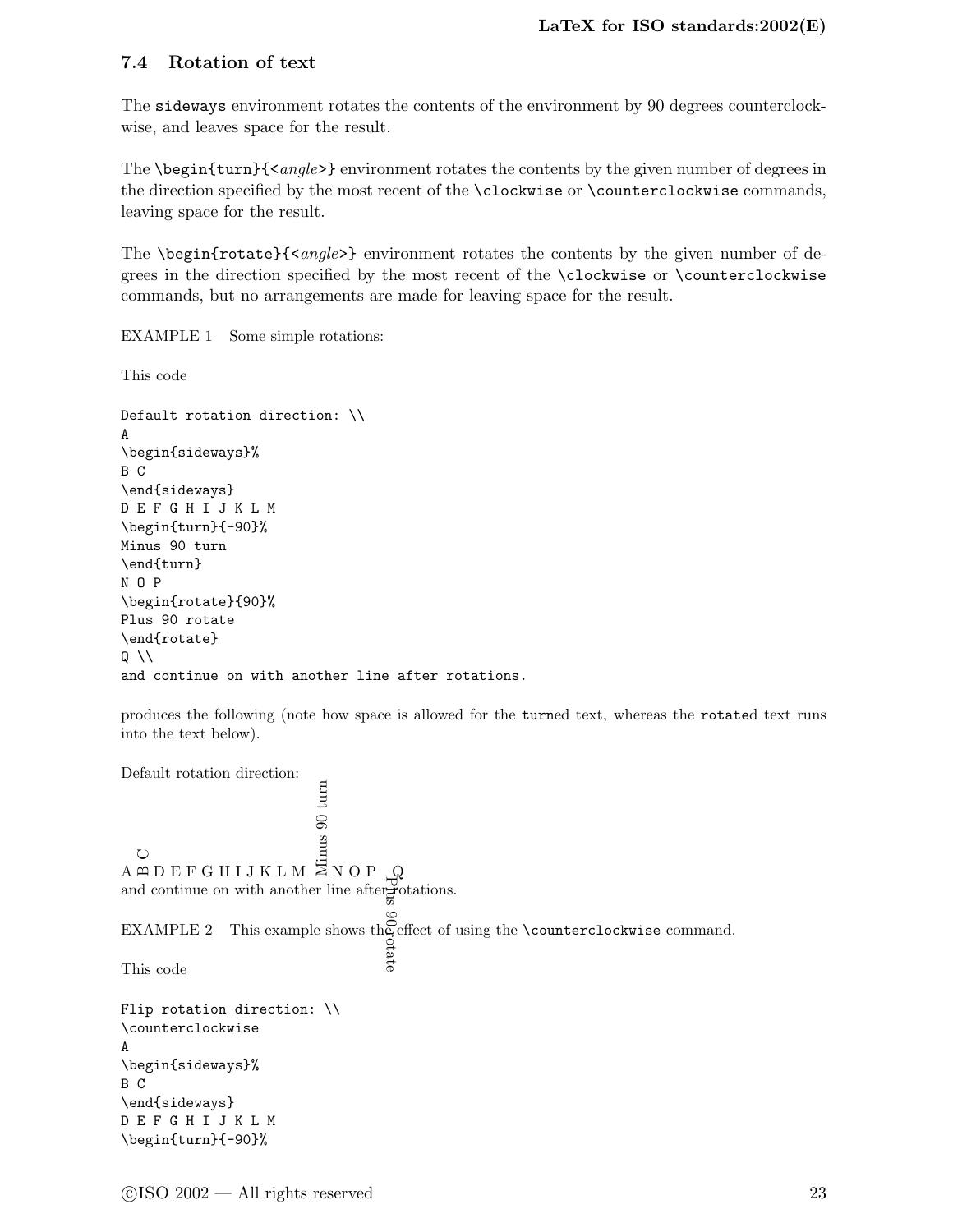### 7.4 Rotation of text

The `sideways` environment rotates the contents of the environment by 90 degrees counterclockwise, and leaves space for the result.

The `\begin{turn}{<`*angle*`>}` environment rotates the contents by the given number of degrees in the direction specified by the most recent of the `\clockwise` or `\counterclockwise` commands, leaving space for the result.

The `\begin{rotate}{<`*angle*`>}` environment rotates the contents by the given number of degrees in the direction specified by the most recent of the `\clockwise` or `\counterclockwise` commands, but no arrangements are made for leaving space for the result.

EXAMPLE 1 Some simple rotations:

This code

```
Default rotation direction: \\
A
\begin{sideways}%
B C
\end{sideways}
D E F G H I J K L M
\begin{turn}{-90}%
Minus 90 turn
\end{turn}
N O P
\begin{rotate}{90}%
Plus 90 rotate
\end{rotate}
Q \\
and continue on with another line after rotations.
```

produces the following (note how space is allowed for the `turn`ed text, whereas the `rotate`d text runs into the text below).

Default rotation direction:
A B C D E F G H I J K L M Minus 90 turn N O P Plus 90 rotate Q
and continue on with another line after rotations.

EXAMPLE 2 This example shows the effect of using the `\counterclockwise` command.

This code

```
Flip rotation direction: \\
\counterclockwise
A
\begin{sideways}%
B C
\end{sideways}
D E F G H I J K L M
\begin{turn}{-90}%
```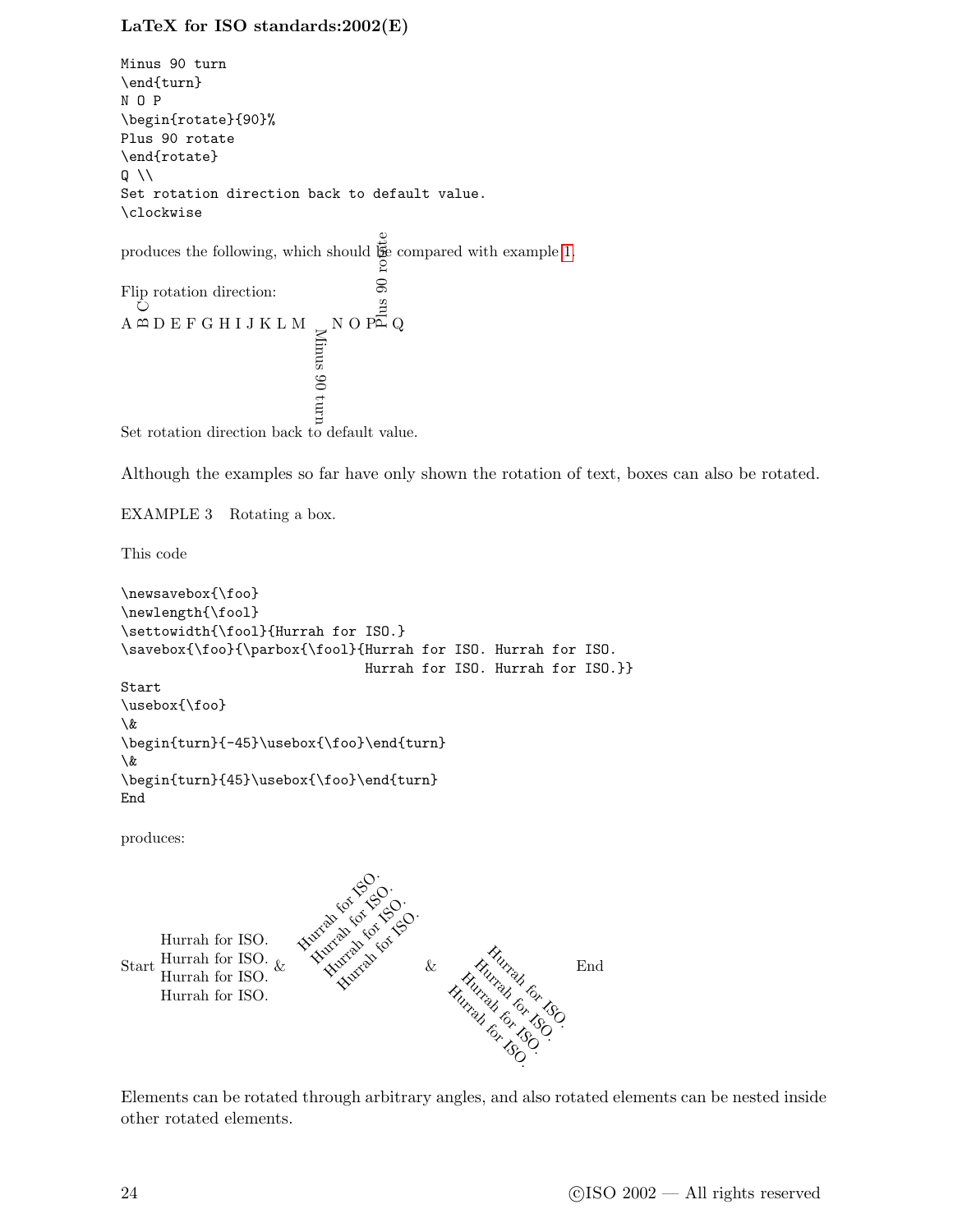```
Minus 90 turn
\end{turn}
N O P
\begin{rotate}{90}%
Plus 90 rotate
\end{rotate}
Q \\
Set rotation direction back to default value.
\clockwise
```

produces the following, which should be compared with example 1.

Flip rotation direction:

A B C D E F G H I J K L M Minus 90 turn N O P Plus 90 rotate Q

Set rotation direction back to default value.

Although the examples so far have only shown the rotation of text, boxes can also be rotated.

EXAMPLE 3 Rotating a box.

This code

```
\newsavebox{\foo}
\newlength{\fool}
\settowidth{\fool}{Hurrah for ISO.}
\savebox{\foo}{\parbox{\fool}{Hurrah for ISO. Hurrah for ISO.
                              Hurrah for ISO. Hurrah for ISO.}}
Start
\usebox{\foo}
\&
\begin{turn}{-45}\usebox{\foo}\end{turn}
\&
\begin{turn}{45}\usebox{\foo}\end{turn}
End
```

produces:

Start Hurrah for ISO. Hurrah for ISO. Hurrah for ISO. Hurrah for ISO. & Hurrah for ISO. Hurrah for ISO. Hurrah for ISO. Hurrah for ISO. & Hurrah for ISO. Hurrah for ISO. Hurrah for ISO. Hurrah for ISO. End

Elements can be rotated through arbitrary angles, and also rotated elements can be nested inside other rotated elements.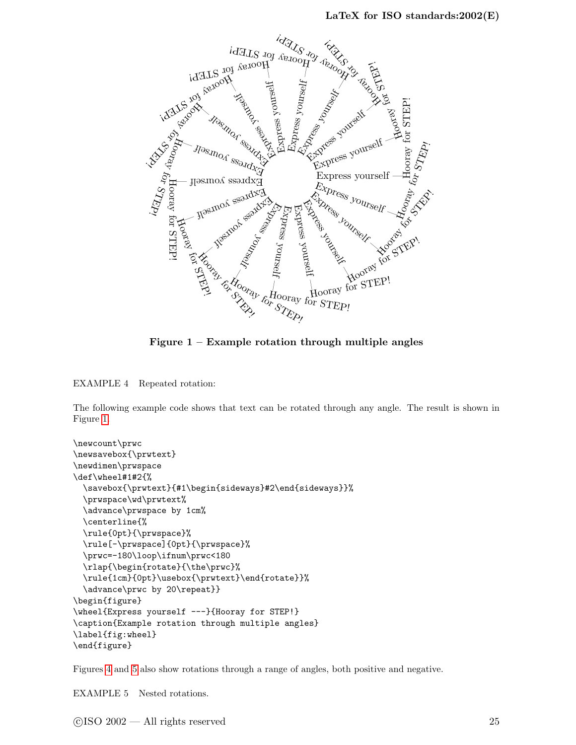Figure 1 – Example rotation through multiple angles

EXAMPLE 4 Repeated rotation:

The following example code shows that text can be rotated through any angle. The result is shown in Figure 1.

```
\newcount\prwc
\newsavebox{\prwtext}
\newdimen\prwspace
\def\wheel#1#2{%
  \savebox{\prwtext}{#1\begin{sideways}#2\end{sideways}}%
  \prwspace\wd\prwtext%
  \advance\prwspace by 1cm%
  \centerline{%
  \rule{0pt}{\prwspace}%
  \rule[-\prwspace]{0pt}{\prwspace}%
  \prwc=-180\loop\ifnum\prwc<180
  \rlap{\begin{rotate}{\the\prwc}%
  \rule{1cm}{0pt}\usebox{\prwtext}\end{rotate}}%
  \advance\prwc by 20\repeat}}
\begin{figure}
\wheel{Express yourself ---}{Hooray for STEP!}
\caption{Example rotation through multiple angles}
\label{fig:wheel}
\end{figure}
```

Figures 4 and 5 also show rotations through a range of angles, both positive and negative.

EXAMPLE 5 Nested rotations.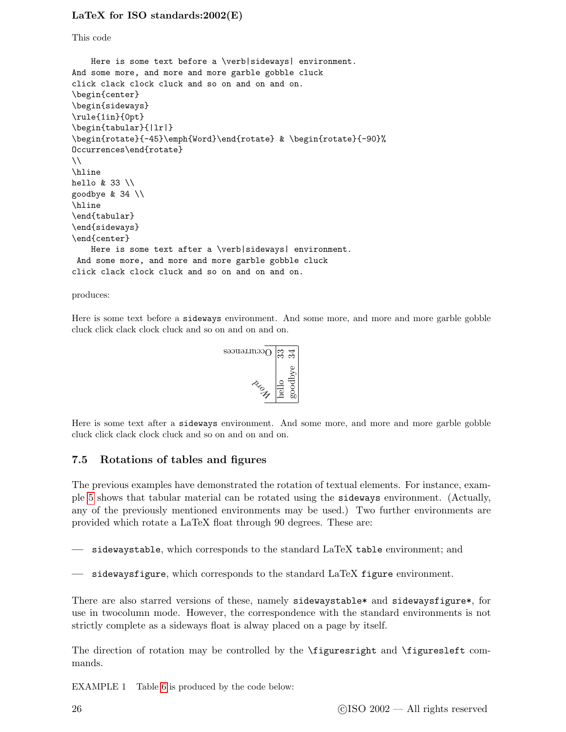This code

```
    Here is some text before a \verb|sideways| environment.
And some more, and more and more garble gobble cluck
click clack clock cluck and so on and on and on.
\begin{center}
\begin{sideways}
\rule{1in}{0pt}
\begin{tabular}{|lr|}
\begin{rotate}{-45}\emph{Word}\end{rotate} & \begin{rotate}{-90}%
Occurrences\end{rotate}
\\
\hline
hello & 33 \\
goodbye & 34 \\
\hline
\end{tabular}
\end{sideways}
\end{center}
    Here is some text after a \verb|sideways| environment.
 And some more, and more and more garble gobble cluck
click clack clock cluck and so on and on and on.
```

produces:

Here is some text before a `sideways` environment. And some more, and more and more garble gobble cluck click clack clock cluck and so on and on and on.

| *Word* | Occurrences |
|---|---|
| hello | 33 |
| goodbye | 34 |

Here is some text after a `sideways` environment. And some more, and more and more garble gobble cluck click clack clock cluck and so on and on and on.

## 7.5 Rotations of tables and figures

The previous examples have demonstrated the rotation of textual elements. For instance, example 5 shows that tabular material can be rotated using the `sideways` environment. (Actually, any of the previously mentioned environments may be used.) Two further environments are provided which rotate a LaTeX float through 90 degrees. These are:

— `sidewaystable`, which corresponds to the standard LaTeX `table` environment; and

— `sidewaysfigure`, which corresponds to the standard LaTeX `figure` environment.

There are also starred versions of these, namely `sidewaystable*` and `sidewaysfigure*`, for use in twocolumn mode. However, the correspondence with the standard environments is not strictly complete as a sideways float is alway placed on a page by itself.

The direction of rotation may be controlled by the `\figuresright` and `\figuresleft` commands.

EXAMPLE 1 Table 6 is produced by the code below: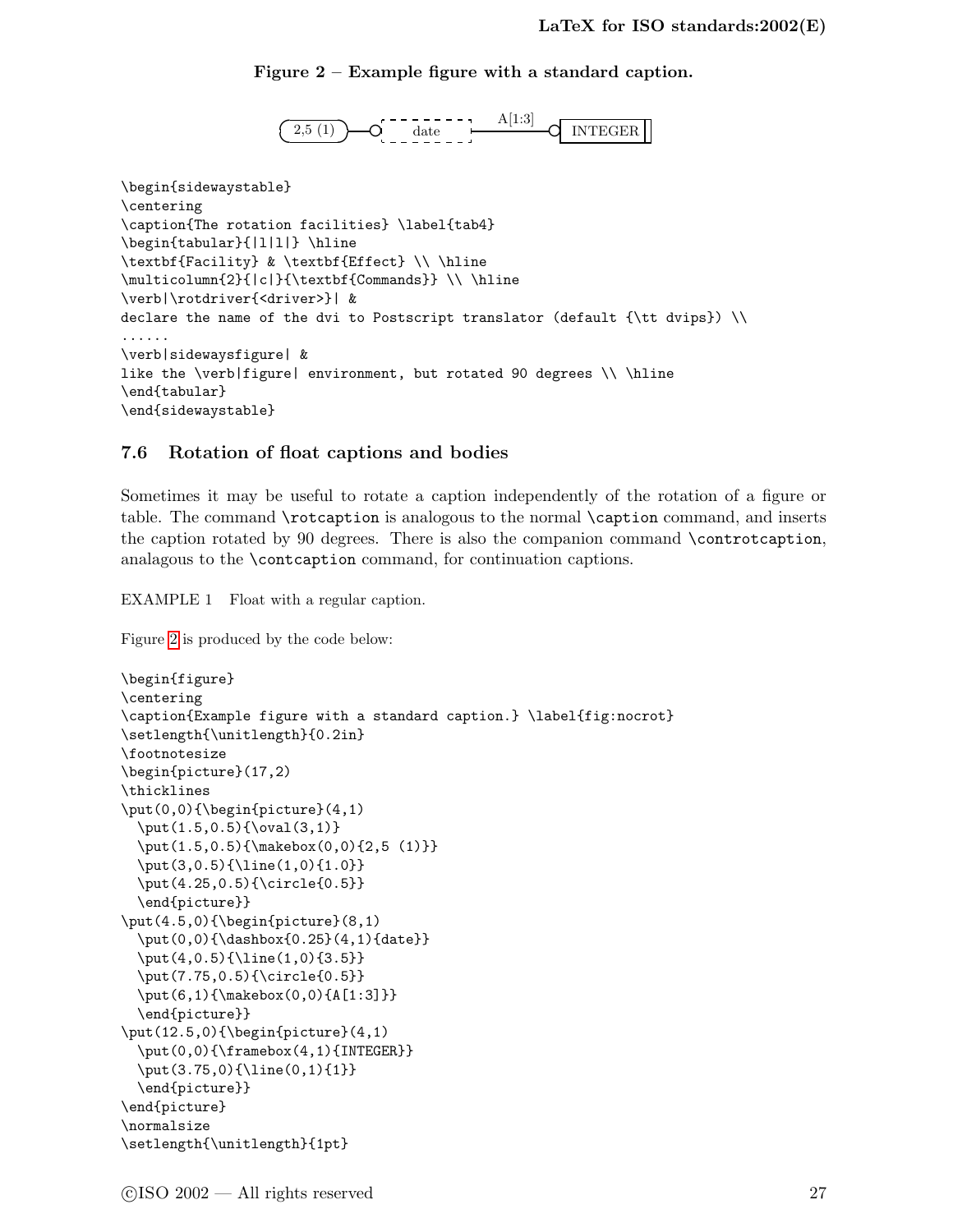**Figure 2 – Example figure with a standard caption.**

```
\begin{sidewaystable}
\centering
\caption{The rotation facilities} \label{tab4}
\begin{tabular}{|l|l|} \hline
\textbf{Facility} & \textbf{Effect} \\ \hline
\multicolumn{2}{|c|}{\textbf{Commands}} \\ \hline
\verb|\rotdriver{<driver>}| &
declare the name of the dvi to Postscript translator (default {\tt dvips}) \\
......
\verb|sidewaysfigure| &
like the \verb|figure| environment, but rotated 90 degrees \\ \hline
\end{tabular}
\end{sidewaystable}
```

### 7.6 Rotation of float captions and bodies

Sometimes it may be useful to rotate a caption independently of the rotation of a figure or table. The command `\rotcaption` is analogous to the normal `\caption` command, and inserts the caption rotated by 90 degrees. There is also the companion command `\controtcaption`, analagous to the `\contcaption` command, for continuation captions.

EXAMPLE 1 Float with a regular caption.

Figure 2 is produced by the code below:

```
\begin{figure}
\centering
\caption{Example figure with a standard caption.} \label{fig:nocrot}
\setlength{\unitlength}{0.2in}
\footnotesize
\begin{picture}(17,2)
\thicklines
\put(0,0){\begin{picture}(4,1)
  \put(1.5,0.5){\oval(3,1)}
  \put(1.5,0.5){\makebox(0,0){2,5 (1)}}
  \put(3,0.5){\line(1,0){1.0}}
  \put(4.25,0.5){\circle{0.5}}
  \end{picture}}
\put(4.5,0){\begin{picture}(8,1)
  \put(0,0){\dashbox{0.25}(4,1){date}}
  \put(4,0.5){\line(1,0){3.5}}
  \put(7.75,0.5){\circle{0.5}}
  \put(6,1){\makebox(0,0){A[1:3]}}
  \end{picture}}
\put(12.5,0){\begin{picture}(4,1)
  \put(0,0){\framebox(4,1){INTEGER}}
  \put(3.75,0){\line(0,1){1}}
  \end{picture}}
\end{picture}
\normalsize
\setlength{\unitlength}{1pt}
```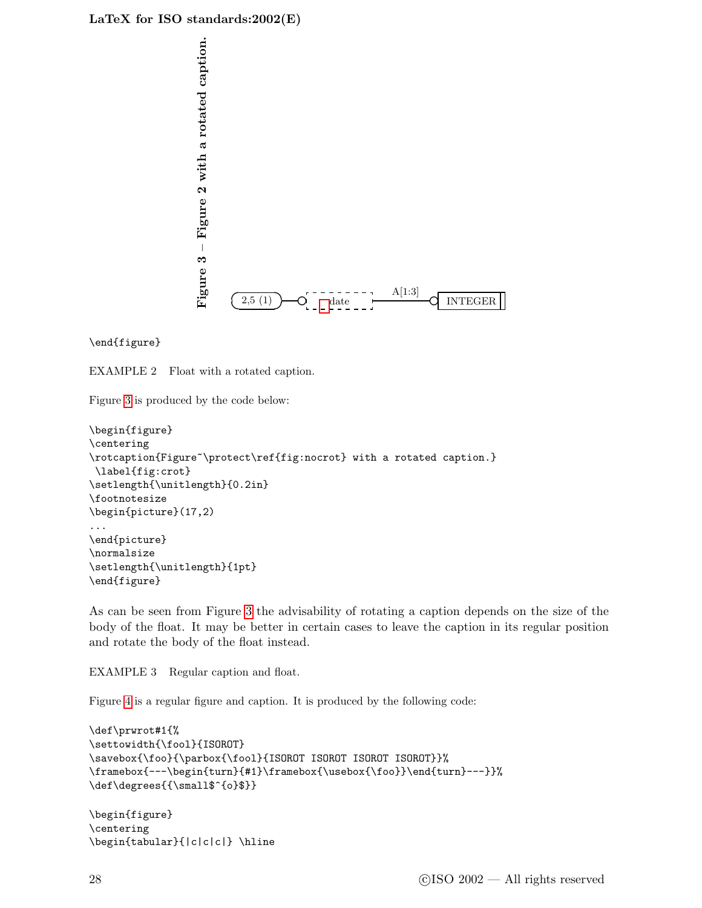**Figure 3 – Figure 2 with a rotated caption.**

2,5 (1) date A[1:3] INTEGER

\end{figure}

EXAMPLE 2 Float with a rotated caption.

Figure 3 is produced by the code below:

```
\begin{figure}
\centering
\rotcaption{Figure~\protect\ref{fig:nocrot} with a rotated caption.}
 \label{fig:crot}
\setlength{\unitlength}{0.2in}
\footnotesize
\begin{picture}(17,2)
...
\end{picture}
\normalsize
\setlength{\unitlength}{1pt}
\end{figure}
```

As can be seen from Figure 3 the advisability of rotating a caption depends on the size of the body of the float. It may be better in certain cases to leave the caption in its regular position and rotate the body of the float instead.

EXAMPLE 3 Regular caption and float.

Figure 4 is a regular figure and caption. It is produced by the following code:

```
\def\prwrot#1{%
\settowidth{\fool}{ISOROT}
\savebox{\foo}{\parbox{\fool}{ISOROT ISOROT ISOROT ISOROT}}%
\framebox{---\begin{turn}{#1}\framebox{\usebox{\foo}}\end{turn}---}}%
\def\degrees{{\small$^{o}$}}

\begin{figure}
\centering
\begin{tabular}{|c|c|c|} \hline
```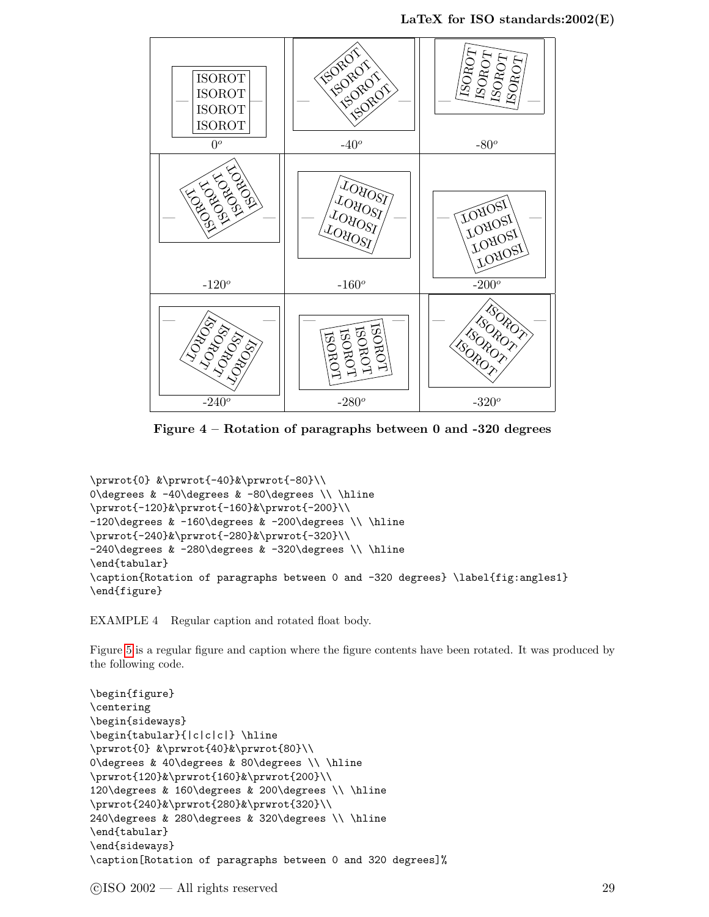| | | |
|---|---|---|
| ISOROT ISOROT ISOROT ISOROT | ISOROT ISOROT ISOROT ISOROT | ISOROT ISOROT ISOROT ISOROT |
| $0^o$ | -$40^o$ | -$80^o$ |
| ISOROT ISOROT ISOROT ISOROT | ISOROT ISOROT ISOROT ISOROT | ISOROT ISOROT ISOROT ISOROT |
| -$120^o$ | -$160^o$ | -$200^o$ |
| ISOROT ISOROT ISOROT ISOROT | ISOROT ISOROT ISOROT ISOROT | ISOROT ISOROT ISOROT ISOROT |
| -$240^o$ | -$280^o$ | -$320^o$ |

**Figure 4 – Rotation of paragraphs between 0 and -320 degrees**

```
\prwrot{0} &\prwrot{-40}&\prwrot{-80}\\
0\degrees & -40\degrees & -80\degrees \\ \hline
\prwrot{-120}&\prwrot{-160}&\prwrot{-200}\\
-120\degrees & -160\degrees & -200\degrees \\ \hline
\prwrot{-240}&\prwrot{-280}&\prwrot{-320}\\
-240\degrees & -280\degrees & -320\degrees \\ \hline
\end{tabular}
\caption{Rotation of paragraphs between 0 and -320 degrees} \label{fig:angles1}
\end{figure}
```

EXAMPLE 4 Regular caption and rotated float body.

Figure 5 is a regular figure and caption where the figure contents have been rotated. It was produced by the following code.

```
\begin{figure}
\centering
\begin{sideways}
\begin{tabular}{|c|c|c|} \hline
\prwrot{0} &\prwrot{40}&\prwrot{80}\\
0\degrees & 40\degrees & 80\degrees \\ \hline
\prwrot{120}&\prwrot{160}&\prwrot{200}\\
120\degrees & 160\degrees & 200\degrees \\ \hline
\prwrot{240}&\prwrot{280}&\prwrot{320}\\
240\degrees & 280\degrees & 320\degrees \\ \hline
\end{tabular}
\end{sideways}
\caption[Rotation of paragraphs between 0 and 320 degrees]%
```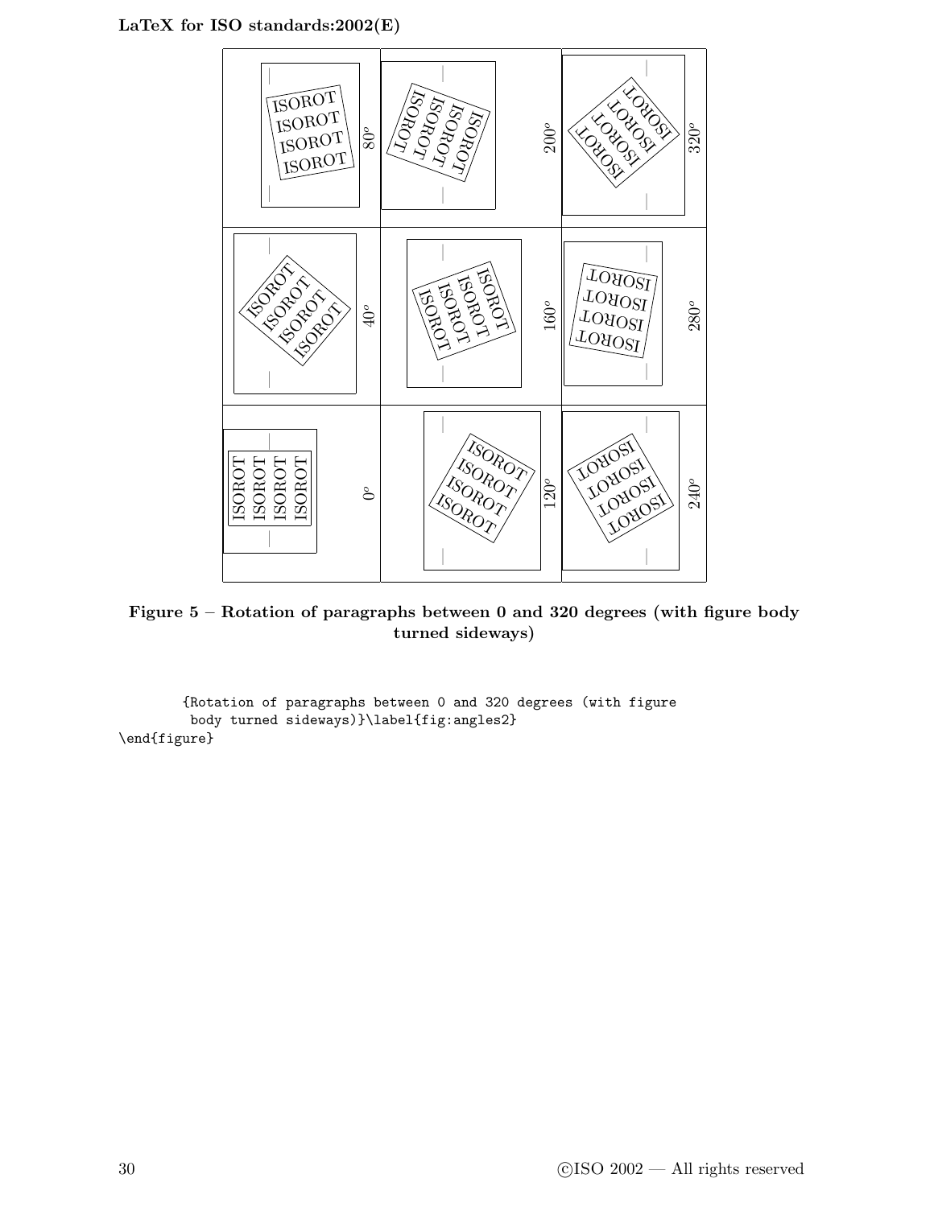Figure 5 – Rotation of paragraphs between 0 and 320 degrees (with figure body turned sideways)

```
        {Rotation of paragraphs between 0 and 320 degrees (with figure
         body turned sideways)}\label{fig:angles2}
\end{figure}
```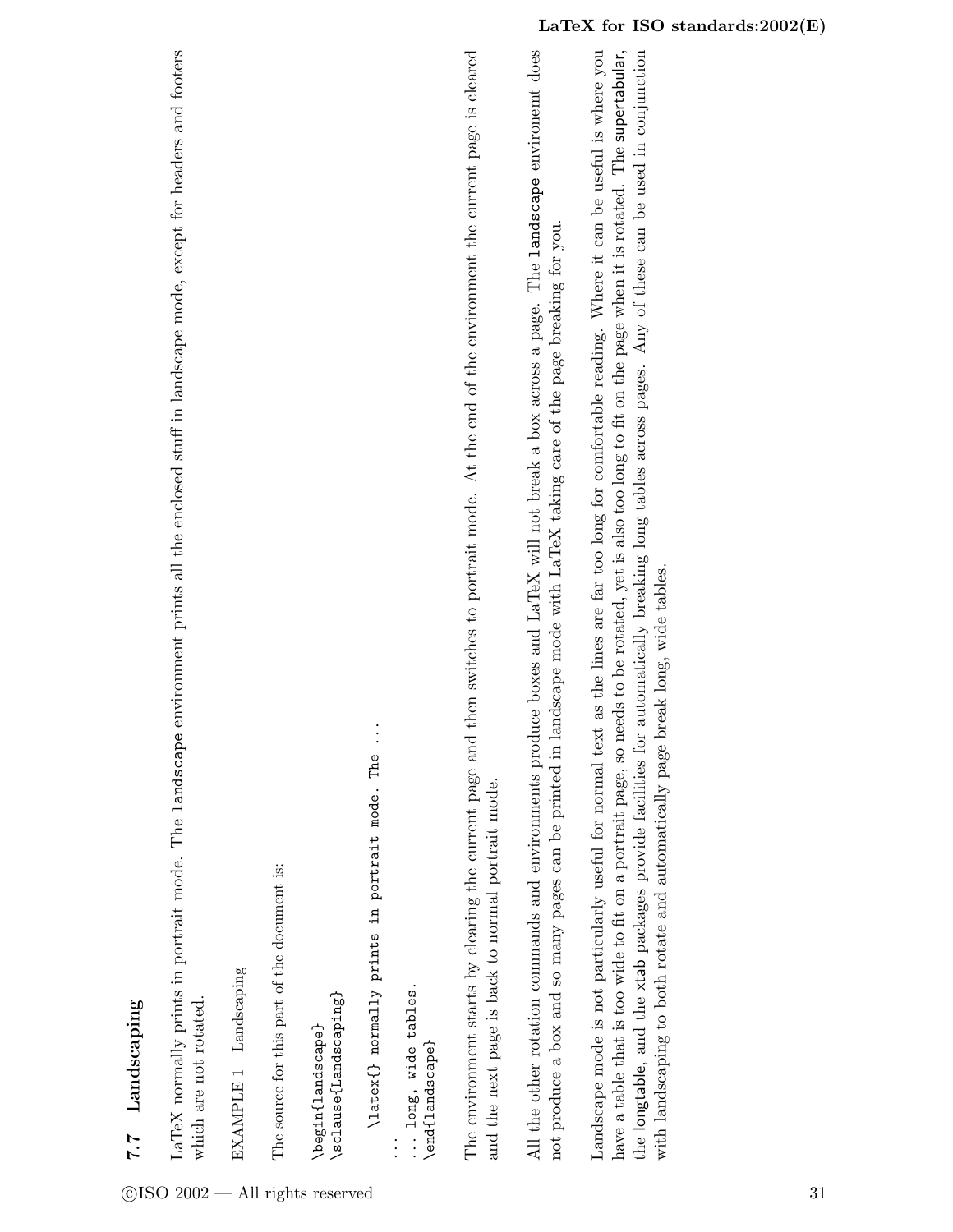## 7.7 Landscaping

LaTeX normally prints in portrait mode. The `landscape` environment prints all the enclosed stuff in landscape mode, except for headers and footers which are not rotated.

EXAMPLE 1 Landscaping

The source for this part of the document is:

```
\begin{landscape}
\sclause{Landscaping}

  \latex{} normally prints in portrait mode. The ...

...
... long, wide tables.
\end{landscape}
```

The environment starts by clearing the current page and then switches to portrait mode. At the end of the environment the current page is cleared and the next page is back to normal portrait mode.

All the other rotation commands and environments produce boxes and LaTeX will not break a box across a page. The `landscape` environment does not produce a box and so many pages can be printed in landscape mode with LaTeX taking care of the page breaking for you.

Landscape mode is not particularly useful for normal text as the lines are far too long for comfortable reading. Where it can be useful is where you have a table that is too wide to fit on a portrait page, so needs to be rotated, yet is also too long to fit on the page when it is rotated. The supertabular, the longtable, and the xtab packages provide facilities for automatically breaking long tables across pages. Any of these can be used in conjunction with landscaping to both rotate and automatically page break long, wide tables.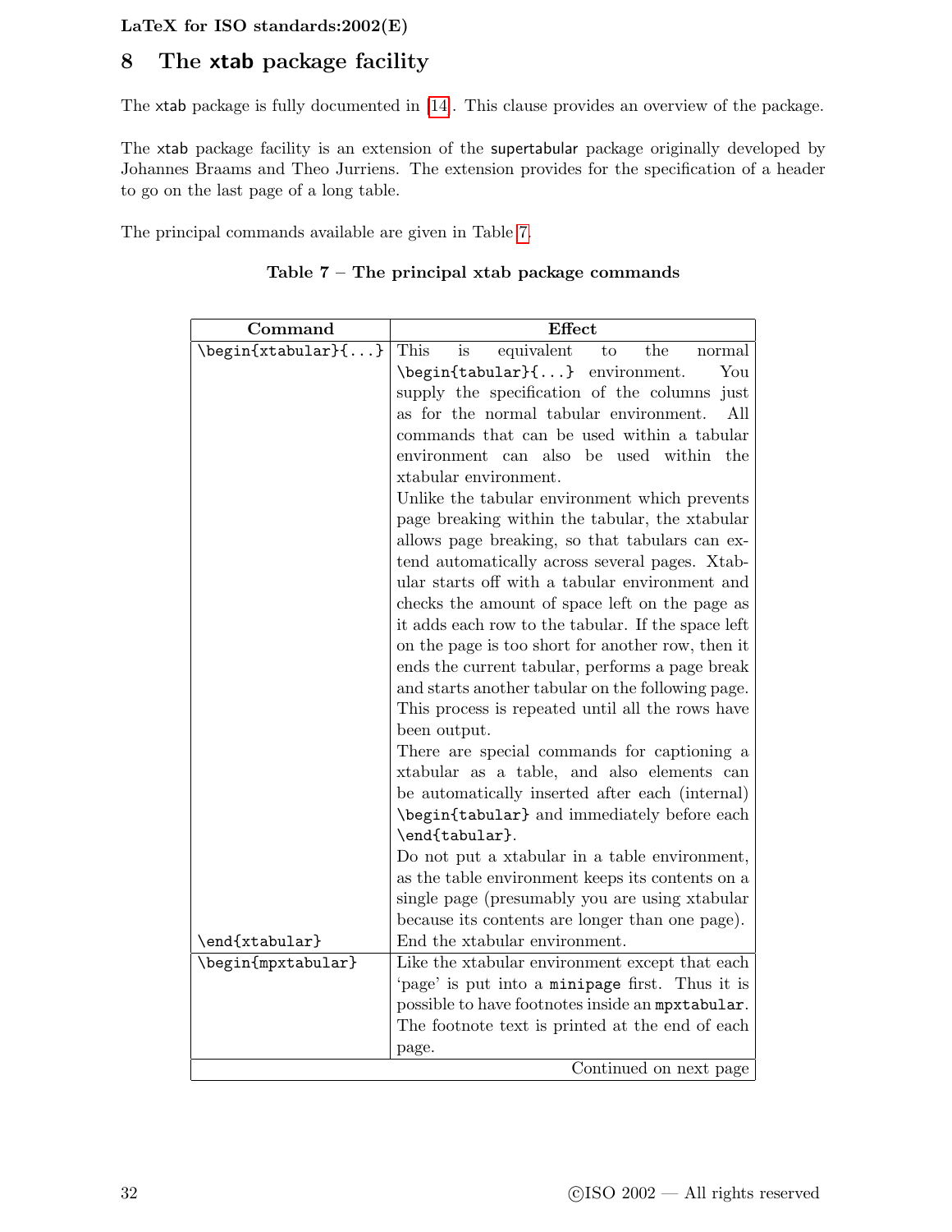## 8 The xtab package facility

The xtab package is fully documented in [14]. This clause provides an overview of the package.

The xtab package facility is an extension of the supertabular package originally developed by Johannes Braams and Theo Jurriens. The extension provides for the specification of a header to go on the last page of a long table.

The principal commands available are given in Table 7.

**Table 7 – The principal xtab package commands**

| Command | Effect |
|---|---|
| `\begin{xtabular}{...}` | This is equivalent to the normal `\begin{tabular}{...}` environment. You supply the specification of the columns just as for the normal tabular environment. All commands that can be used within a tabular environment can also be used within the xtabular environment.<br>Unlike the tabular environment which prevents page breaking within the tabular, the xtabular allows page breaking, so that tabulars can extend automatically across several pages. Xtabular starts off with a tabular environment and checks the amount of space left on the page as it adds each row to the tabular. If the space left on the page is too short for another row, then it ends the current tabular, performs a page break and starts another tabular on the following page. This process is repeated until all the rows have been output.<br>There are special commands for captioning a xtabular as a table, and also elements can be automatically inserted after each (internal) `\begin{tabular}` and immediately before each `\end{tabular}`.<br>Do not put a xtabular in a table environment, as the table environment keeps its contents on a single page (presumably you are using xtabular because its contents are longer than one page). |
| `\end{xtabular}` | End the xtabular environment. |
| `\begin{mpxtabular}` | Like the xtabular environment except that each 'page' is put into a `minipage` first. Thus it is possible to have footnotes inside an `mpxtabular`. The footnote text is printed at the end of each page. |
| | Continued on next page |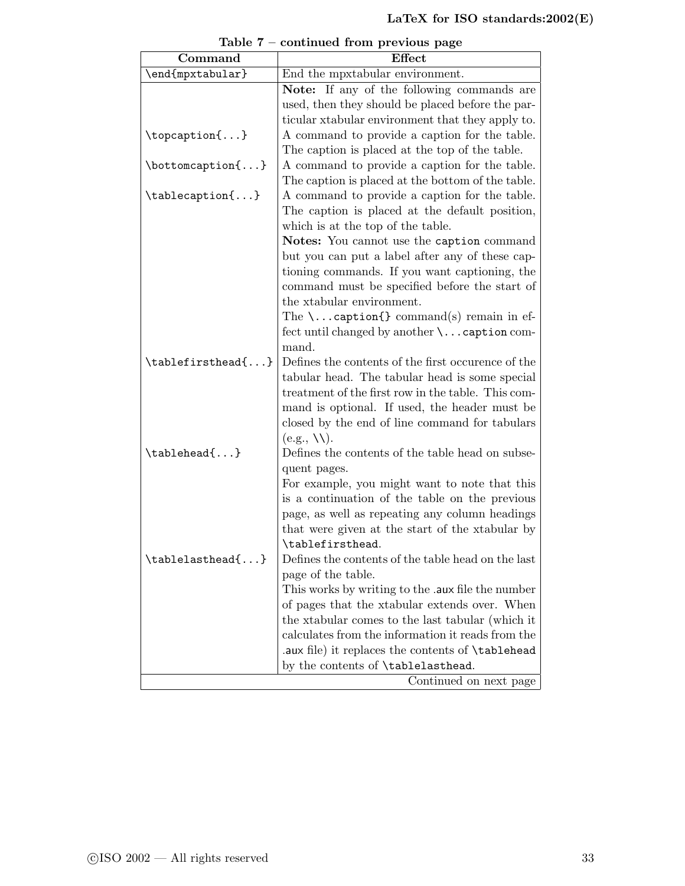**Table 7 – continued from previous page**

| Command | Effect |
|---|---|
| `\end{mpxtabular}` | End the mpxtabular environment. |
| | **Note:** If any of the following commands are used, then they should be placed before the particular xtabular environment that they apply to. |
| `\topcaption{...}` | A command to provide a caption for the table. The caption is placed at the top of the table. |
| `\bottomcaption{...}` | A command to provide a caption for the table. The caption is placed at the bottom of the table. |
| `\tablecaption{...}` | A command to provide a caption for the table. The caption is placed at the default position, which is at the top of the table. **Notes:** You cannot use the `caption` command but you can put a label after any of these captioning commands. If you want captioning, the command must be specified before the start of the xtabular environment. The `\...caption{}` command(s) remain in effect until changed by another `\...caption` command. |
| `\tablefirsthead{...}` | Defines the contents of the first occurence of the tabular head. The tabular head is some special treatment of the first row in the table. This command is optional. If used, the header must be closed by the end of line command for tabulars (e.g., \\). |
| `\tablehead{...}` | Defines the contents of the table head on subsequent pages. For example, you might want to note that this is a continuation of the table on the previous page, as well as repeating any column headings that were given at the start of the xtabular by `\tablefirsthead`. |
| `\tablelasthead{...}` | Defines the contents of the table head on the last page of the table. This works by writing to the `.aux` file the number of pages that the xtabular extends over. When the xtabular comes to the last tabular (which it calculates from the information it reads from the `.aux` file) it replaces the contents of `\tablehead` by the contents of `\tablelasthead`. |

Continued on next page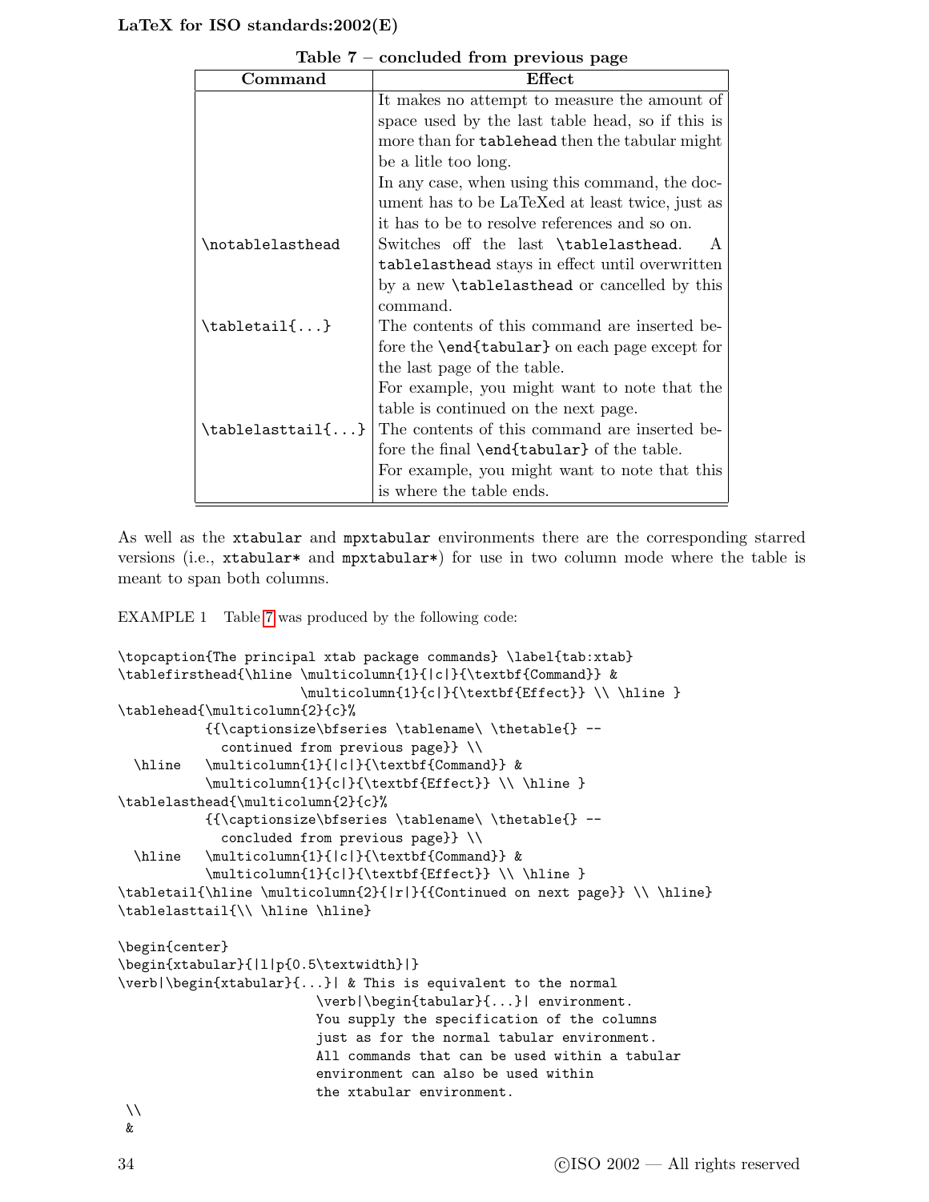**Table 7 – concluded from previous page**

| Command | Effect |
| --- | --- |
| | It makes no attempt to measure the amount of space used by the last table head, so if this is more than for `tablehead` then the tabular might be a litle too long. In any case, when using this command, the document has to be LaTeXed at least twice, just as it has to be to resolve references and so on. |
| `\notablelasthead` | Switches off the last `\tablelasthead`. A `tablelasthead` stays in effect until overwritten by a new `\tablelasthead` or cancelled by this command. |
| `\tabletail{...}` | The contents of this command are inserted before the `\end{tabular}` on each page except for the last page of the table. For example, you might want to note that the table is continued on the next page. |
| `\tablelasttail{...}` | The contents of this command are inserted before the final `\end{tabular}` of the table. For example, you might want to note that this is where the table ends. |

As well as the `xtabular` and `mpxtabular` environments there are the corresponding starred versions (i.e., `xtabular*` and `mpxtabular*`) for use in two column mode where the table is meant to span both columns.

EXAMPLE 1    Table 7 was produced by the following code:

```
\topcaption{The principal xtab package commands} \label{tab:xtab}
\tablefirsthead{\hline \multicolumn{1}{|c|}{\textbf{Command}} &
                       \multicolumn{1}{c|}{\textbf{Effect}} \\ \hline }
\tablehead{\multicolumn{2}{c}%
           {{\captionsize\bfseries \tablename\ \thetable{} --
             continued from previous page}} \\
  \hline   \multicolumn{1}{|c|}{\textbf{Command}} &
           \multicolumn{1}{c|}{\textbf{Effect}} \\ \hline }
\tablelasthead{\multicolumn{2}{c}%
           {{\captionsize\bfseries \tablename\ \thetable{} --
             concluded from previous page}} \\
  \hline   \multicolumn{1}{|c|}{\textbf{Command}} &
           \multicolumn{1}{c|}{\textbf{Effect}} \\ \hline }
\tabletail{\hline \multicolumn{2}{|r|}{{Continued on next page}} \\ \hline}
\tablelasttail{\\ \hline \hline}

\begin{center}
\begin{xtabular}{|l|p{0.5\textwidth}|}
\verb|\begin{xtabular}{...}| & This is equivalent to the normal
                         \verb|\begin{tabular}{...}| environment.
                         You supply the specification of the columns
                         just as for the normal tabular environment.
                         All commands that can be used within a tabular
                         environment can also be used within
                         the xtabular environment.
 \\
 &
```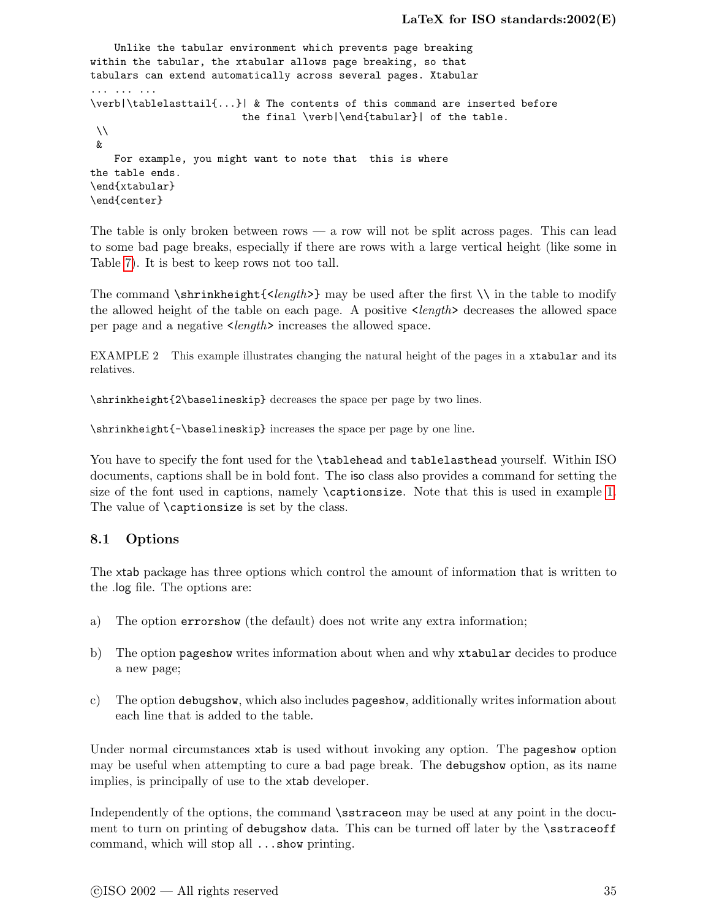```
    Unlike the tabular environment which prevents page breaking
within the tabular, the xtabular allows page breaking, so that
tabulars can extend automatically across several pages. Xtabular
... ... ...
\verb|\tablelasttail{...}| & The contents of this command are inserted before
                          the final \verb|\end{tabular}| of the table.
 \\
 &
    For example, you might want to note that  this is where
the table ends.
\end{xtabular}
\end{center}
```

The table is only broken between rows — a row will not be split across pages. This can lead to some bad page breaks, especially if there are rows with a large vertical height (like some in Table 7). It is best to keep rows not too tall.

The command `\shrinkheight{<`*length*`>}` may be used after the first `\\` in the table to modify the allowed height of the table on each page. A positive `<`*length*`>` decreases the allowed space per page and a negative `<`*length*`>` increases the allowed space.

EXAMPLE 2 This example illustrates changing the natural height of the pages in a `xtabular` and its relatives.

`\shrinkheight{2\baselineskip}` decreases the space per page by two lines.

`\shrinkheight{-\baselineskip}` increases the space per page by one line.

You have to specify the font used for the `\tablehead` and `tablelasthead` yourself. Within ISO documents, captions shall be in bold font. The iso class also provides a command for setting the size of the font used in captions, namely `\captionsize`. Note that this is used in example 1. The value of `\captionsize` is set by the class.

### 8.1 Options

The xtab package has three options which control the amount of information that is written to the .log file. The options are:

a) The option `errorshow` (the default) does not write any extra information;

b) The option `pageshow` writes information about when and why `xtabular` decides to produce a new page;

c) The option `debugshow`, which also includes `pageshow`, additionally writes information about each line that is added to the table.

Under normal circumstances `xtab` is used without invoking any option. The `pageshow` option may be useful when attempting to cure a bad page break. The `debugshow` option, as its name implies, is principally of use to the `xtab` developer.

Independently of the options, the command `\sstraceon` may be used at any point in the document to turn on printing of `debugshow` data. This can be turned off later by the `\sstraceoff` command, which will stop all `...show` printing.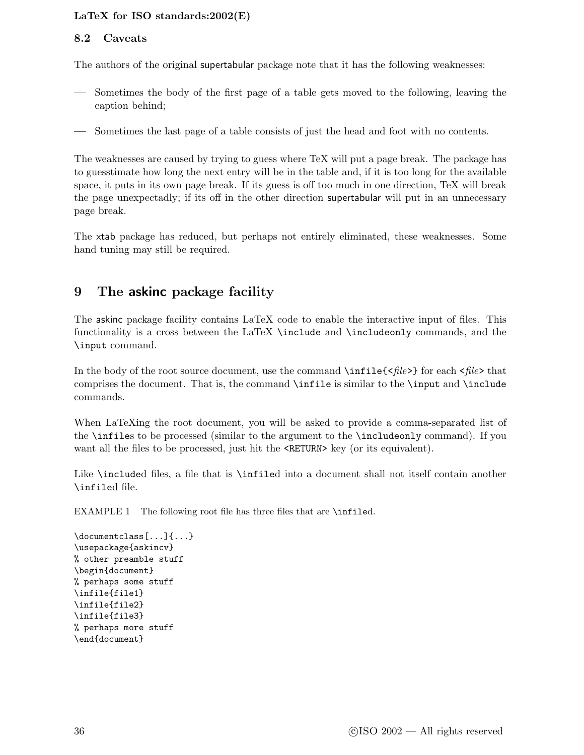### 8.2 Caveats

The authors of the original supertabular package note that it has the following weaknesses:

— Sometimes the body of the first page of a table gets moved to the following, leaving the caption behind;

— Sometimes the last page of a table consists of just the head and foot with no contents.

The weaknesses are caused by trying to guess where TeX will put a page break. The package has to guesstimate how long the next entry will be in the table and, if it is too long for the available space, it puts in its own page break. If its guess is off too much in one direction, TeX will break the page unexpectadly; if its off in the other direction supertabular will put in an unnecessary page break.

The xtab package has reduced, but perhaps not entirely eliminated, these weaknesses. Some hand tuning may still be required.

## 9 The askinc package facility

The askinc package facility contains LaTeX code to enable the interactive input of files. This functionality is a cross between the LaTeX `\include` and `\includeonly` commands, and the `\input` command.

In the body of the root source document, use the command `\infile{<`*file*`>}` for each `<`*file*`>` that comprises the document. That is, the command `\infile` is similar to the `\input` and `\include` commands.

When LaTeXing the root document, you will be asked to provide a comma-separated list of the `\infile`s to be processed (similar to the argument to the `\includeonly` command). If you want all the files to be processed, just hit the `<RETURN>` key (or its equivalent).

Like `\include`d files, a file that is `\infile`d into a document shall not itself contain another `\infile`d file.

EXAMPLE 1 The following root file has three files that are `\infile`d.

```
\documentclass[...]{...}
\usepackage{askincv}
% other preamble stuff
\begin{document}
% perhaps some stuff
\infile{file1}
\infile{file2}
\infile{file3}
% perhaps more stuff
\end{document}
```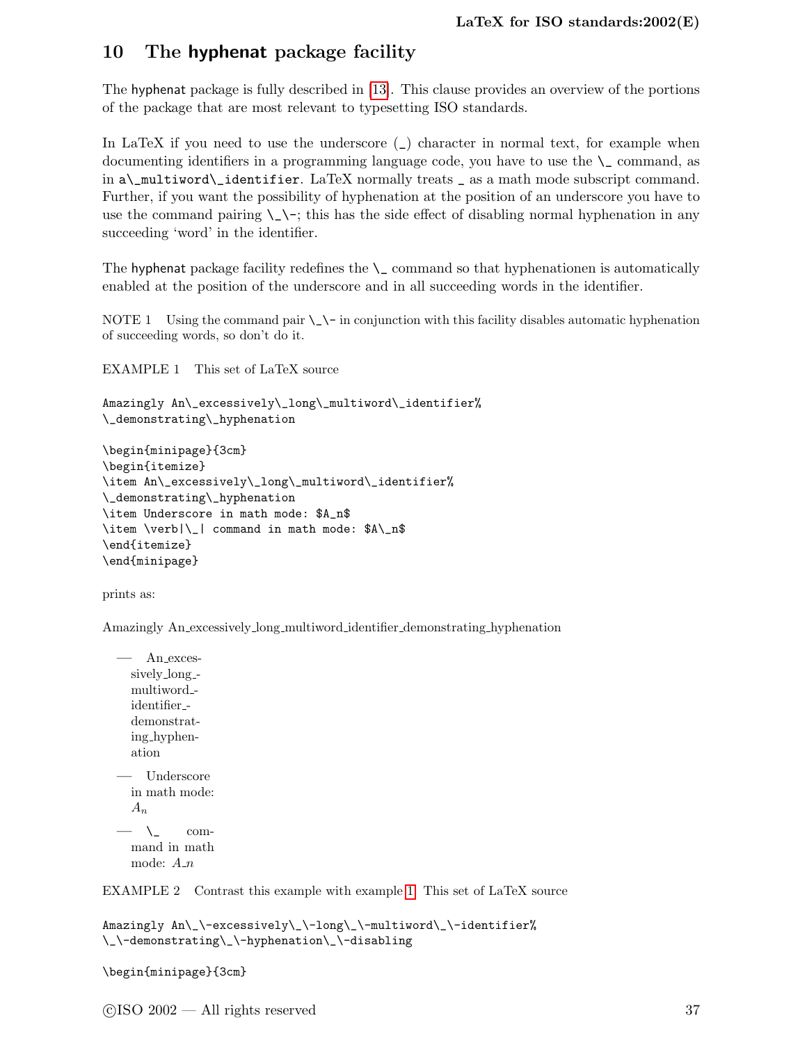## 10 The **hyphenat** package facility

The hyphenat package is fully described in [13]. This clause provides an overview of the portions of the package that are most relevant to typesetting ISO standards.

In LaTeX if you need to use the underscore (_) character in normal text, for example when documenting identifiers in a programming language code, you have to use the `\_` command, as in `a\_multiword\_identifier`. LaTeX normally treats `_` as a math mode subscript command. Further, if you want the possibility of hyphenation at the position of an underscore you have to use the command pairing `\_\-`; this has the side effect of disabling normal hyphenation in any succeeding 'word' in the identifier.

The hyphenat package facility redefines the `\_` command so that hyphenationen is automatically enabled at the position of the underscore and in all succeeding words in the identifier.

NOTE 1 Using the command pair `\_\-` in conjunction with this facility disables automatic hyphenation of succeeding words, so don't do it.

EXAMPLE 1 This set of LaTeX source

```
Amazingly An\_excessively\_long\_multiword\_identifier%
\_demonstrating\_hyphenation

\begin{minipage}{3cm}
\begin{itemize}
\item An\_excessively\_long\_multiword\_identifier%
\_demonstrating\_hyphenation
\item Underscore in math mode: $A_n$
\item \verb|\_| command in math mode: $A\_n$
\end{itemize}
\end{minipage}
```

prints as:

Amazingly An_excessively_long_multiword_identifier_demonstrating_hyphenation

— An_exces-
sively_long_-
multiword_-
identifier_-
demonstrat-
ing_hyphen-
ation

— Underscore
in math mode:
$A_n$

— `\_` com-
mand in math
mode: A_n

EXAMPLE 2 Contrast this example with example 1. This set of LaTeX source

```
Amazingly An\_\-excessively\_\-long\_\-multiword\_\-identifier%
\_\-demonstrating\_\-hyphenation\_\-disabling

\begin{minipage}{3cm}
```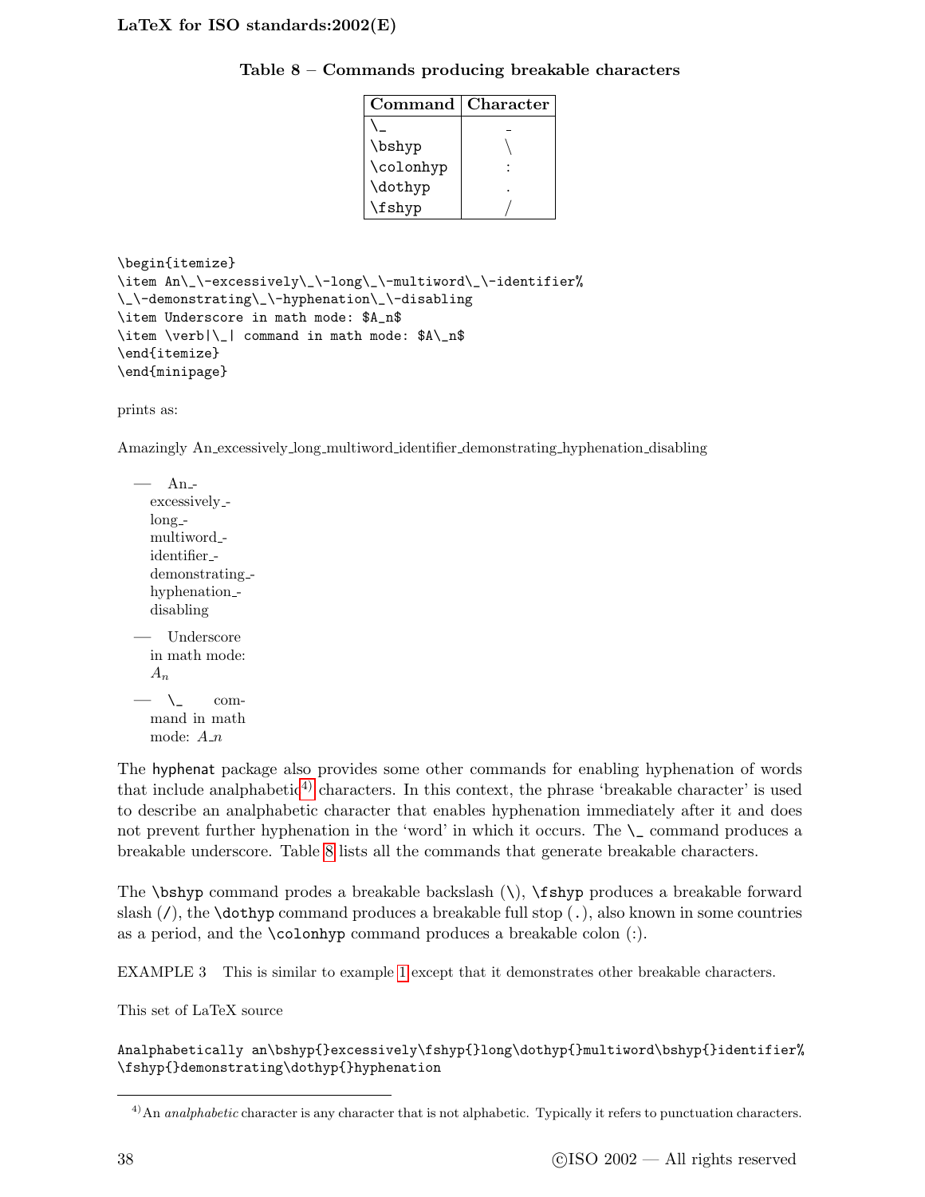**Table 8 – Commands producing breakable characters**

| Command | Character |
|---|---|
| `\_` | _ |
| `\bshyp` | \ |
| `\colonhyp` | : |
| `\dothyp` | . |
| `\fshyp` | / |

```
\begin{itemize}
\item An\_\-excessively\_\-long\_\-multiword\_\-identifier%
\_\-demonstrating\_\-hyphenation\_\-disabling
\item Underscore in math mode: $A_n$
\item \verb|\_| command in math mode: $A\_n$
\end{itemize}
\end{minipage}
```

prints as:

Amazingly An_excessively_long_multiword_identifier_demonstrating_hyphenation_disabling

— An_-
excessively_-
long_-
multiword_-
identifier_-
demonstrating_-
hyphenation_-
disabling

— Underscore in math mode: $A_n$

— `\_` command in math mode: $A\_n$

The hyphenat package also provides some other commands for enabling hyphenation of words that include analphabetic[4)] characters. In this context, the phrase 'breakable character' is used to describe an analphabetic character that enables hyphenation immediately after it and does not prevent further hyphenation in the 'word' in which it occurs. The `\_` command produces a breakable underscore. Table 8 lists all the commands that generate breakable characters.

The `\bshyp` command prodes a breakable backslash (\), `\fshyp` produces a breakable forward slash (/), the `\dothyp` command produces a breakable full stop (.), also known in some countries as a period, and the `\colonhyp` command produces a breakable colon (:).

EXAMPLE 3 This is similar to example 1 except that it demonstrates other breakable characters.

This set of LaTeX source

```
Analphabetically an\bshyp{}excessively\fshyp{}long\dothyp{}multiword\bshyp{}identifier%
\fshyp{}demonstrating\dothyp{}hyphenation
```

---

4) An *analphabetic* character is any character that is not alphabetic. Typically it refers to punctuation characters.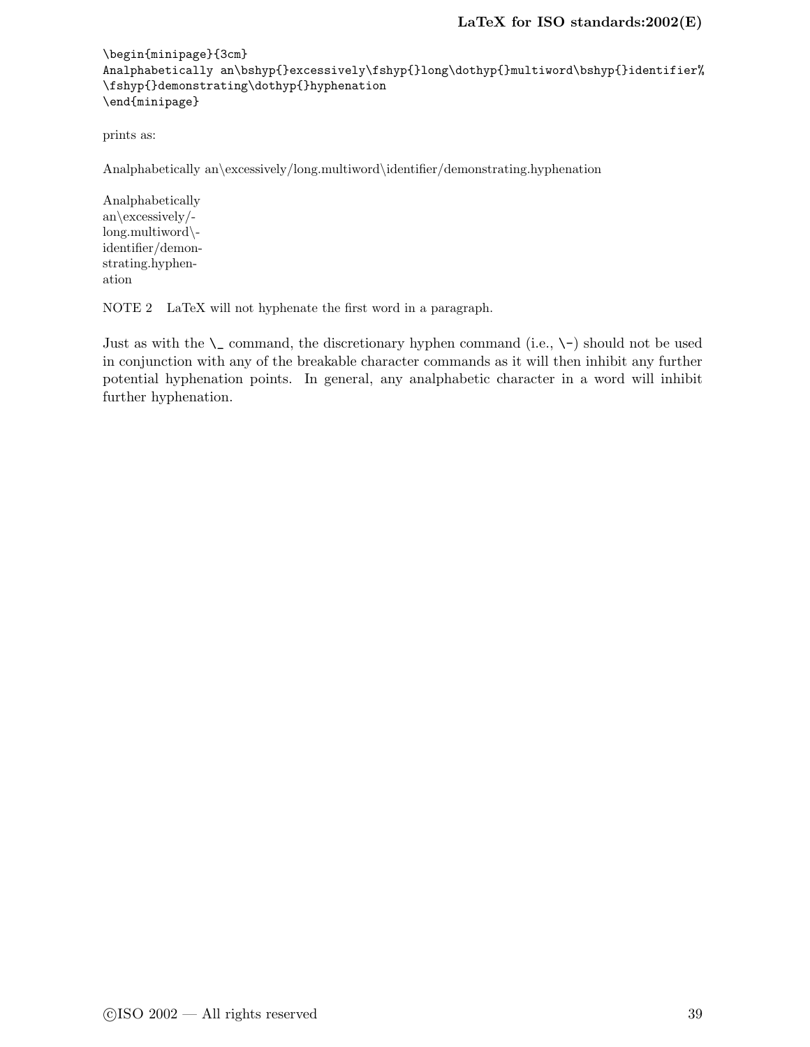```
\begin{minipage}{3cm}
Analphabetically an\bshyp{}excessively\fshyp{}long\dothyp{}multiword\bshyp{}identifier%
\fshyp{}demonstrating\dothyp{}hyphenation
\end{minipage}
```

prints as:

Analphabetically an\excessively/long.multiword\identifier/demonstrating.hyphenation

Analphabetically
an\excessively/-
long.multiword\-
identifier/demon-
strating.hyphen-
ation

NOTE 2 LaTeX will not hyphenate the first word in a paragraph.

Just as with the `\_` command, the discretionary hyphen command (i.e., `\-`) should not be used in conjunction with any of the breakable character commands as it will then inhibit any further potential hyphenation points. In general, any analphabetic character in a word will inhibit further hyphenation.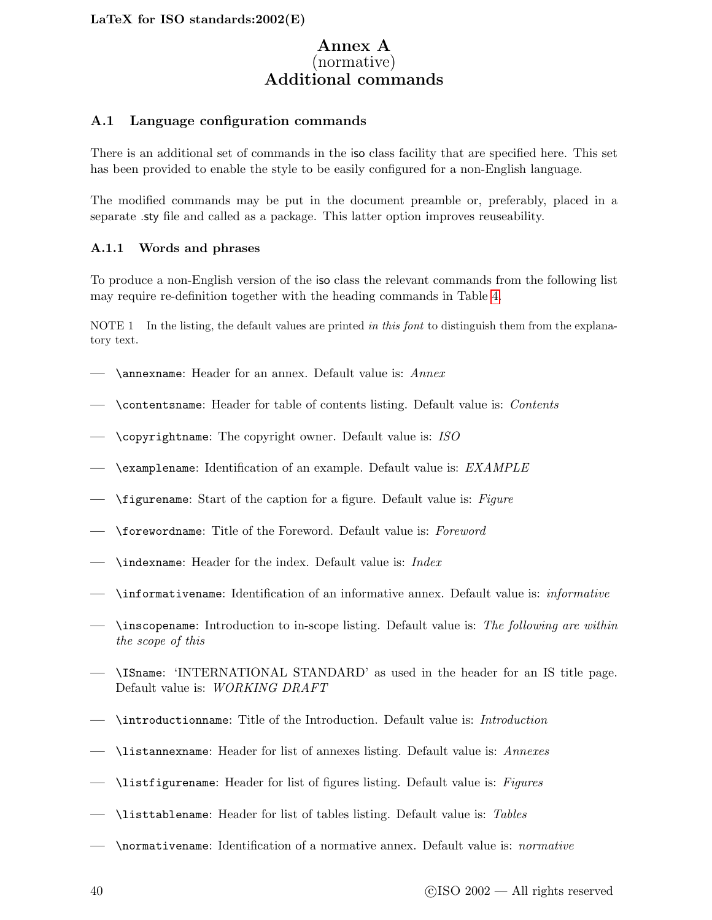# Annex A
(normative)
**Additional commands**

## A.1 Language configuration commands

There is an additional set of commands in the iso class facility that are specified here. This set has been provided to enable the style to be easily configured for a non-English language.

The modified commands may be put in the document preamble or, preferably, placed in a separate .sty file and called as a package. This latter option improves reuseability.

### A.1.1 Words and phrases

To produce a non-English version of the iso class the relevant commands from the following list may require re-definition together with the heading commands in Table 4.

NOTE 1 In the listing, the default values are printed *in this font* to distinguish them from the explanatory text.

- `\annexname`: Header for an annex. Default value is: *Annex*
- `\contentsname`: Header for table of contents listing. Default value is: *Contents*
- `\copyrightname`: The copyright owner. Default value is: *ISO*
- `\examplename`: Identification of an example. Default value is: *EXAMPLE*
- `\figurename`: Start of the caption for a figure. Default value is: *Figure*
- `\forewordname`: Title of the Foreword. Default value is: *Foreword*
- `\indexname`: Header for the index. Default value is: *Index*
- `\informativename`: Identification of an informative annex. Default value is: *informative*
- `\inscopename`: Introduction to in-scope listing. Default value is: *The following are within the scope of this*
- `\ISname`: 'INTERNATIONAL STANDARD' as used in the header for an IS title page. Default value is: *WORKING DRAFT*
- `\introductionname`: Title of the Introduction. Default value is: *Introduction*
- `\listannexname`: Header for list of annexes listing. Default value is: *Annexes*
- `\listfigurename`: Header for list of figures listing. Default value is: *Figures*
- `\listtablename`: Header for list of tables listing. Default value is: *Tables*
- `\normativename`: Identification of a normative annex. Default value is: *normative*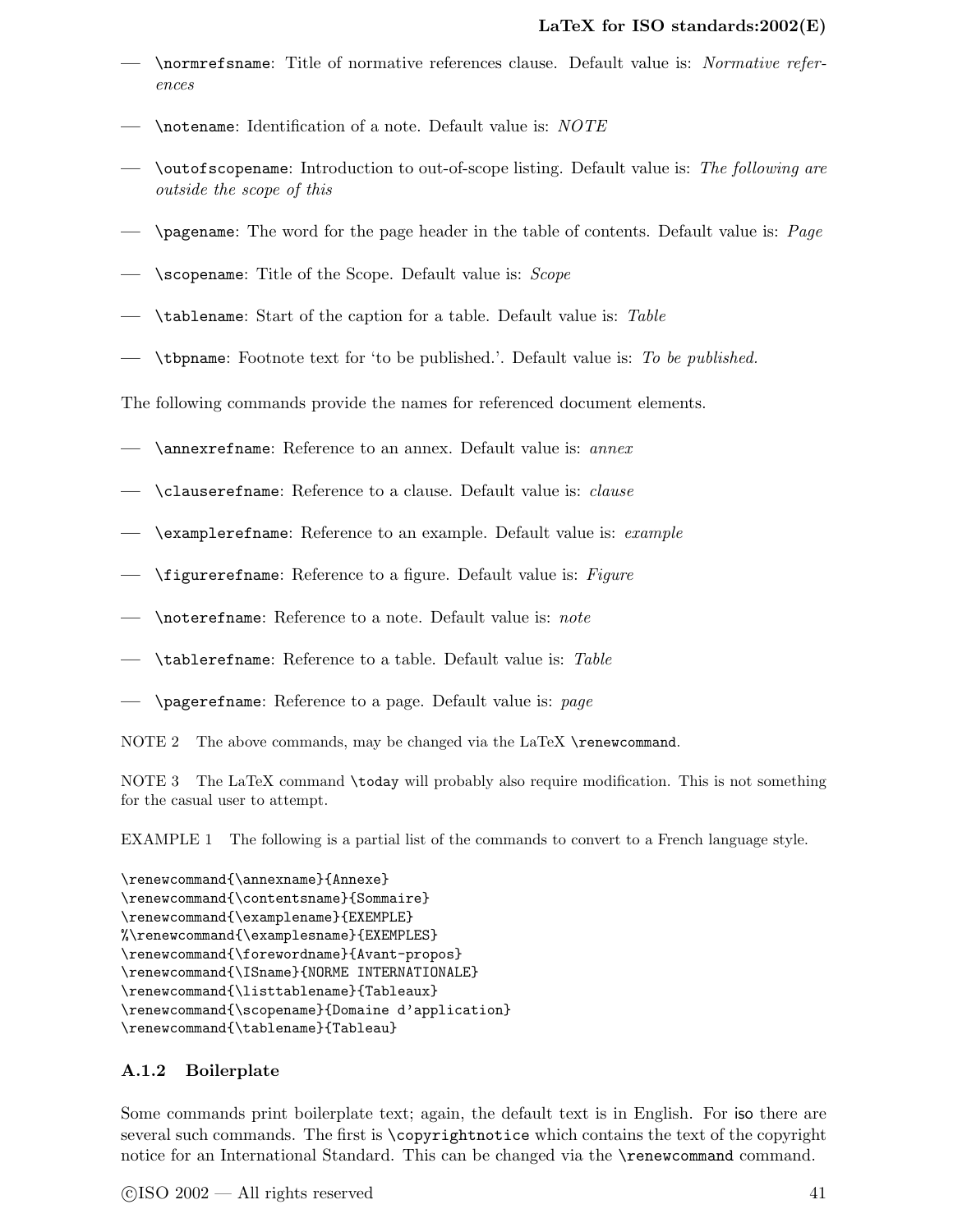— `\normrefsname`: Title of normative references clause. Default value is: *Normative references*

— `\notename`: Identification of a note. Default value is: *NOTE*

— `\outofscopename`: Introduction to out-of-scope listing. Default value is: *The following are outside the scope of this*

— `\pagename`: The word for the page header in the table of contents. Default value is: *Page*

— `\scopename`: Title of the Scope. Default value is: *Scope*

— `\tablename`: Start of the caption for a table. Default value is: *Table*

— `\tbpname`: Footnote text for 'to be published.'. Default value is: *To be published.*

The following commands provide the names for referenced document elements.

— `\annexrefname`: Reference to an annex. Default value is: *annex*

— `\clauserefname`: Reference to a clause. Default value is: *clause*

— `\examplerefname`: Reference to an example. Default value is: *example*

— `\figurerefname`: Reference to a figure. Default value is: *Figure*

— `\noterefname`: Reference to a note. Default value is: *note*

— `\tablerefname`: Reference to a table. Default value is: *Table*

— `\pagerefname`: Reference to a page. Default value is: *page*

NOTE 2 The above commands, may be changed via the LaTeX `\renewcommand`.

NOTE 3 The LaTeX command `\today` will probably also require modification. This is not something for the casual user to attempt.

EXAMPLE 1 The following is a partial list of the commands to convert to a French language style.

```
\renewcommand{\annexname}{Annexe}
\renewcommand{\contentsname}{Sommaire}
\renewcommand{\examplename}{EXEMPLE}
%\renewcommand{\examplesname}{EXEMPLES}
\renewcommand{\forewordname}{Avant-propos}
\renewcommand{\ISname}{NORME INTERNATIONALE}
\renewcommand{\listtablename}{Tableaux}
\renewcommand{\scopename}{Domaine d'application}
\renewcommand{\tablename}{Tableau}
```

### A.1.2 Boilerplate

Some commands print boilerplate text; again, the default text is in English. For iso there are several such commands. The first is `\copyrightnotice` which contains the text of the copyright notice for an International Standard. This can be changed via the `\renewcommand` command.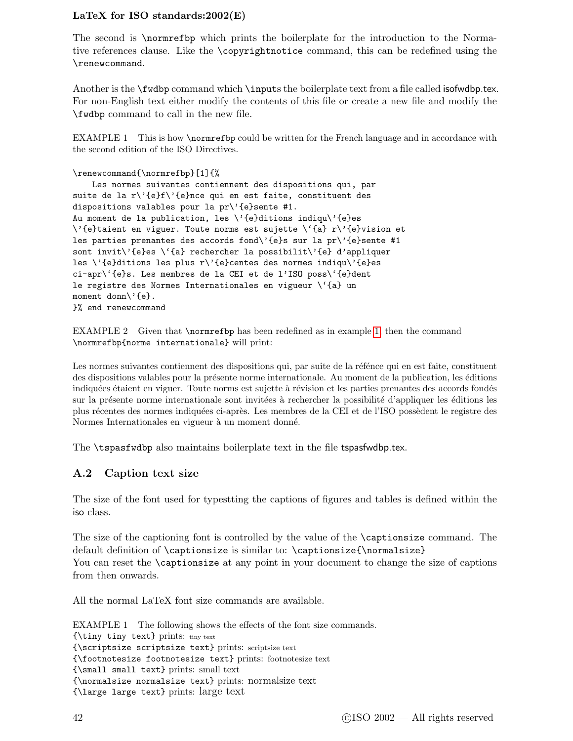The second is `\normrefbp` which prints the boilerplate for the introduction to the Normative references clause. Like the `\copyrightnotice` command, this can be redefined using the `\renewcommand`.

Another is the `\fwdbp` command which `\input`s the boilerplate text from a file called isofwdbp.tex. For non-English text either modify the contents of this file or create a new file and modify the `\fwdbp` command to call in the new file.

EXAMPLE 1 This is how `\normrefbp` could be written for the French language and in accordance with the second edition of the ISO Directives.

```
\renewcommand{\normrefbp}[1]{%
    Les normes suivantes contiennent des dispositions qui, par
suite de la r\'{e}f\'{e}nce qui en est faite, constituent des
dispositions valables pour la pr\'{e}sente #1.
Au moment de la publication, les \'{e}ditions indiqu\'{e}es
\'{e}taient en viguer. Toute norms est sujette \`{a} r\'{e}vision et
les parties prenantes des accords fond\'{e}s sur la pr\'{e}sente #1
sont invit\'{e}es \`{a} rechercher la possibilit\'{e} d'appliquer
les \'{e}ditions les plus r\'{e}centes des normes indiqu\'{e}es
ci-apr\`{e}s. Les membres de la CEI et de l'ISO poss\`{e}dent
le registre des Normes Internationales en vigueur \`{a} un
moment donn\'{e}.
}% end renewcommand
```

EXAMPLE 2 Given that `\normrefbp` has been redefined as in example 1, then the command `\normrefbp{norme internationale}` will print:

Les normes suivantes contiennent des dispositions qui, par suite de la réfénce qui en est faite, constituent des dispositions valables pour la présente norme internationale. Au moment de la publication, les éditions indiquées étaient en viguer. Toute norms est sujette à révision et les parties prenantes des accords fondés sur la présente norme internationale sont invitées à rechercher la possibilité d'appliquer les éditions les plus récentes des normes indiquées ci-après. Les membres de la CEI et de l'ISO possèdent le registre des Normes Internationales en vigueur à un moment donné.

The `\tspasfwdbp` also maintains boilerplate text in the file tspasfwdbp.tex.

## A.2 Caption text size

The size of the font used for typestting the captions of figures and tables is defined within the iso class.

The size of the captioning font is controlled by the value of the `\captionsize` command. The default definition of `\captionsize` is similar to: `\captionsize{\normalsize}`
You can reset the `\captionsize` at any point in your document to change the size of captions from then onwards.

All the normal LaTeX font size commands are available.

EXAMPLE 1 The following shows the effects of the font size commands.
`{\tiny tiny text}` prints: tiny text
`{\scriptsize scriptsize text}` prints: scriptsize text
`{\footnotesize footnotesize text}` prints: footnotesize text
`{\small small text}` prints: small text
`{\normalsize normalsize text}` prints: normalsize text
`{\large large text}` prints: large text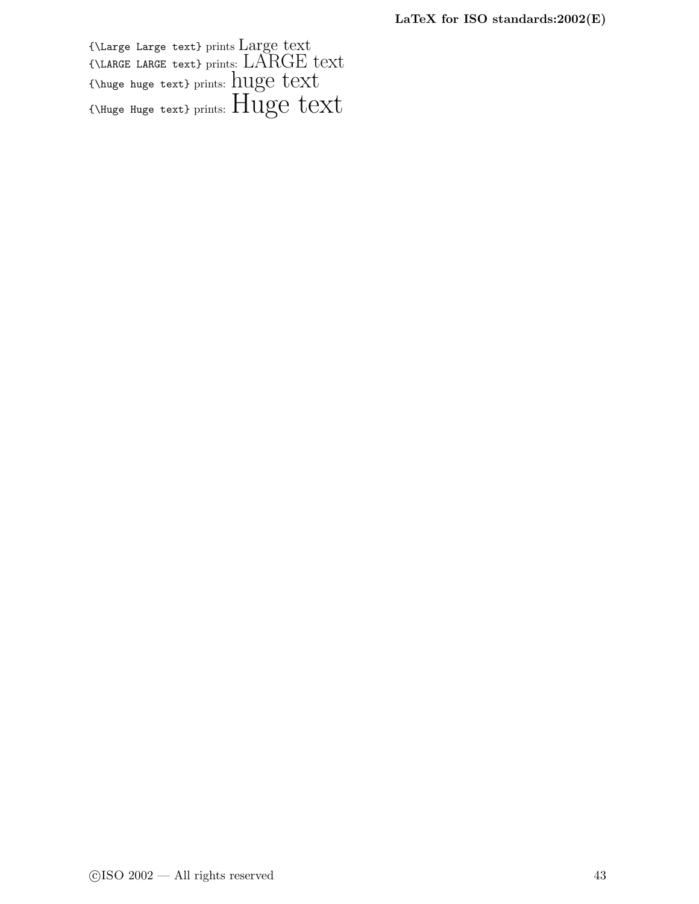`{\Large Large text}` prints Large text
`{\LARGE LARGE text}` prints: LARGE text
`{\huge huge text}` prints: huge text
`{\Huge Huge text}` prints: Huge text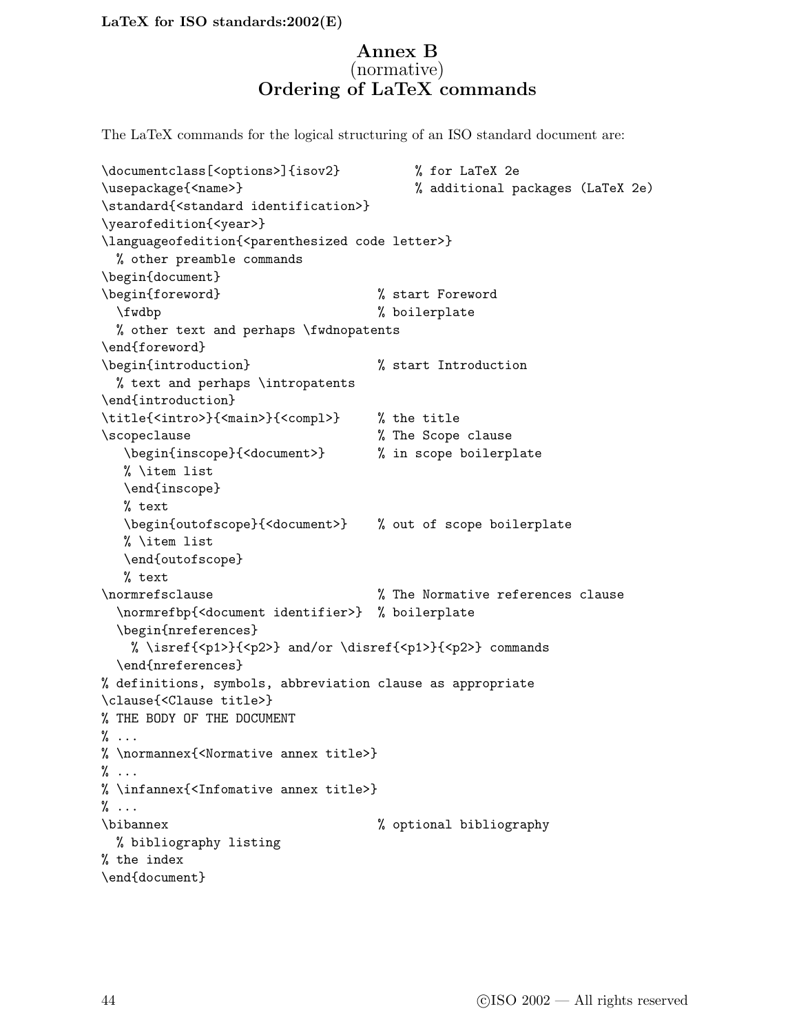# Annex B
(normative)
**Ordering of LaTeX commands**

The LaTeX commands for the logical structuring of an ISO standard document are:

```
\documentclass[<options>]{isov2}          % for LaTeX 2e
\usepackage{<name>}                       % additional packages (LaTeX 2e)
\standard{<standard identification>}
\yearofedition{<year>}
\languageofedition{<parenthesized code letter>}
  % other preamble commands
\begin{document}
\begin{foreword}                     % start Foreword
  \fwdbp                             % boilerplate
  % other text and perhaps \fwdnopatents
\end{foreword}
\begin{introduction}                 % start Introduction
  % text and perhaps \intropatents
\end{introduction}
\title{<intro>}{<main>}{<compl>}     % the title
\scopeclause                         % The Scope clause
   \begin{inscope}{<document>}       % in scope boilerplate
   % \item list
   \end{inscope}
   % text
   \begin{outofscope}{<document>}    % out of scope boilerplate
   % \item list
   \end{outofscope}
   % text
\normrefsclause                      % The Normative references clause
  \normrefbp{<document identifier>}  % boilerplate
  \begin{nreferences}
    % \isref{<p1>}{<p2>} and/or \disref{<p1>}{<p2>} commands
  \end{nreferences}
% definitions, symbols, abbreviation clause as appropriate
\clause{<Clause title>}
% THE BODY OF THE DOCUMENT
% ...
% \normannex{<Normative annex title>}
% ...
% \infannex{<Infomative annex title>}
% ...
\bibannex                            % optional bibliography
  % bibliography listing
% the index
\end{document}
```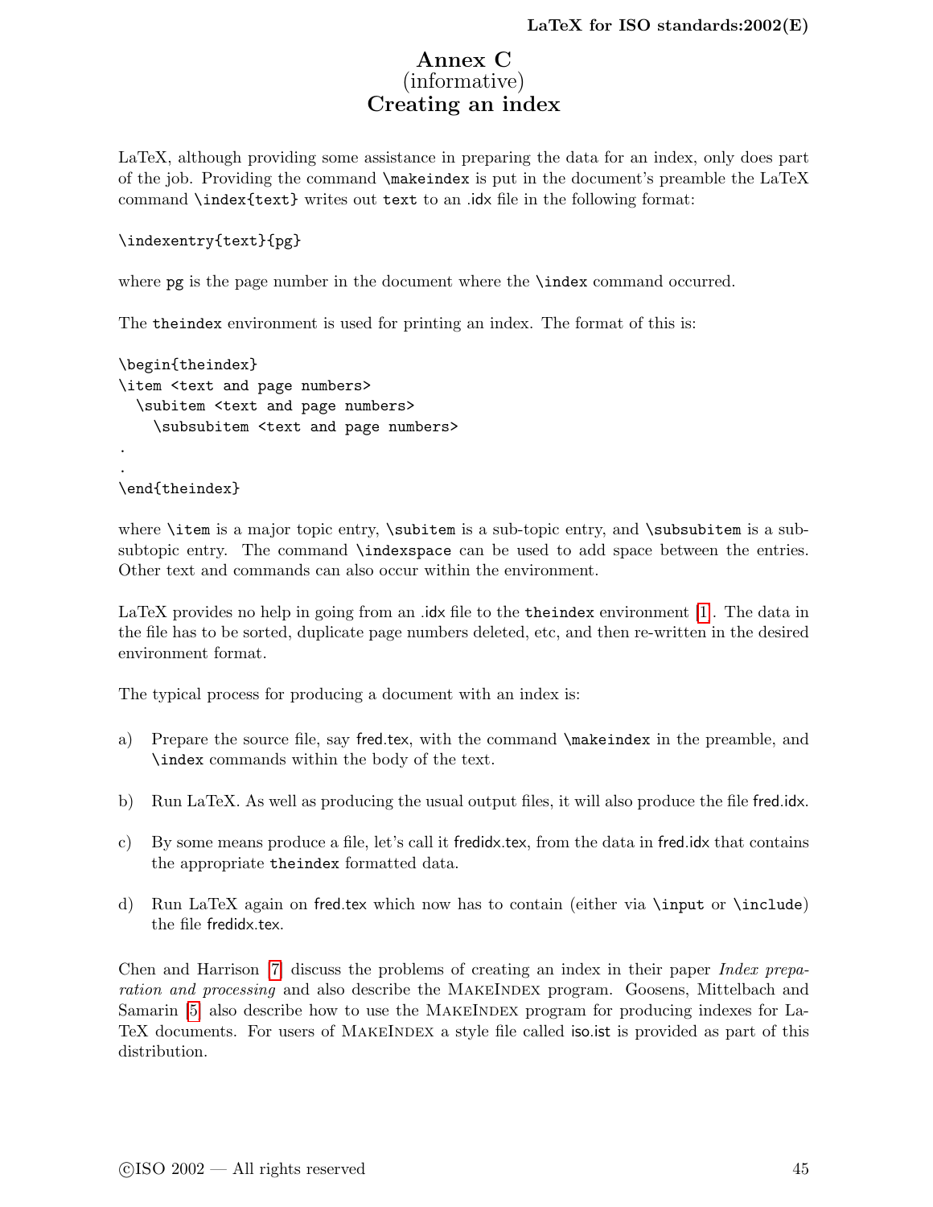# Annex C
(informative)
# Creating an index

LaTeX, although providing some assistance in preparing the data for an index, only does part of the job. Providing the command `\makeindex` is put in the document's preamble the LaTeX command `\index{text}` writes out `text` to an .idx file in the following format:

```
\indexentry{text}{pg}
```

where `pg` is the page number in the document where the `\index` command occurred.

The `theindex` environment is used for printing an index. The format of this is:

```
\begin{theindex}
\item <text and page numbers>
  \subitem <text and page numbers>
    \subsubitem <text and page numbers>
.
.
\end{theindex}
```

where `\item` is a major topic entry, `\subitem` is a sub-topic entry, and `\subsubitem` is a sub-subtopic entry. The command `\indexspace` can be used to add space between the entries. Other text and commands can also occur within the environment.

LaTeX provides no help in going from an .idx file to the `theindex` environment [1]. The data in the file has to be sorted, duplicate page numbers deleted, etc, and then re-written in the desired environment format.

The typical process for producing a document with an index is:

a) Prepare the source file, say fred.tex, with the command `\makeindex` in the preamble, and `\index` commands within the body of the text.

b) Run LaTeX. As well as producing the usual output files, it will also produce the file fred.idx.

c) By some means produce a file, let's call it fredidx.tex, from the data in fred.idx that contains the appropriate `theindex` formatted data.

d) Run LaTeX again on fred.tex which now has to contain (either via `\input` or `\include`) the file fredidx.tex.

Chen and Harrison [7] discuss the problems of creating an index in their paper *Index preparation and processing* and also describe the MakeIndex program. Goosens, Mittelbach and Samarin [5] also describe how to use the MakeIndex program for producing indexes for LaTeX documents. For users of MakeIndex a style file called iso.ist is provided as part of this distribution.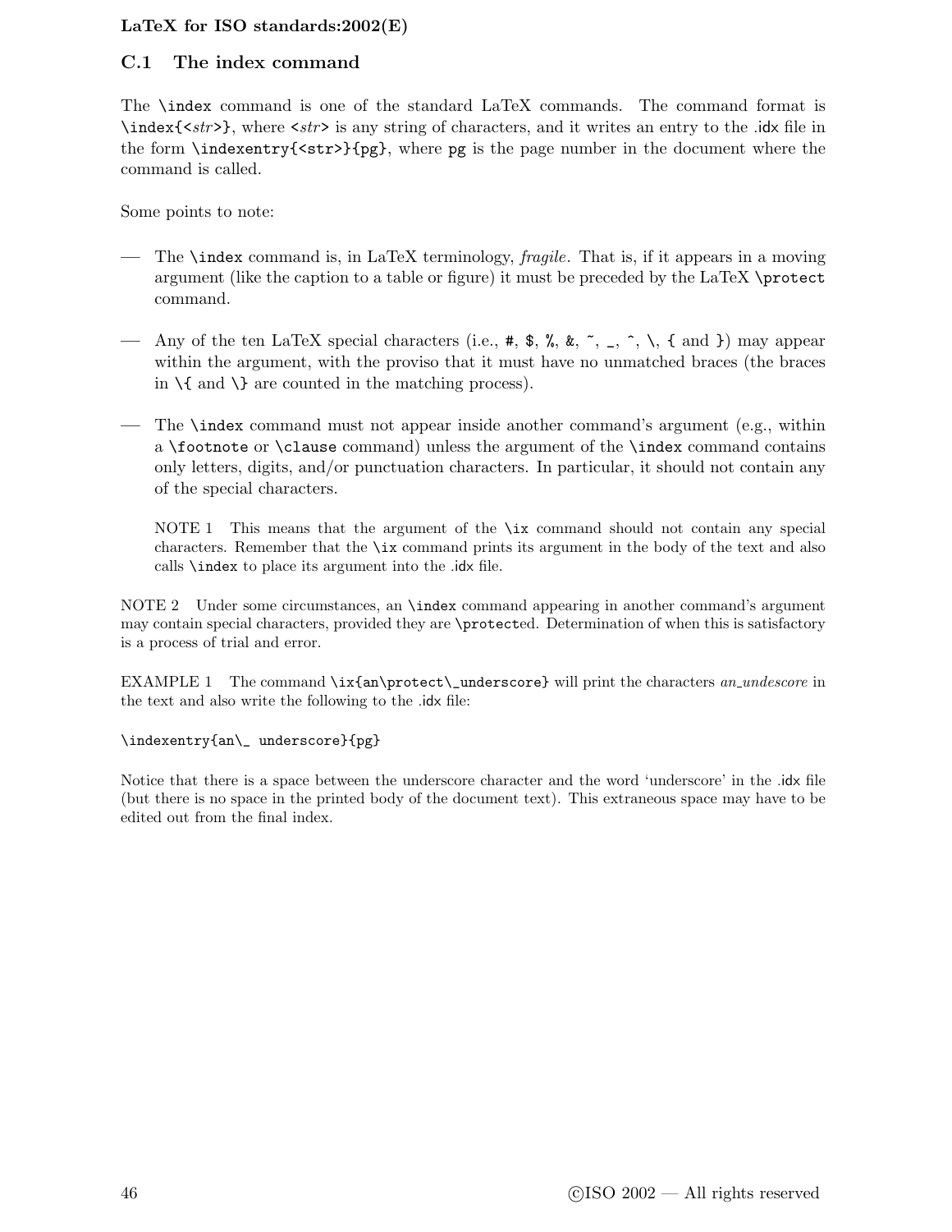## C.1 The index command

The `\index` command is one of the standard LaTeX commands. The command format is `\index{<str>}`, where `<str>` is any string of characters, and it writes an entry to the .idx file in the form `\indexentry{<str>}{pg}`, where `pg` is the page number in the document where the command is called.

Some points to note:

— The `\index` command is, in LaTeX terminology, *fragile*. That is, if it appears in a moving argument (like the caption to a table or figure) it must be preceded by the LaTeX `\protect` command.

— Any of the ten LaTeX special characters (i.e., `#`, `$`, `%`, `&`, `~`, `_`, `^`, `\`, `{` and `}`) may appear within the argument, with the proviso that it must have no unmatched braces (the braces in `\{` and `\}` are counted in the matching process).

— The `\index` command must not appear inside another command's argument (e.g., within a `\footnote` or `\clause` command) unless the argument of the `\index` command contains only letters, digits, and/or punctuation characters. In particular, it should not contain any of the special characters.

NOTE 1 This means that the argument of the `\ix` command should not contain any special characters. Remember that the `\ix` command prints its argument in the body of the text and also calls `\index` to place its argument into the .idx file.

NOTE 2 Under some circumstances, an `\index` command appearing in another command's argument may contain special characters, provided they are `\protect`ed. Determination of when this is satisfactory is a process of trial and error.

EXAMPLE 1 The command `\ix{an\protect\_underscore}` will print the characters *an_undescore* in the text and also write the following to the .idx file:

```
\indexentry{an\_ underscore}{pg}
```

Notice that there is a space between the underscore character and the word 'underscore' in the .idx file (but there is no space in the printed body of the document text). This extraneous space may have to be edited out from the final index.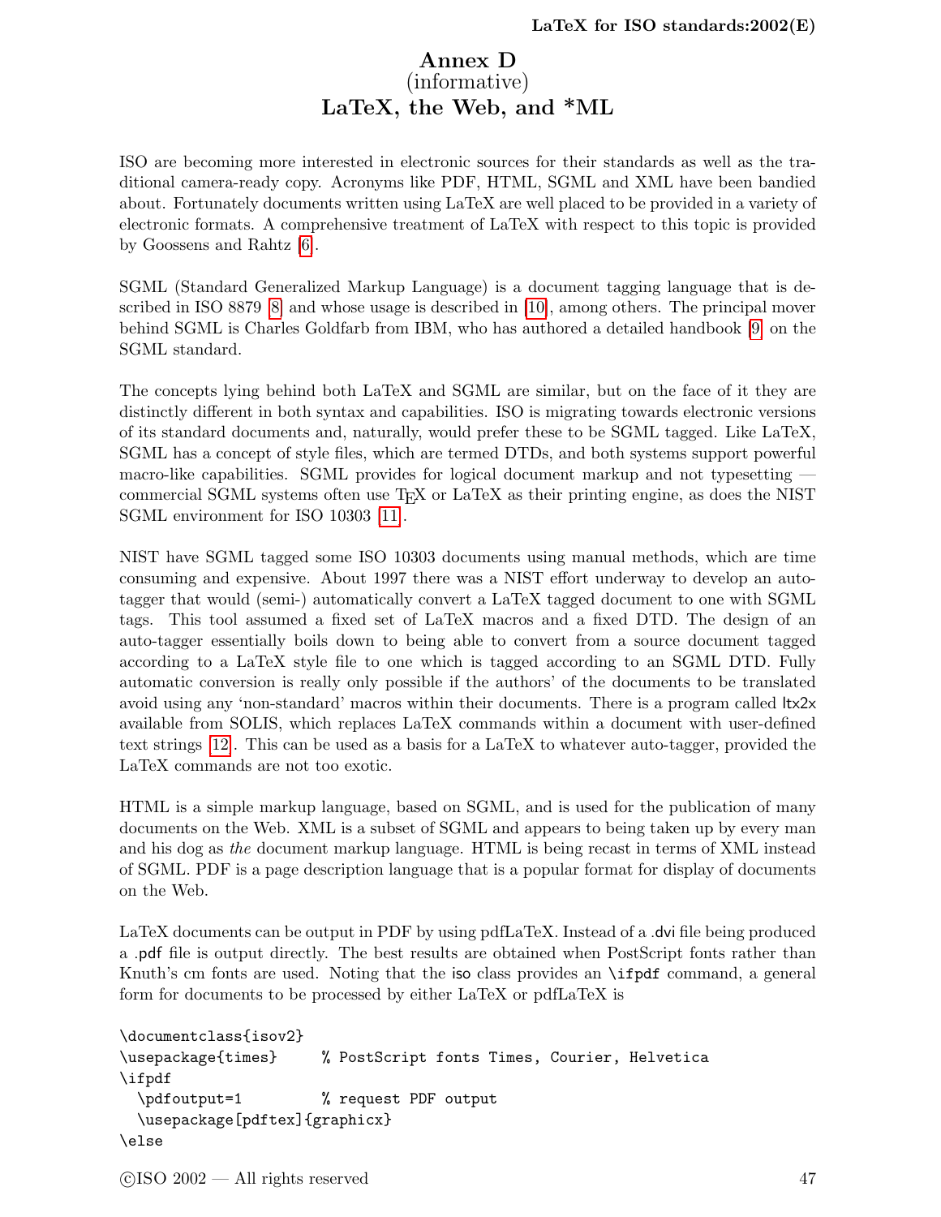# Annex D
(informative)
# LaTeX, the Web, and *ML

ISO are becoming more interested in electronic sources for their standards as well as the traditional camera-ready copy. Acronyms like PDF, HTML, SGML and XML have been bandied about. Fortunately documents written using LaTeX are well placed to be provided in a variety of electronic formats. A comprehensive treatment of LaTeX with respect to this topic is provided by Goossens and Rahtz [6].

SGML (Standard Generalized Markup Language) is a document tagging language that is described in ISO 8879 [8] and whose usage is described in [10], among others. The principal mover behind SGML is Charles Goldfarb from IBM, who has authored a detailed handbook [9] on the SGML standard.

The concepts lying behind both LaTeX and SGML are similar, but on the face of it they are distinctly different in both syntax and capabilities. ISO is migrating towards electronic versions of its standard documents and, naturally, would prefer these to be SGML tagged. Like LaTeX, SGML has a concept of style files, which are termed DTDs, and both systems support powerful macro-like capabilities. SGML provides for logical document markup and not typesetting — commercial SGML systems often use TeX or LaTeX as their printing engine, as does the NIST SGML environment for ISO 10303 [11].

NIST have SGML tagged some ISO 10303 documents using manual methods, which are time consuming and expensive. About 1997 there was a NIST effort underway to develop an auto-tagger that would (semi-) automatically convert a LaTeX tagged document to one with SGML tags. This tool assumed a fixed set of LaTeX macros and a fixed DTD. The design of an auto-tagger essentially boils down to being able to convert from a source document tagged according to a LaTeX style file to one which is tagged according to an SGML DTD. Fully automatic conversion is really only possible if the authors' of the documents to be translated avoid using any 'non-standard' macros within their documents. There is a program called ltx2x available from SOLIS, which replaces LaTeX commands within a document with user-defined text strings [12]. This can be used as a basis for a LaTeX to whatever auto-tagger, provided the LaTeX commands are not too exotic.

HTML is a simple markup language, based on SGML, and is used for the publication of many documents on the Web. XML is a subset of SGML and appears to being taken up by every man and his dog as *the* document markup language. HTML is being recast in terms of XML instead of SGML. PDF is a page description language that is a popular format for display of documents on the Web.

LaTeX documents can be output in PDF by using pdfLaTeX. Instead of a .dvi file being produced a .pdf file is output directly. The best results are obtained when PostScript fonts rather than Knuth's cm fonts are used. Noting that the iso class provides an `\ifpdf` command, a general form for documents to be processed by either LaTeX or pdfLaTeX is

```
\documentclass{isov2}
\usepackage{times}     % PostScript fonts Times, Courier, Helvetica
\ifpdf
  \pdfoutput=1         % request PDF output
  \usepackage[pdftex]{graphicx}
\else
```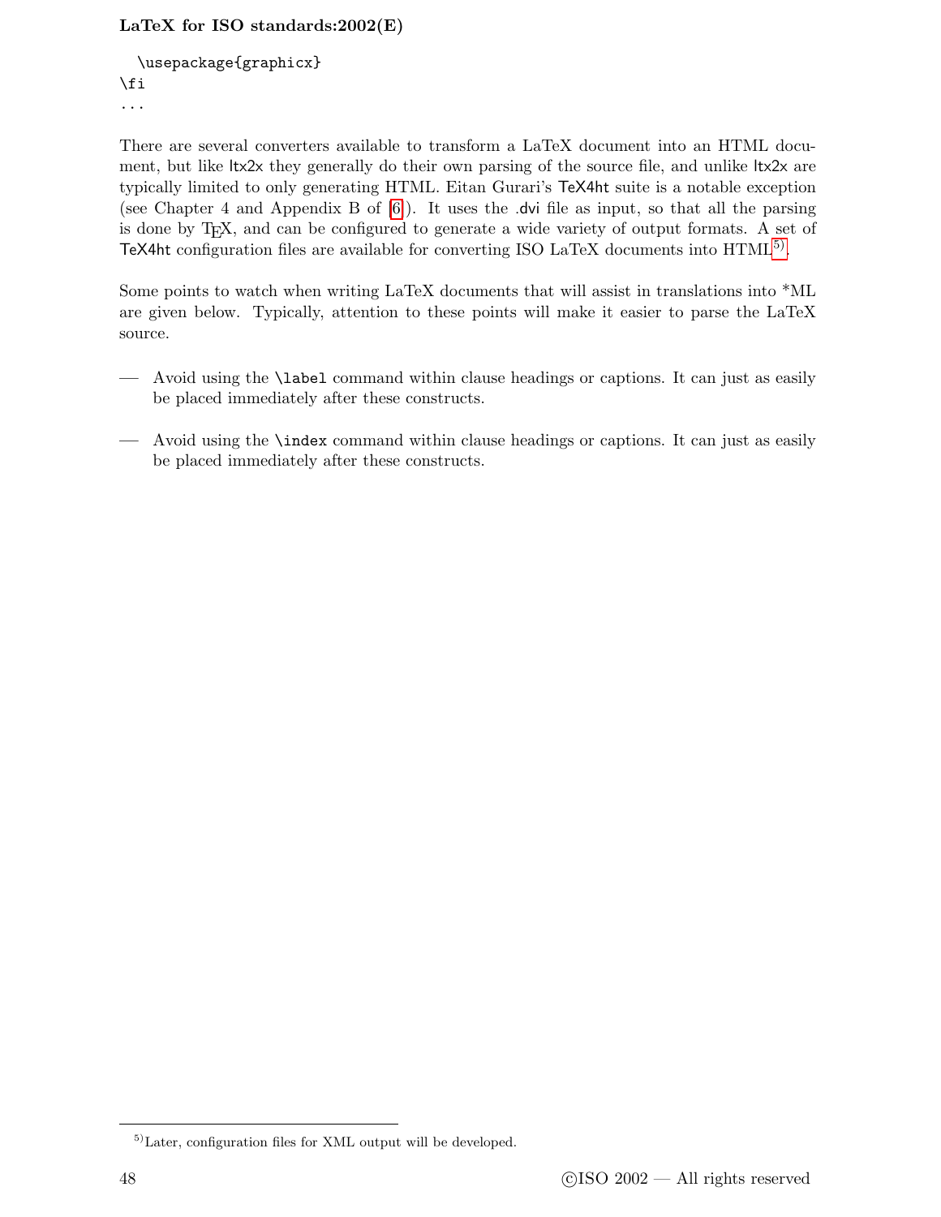```
  \usepackage{graphicx}
\fi
...
```

There are several converters available to transform a LaTeX document into an HTML document, but like ltx2x they generally do their own parsing of the source file, and unlike ltx2x are typically limited to only generating HTML. Eitan Gurari's TeX4ht suite is a notable exception (see Chapter 4 and Appendix B of [6]). It uses the .dvi file as input, so that all the parsing is done by TEX, and can be configured to generate a wide variety of output formats. A set of TeX4ht configuration files are available for converting ISO LaTeX documents into HTML[5)].

Some points to watch when writing LaTeX documents that will assist in translations into *ML are given below. Typically, attention to these points will make it easier to parse the LaTeX source.

— Avoid using the `\label` command within clause headings or captions. It can just as easily be placed immediately after these constructs.

— Avoid using the `\index` command within clause headings or captions. It can just as easily be placed immediately after these constructs.

---

5) Later, configuration files for XML output will be developed.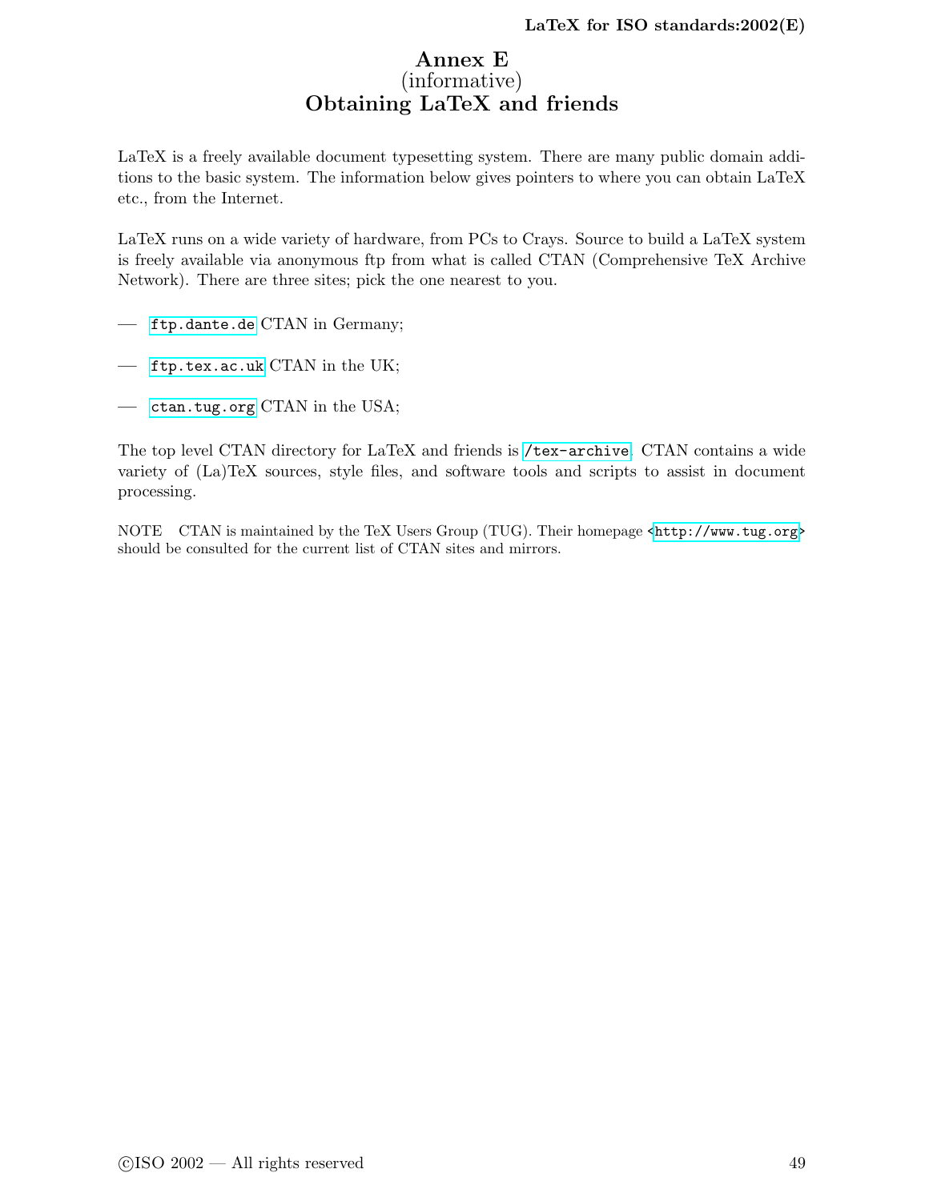# Annex E
(informative)
**Obtaining LaTeX and friends**

LaTeX is a freely available document typesetting system. There are many public domain additions to the basic system. The information below gives pointers to where you can obtain LaTeX etc., from the Internet.

LaTeX runs on a wide variety of hardware, from PCs to Crays. Source to build a LaTeX system is freely available via anonymous ftp from what is called CTAN (Comprehensive TeX Archive Network). There are three sites; pick the one nearest to you.

— `ftp.dante.de` CTAN in Germany;

— `ftp.tex.ac.uk` CTAN in the UK;

— `ctan.tug.org` CTAN in the USA;

The top level CTAN directory for LaTeX and friends is `/tex-archive`. CTAN contains a wide variety of (La)TeX sources, style files, and software tools and scripts to assist in document processing.

NOTE CTAN is maintained by the TeX Users Group (TUG). Their homepage <`http://www.tug.org`> should be consulted for the current list of CTAN sites and mirrors.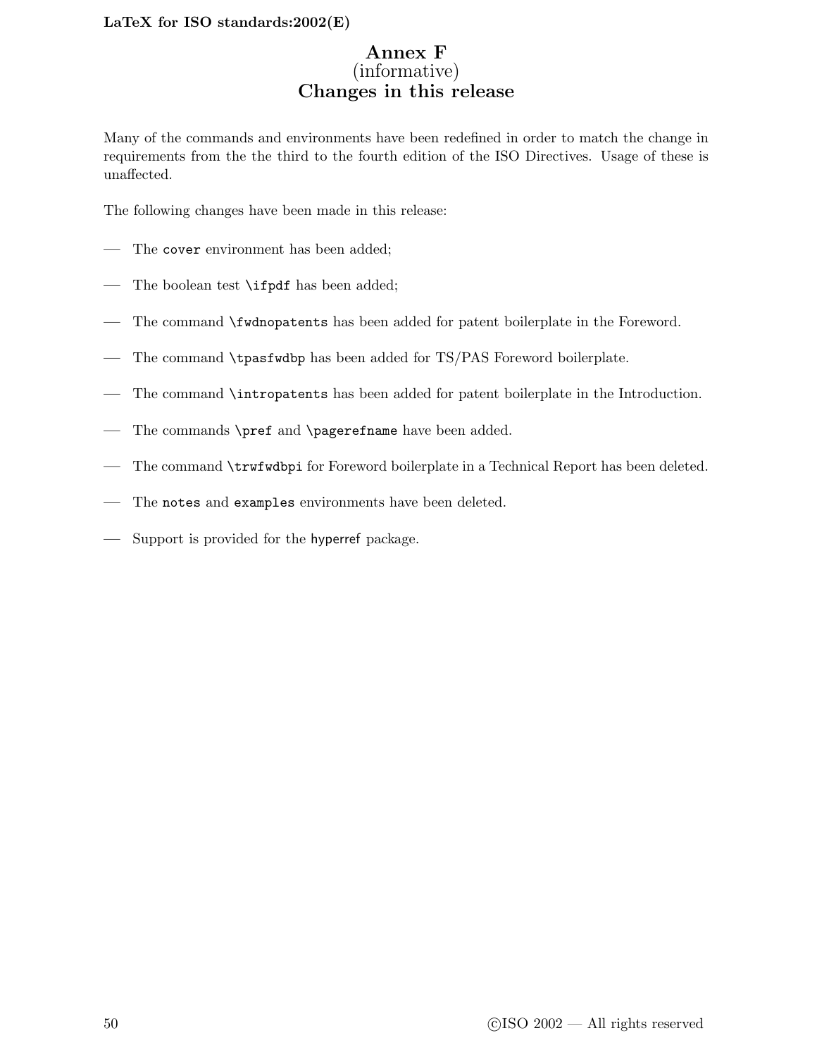# Annex F
(informative)
**Changes in this release**

Many of the commands and environments have been redefined in order to match the change in requirements from the the third to the fourth edition of the ISO Directives. Usage of these is unaffected.

The following changes have been made in this release:

— The `cover` environment has been added;

— The boolean test `\ifpdf` has been added;

— The command `\fwdnopatents` has been added for patent boilerplate in the Foreword.

— The command `\tpasfwdbp` has been added for TS/PAS Foreword boilerplate.

— The command `\intropatents` has been added for patent boilerplate in the Introduction.

— The commands `\pref` and `\pagerefname` have been added.

— The command `\trwfwdbpi` for Foreword boilerplate in a Technical Report has been deleted.

— The `notes` and `examples` environments have been deleted.

— Support is provided for the hyperref package.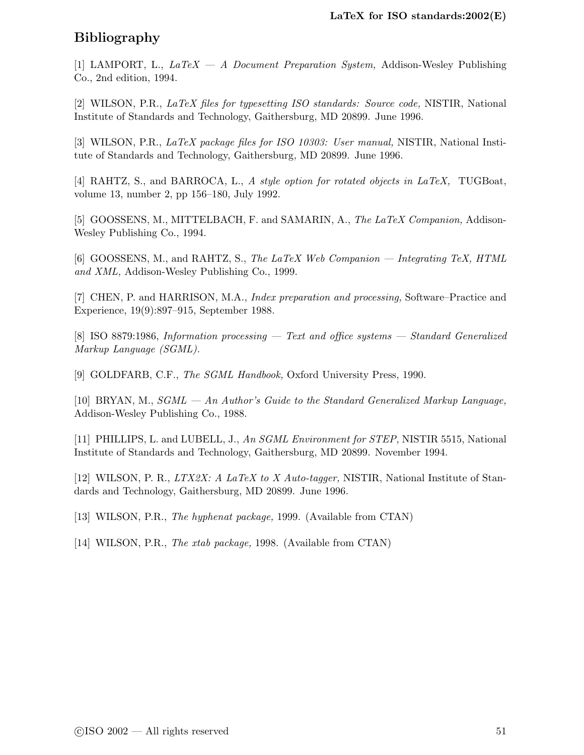## Bibliography

[1] LAMPORT, L., *LaTeX — A Document Preparation System,* Addison-Wesley Publishing Co., 2nd edition, 1994.

[2] WILSON, P.R., *LaTeX files for typesetting ISO standards: Source code,* NISTIR, National Institute of Standards and Technology, Gaithersburg, MD 20899. June 1996.

[3] WILSON, P.R., *LaTeX package files for ISO 10303: User manual,* NISTIR, National Institute of Standards and Technology, Gaithersburg, MD 20899. June 1996.

[4] RAHTZ, S., and BARROCA, L., *A style option for rotated objects in LaTeX,* TUGBoat, volume 13, number 2, pp 156–180, July 1992.

[5] GOOSSENS, M., MITTELBACH, F. and SAMARIN, A., *The LaTeX Companion,* Addison-Wesley Publishing Co., 1994.

[6] GOOSSENS, M., and RAHTZ, S., *The LaTeX Web Companion — Integrating TeX, HTML and XML,* Addison-Wesley Publishing Co., 1999.

[7] CHEN, P. and HARRISON, M.A., *Index preparation and processing,* Software–Practice and Experience, 19(9):897–915, September 1988.

[8] ISO 8879:1986, *Information processing — Text and office systems — Standard Generalized Markup Language (SGML).*

[9] GOLDFARB, C.F., *The SGML Handbook,* Oxford University Press, 1990.

[10] BRYAN, M., *SGML — An Author's Guide to the Standard Generalized Markup Language,* Addison-Wesley Publishing Co., 1988.

[11] PHILLIPS, L. and LUBELL, J., *An SGML Environment for STEP,* NISTIR 5515, National Institute of Standards and Technology, Gaithersburg, MD 20899. November 1994.

[12] WILSON, P. R., *LTX2X: A LaTeX to X Auto-tagger,* NISTIR, National Institute of Standards and Technology, Gaithersburg, MD 20899. June 1996.

[13] WILSON, P.R., *The hyphenat package,* 1999. (Available from CTAN)

[14] WILSON, P.R., *The xtab package,* 1998. (Available from CTAN)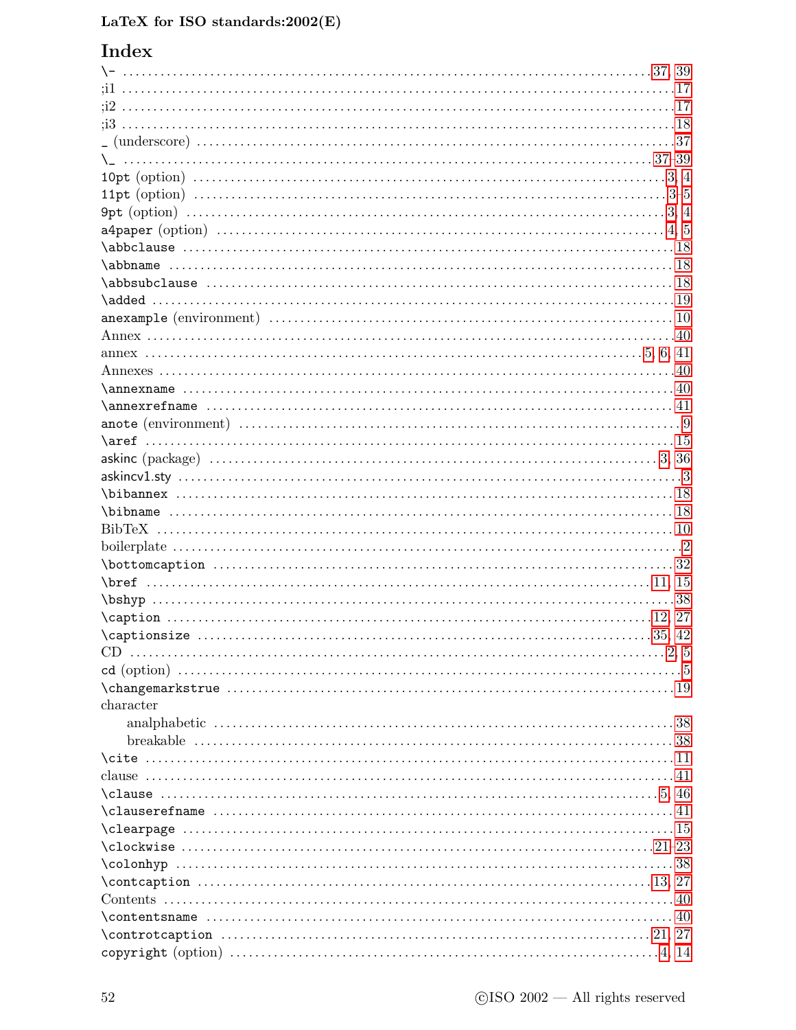# Index

\- 37, 39
;i1 17
;i2 17
;i3 18
_ (underscore) 37
\_ 37–39
10pt (option) 3, 4
11pt (option) 3–5
9pt (option) 3, 4
a4paper (option) 4, 5
\abbclause 18
\abbname 18
\abbsubclause 18
\added 19
anexample (environment) 10
Annex 40
annex 5, 6, 41
Annexes 40
\annexname 40
\annexrefname 41
anote (environment) 9
\aref 15
askinc (package) 3, 36
askincv1.sty 3
\bibannex 18
\bibname 18
BibTeX 10
boilerplate 2
\bottomcaption 32
\bref 11, 15
\bshyp 38
\caption 12, 27
\captionsize 35, 42
CD 2, 5
cd (option) 5
\changemarkstrue 19
character
  analphabetic 38
  breakable 38
\cite 11
clause 41
\clause 5, 46
\clauserefname 41
\clearpage 15
\clockwise 21–23
\colonhyp 38
\contcaption 13, 27
Contents 40
\contentsname 40
\controtcaption 21, 27
copyright (option) 4, 14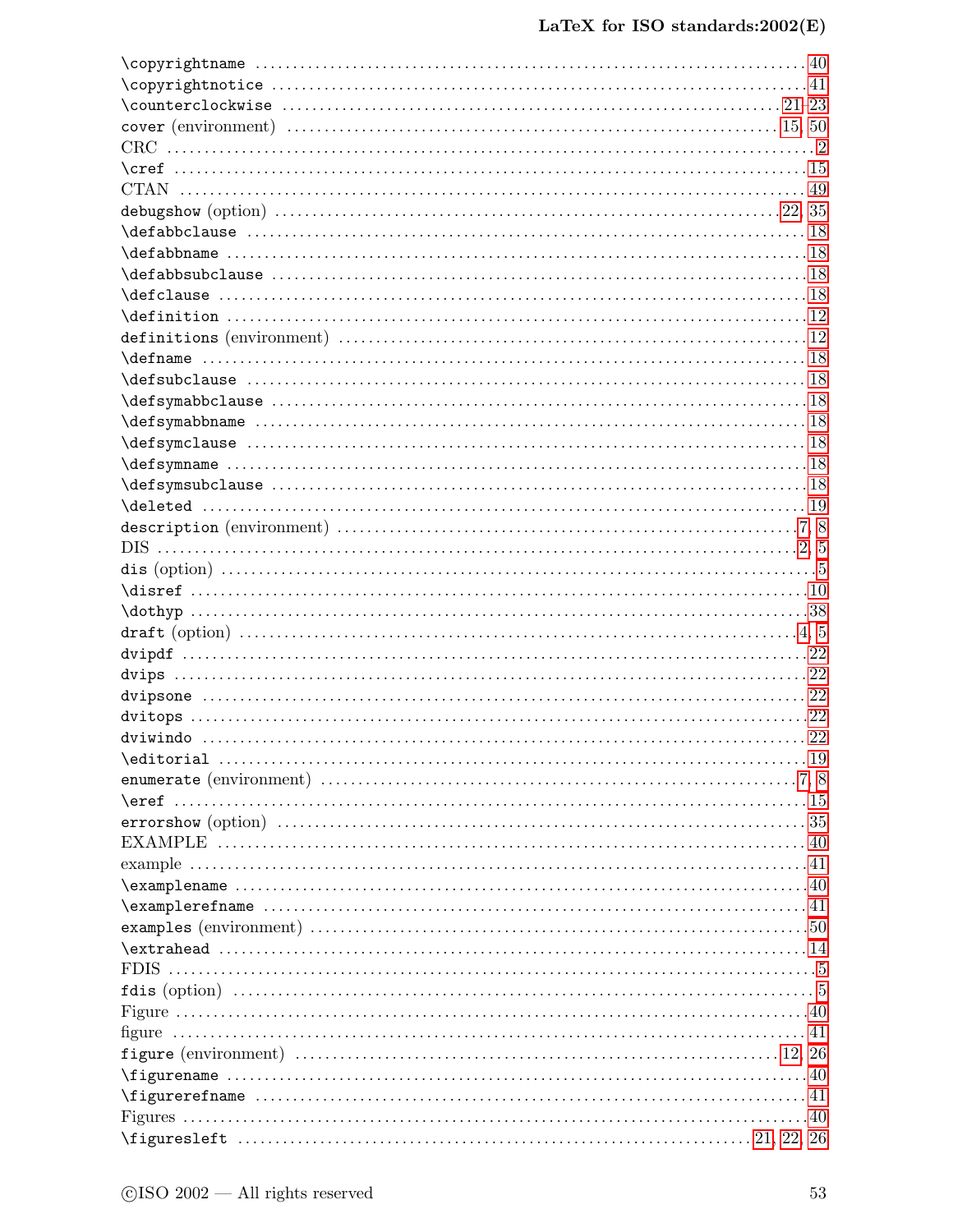\copyrightname ........ 40
\copyrightnotice ........ 41
\counterclockwise ........ 21–23
cover (environment) ........ 15, 50
CRC ........ 2
\cref ........ 15
CTAN ........ 49
debugshow (option) ........ 22, 35
\defabbclause ........ 18
\defabbname ........ 18
\defabbsubclause ........ 18
\defclause ........ 18
\definition ........ 12
definitions (environment) ........ 12
\defname ........ 18
\defsubclause ........ 18
\defsymabbclause ........ 18
\defsymabbname ........ 18
\defsymclause ........ 18
\defsymname ........ 18
\defsymsubclause ........ 18
\deleted ........ 19
description (environment) ........ 7, 8
DIS ........ 2, 5
dis (option) ........ 5
\disref ........ 10
\dothyp ........ 38
draft (option) ........ 4, 5
dvipdf ........ 22
dvips ........ 22
dvipsone ........ 22
dvitops ........ 22
dviwindo ........ 22
\editorial ........ 19
enumerate (environment) ........ 7, 8
\eref ........ 15
errorshow (option) ........ 35
EXAMPLE ........ 40
example ........ 41
\examplename ........ 40
\examplerefname ........ 41
examples (environment) ........ 50
\extrahead ........ 14
FDIS ........ 5
fdis (option) ........ 5
Figure ........ 40
figure ........ 41
figure (environment) ........ 12, 26
\figurename ........ 40
\figurerefname ........ 41
Figures ........ 40
\figuresleft ........ 21, 22, 26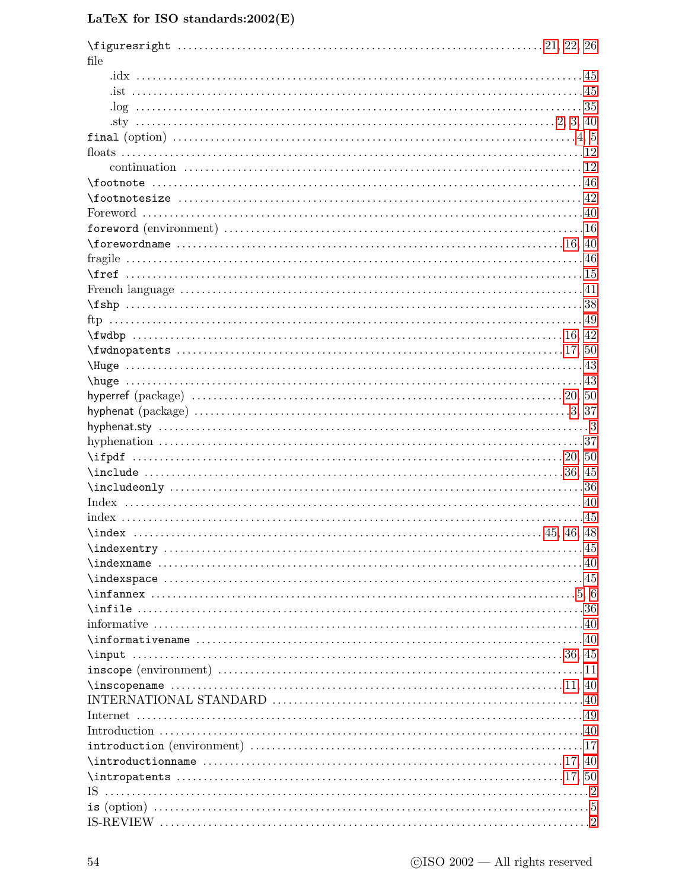\figuresright ........ 21, 22, 26
file
  .idx ........ 45
  .ist ........ 45
  .log ........ 35
  .sty ........ 2, 3, 40
final (option) ........ 4, 5
floats ........ 12
  continuation ........ 12
\footnote ........ 46
\footnotesize ........ 42
Foreword ........ 40
foreword (environment) ........ 16
\forewordname ........ 16, 40
fragile ........ 46
\fref ........ 15
French language ........ 41
\fshp ........ 38
ftp ........ 49
\fwdbp ........ 16, 42
\fwdnopatents ........ 17, 50
\Huge ........ 43
\huge ........ 43
hyperref (package) ........ 20, 50
hyphenat (package) ........ 3, 37
hyphenat.sty ........ 3
hyphenation ........ 37
\ifpdf ........ 20, 50
\include ........ 36, 45
\includeonly ........ 36
Index ........ 40
index ........ 45
\index ........ 45, 46, 48
\indexentry ........ 45
\indexname ........ 40
\indexspace ........ 45
\infannex ........ 5, 6
\infile ........ 36
informative ........ 40
\informativename ........ 40
\input ........ 36, 45
inscope (environment) ........ 11
\inscopename ........ 11, 40
INTERNATIONAL STANDARD ........ 40
Internet ........ 49
Introduction ........ 40
introduction (environment) ........ 17
\introductionname ........ 17, 40
\intropatents ........ 17, 50
IS ........ 2
is (option) ........ 5
IS-REVIEW ........ 2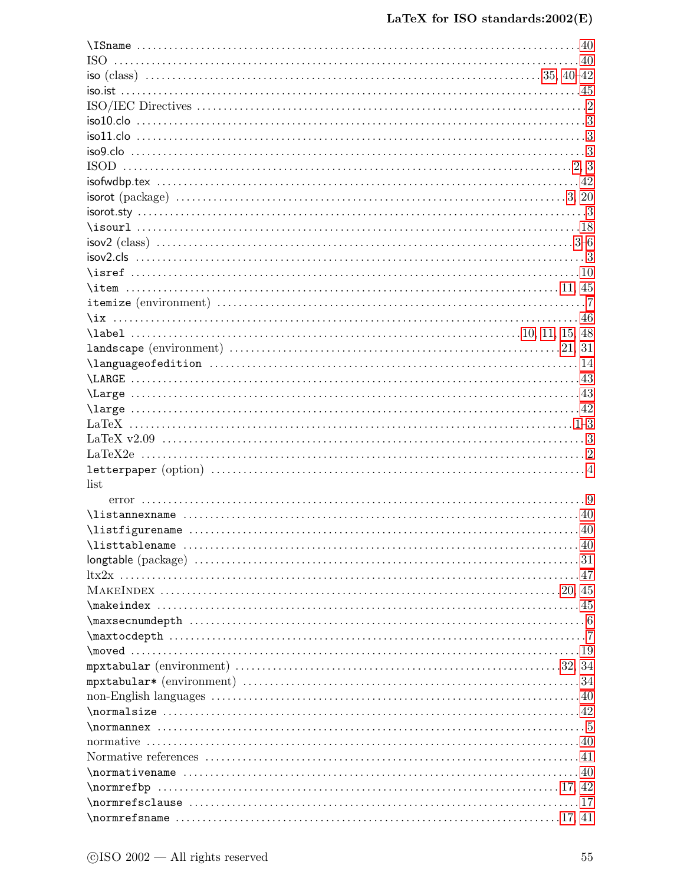\ISname ........ 40
ISO ........ 40
iso (class) ........ 35, 40–42
iso.ist ........ 45
ISO/IEC Directives ........ 2
iso10.clo ........ 3
iso11.clo ........ 3
iso9.clo ........ 3
ISOD ........ 2, 3
isofwdbp.tex ........ 42
isorot (package) ........ 3, 20
isorot.sty ........ 3
\isourl ........ 18
isov2 (class) ........ 3–6
isov2.cls ........ 3
\isref ........ 10
\item ........ 11, 45
itemize (environment) ........ 7
\ix ........ 46
\label ........ 10, 11, 15, 48
landscape (environment) ........ 21, 31
\languageofedition ........ 14
\LARGE ........ 43
\Large ........ 43
\large ........ 42
LaTeX ........ 1–3
LaTeX v2.09 ........ 3
LaTeX2e ........ 2
letterpaper (option) ........ 4
list
    error ........ 9
\listannexname ........ 40
\listfigurename ........ 40
\listtablename ........ 40
longtable (package) ........ 31
ltx2x ........ 47
MakeIndex ........ 20, 45
\makeindex ........ 45
\maxsecnumdepth ........ 6
\maxtocdepth ........ 7
\moved ........ 19
mpxtabular (environment) ........ 32, 34
mpxtabular* (environment) ........ 34
non-English languages ........ 40
\normalsize ........ 42
\normannex ........ 5
normative ........ 40
Normative references ........ 41
\normativename ........ 40
\normrefbp ........ 17, 42
\normrefsclause ........ 17
\normrefsname ........ 17, 41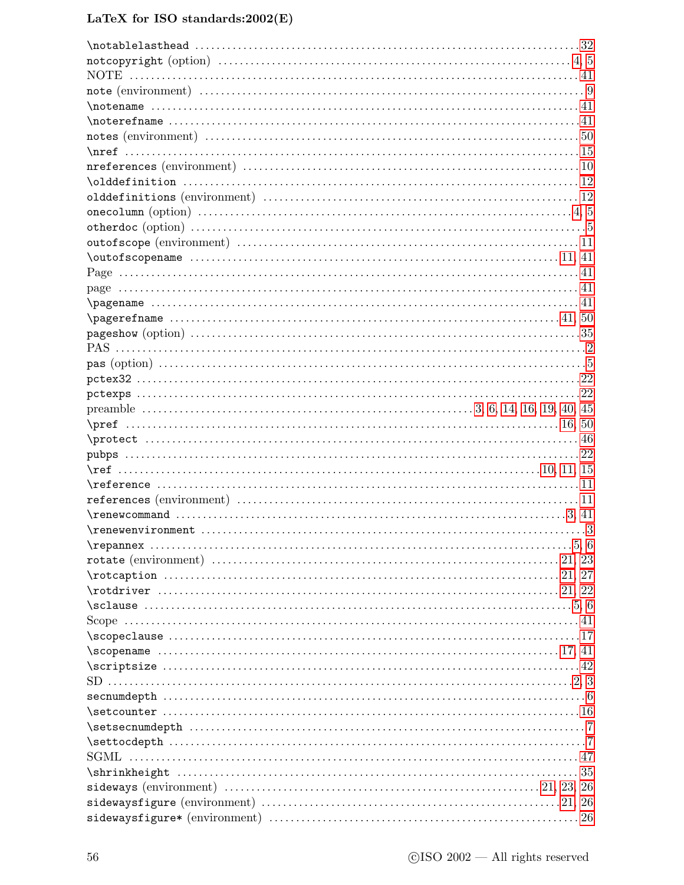\notablelasthead . . . . . . . . . . . . . . . . . . . . . . . . . . . . . . . . . . . . . . . . 32
notcopyright (option) . . . . . . . . . . . . . . . . . . . . . . . . . . . . . . . . . . 4, 5
NOTE . . . . . . . . . . . . . . . . . . . . . . . . . . . . . . . . . . . . . . . . . . . 41
note (environment) . . . . . . . . . . . . . . . . . . . . . . . . . . . . . . . . . . . 9
\notename . . . . . . . . . . . . . . . . . . . . . . . . . . . . . . . . . . . . . . . 41
\noterefname . . . . . . . . . . . . . . . . . . . . . . . . . . . . . . . . . . . . . 41
notes (environment) . . . . . . . . . . . . . . . . . . . . . . . . . . . . . . . . . . 50
\nref . . . . . . . . . . . . . . . . . . . . . . . . . . . . . . . . . . . . . . . . . . 15
nreferences (environment) . . . . . . . . . . . . . . . . . . . . . . . . . . . . . . 10
\olddefinition . . . . . . . . . . . . . . . . . . . . . . . . . . . . . . . . . . . . 12
olddefinitions (environment) . . . . . . . . . . . . . . . . . . . . . . . . . . . . 12
onecolumn (option) . . . . . . . . . . . . . . . . . . . . . . . . . . . . . . . . . 4, 5
otherdoc (option) . . . . . . . . . . . . . . . . . . . . . . . . . . . . . . . . . . . 5
outofscope (environment) . . . . . . . . . . . . . . . . . . . . . . . . . . . . . . 11
\outofscopename . . . . . . . . . . . . . . . . . . . . . . . . . . . . . . . . . 11, 41
Page . . . . . . . . . . . . . . . . . . . . . . . . . . . . . . . . . . . . . . . . . . . 41
page . . . . . . . . . . . . . . . . . . . . . . . . . . . . . . . . . . . . . . . . . . . 41
\pagename . . . . . . . . . . . . . . . . . . . . . . . . . . . . . . . . . . . . . . . 41
\pagerefname . . . . . . . . . . . . . . . . . . . . . . . . . . . . . . . . . . . 41, 50
pageshow (option) . . . . . . . . . . . . . . . . . . . . . . . . . . . . . . . . . . 35
PAS . . . . . . . . . . . . . . . . . . . . . . . . . . . . . . . . . . . . . . . . . . . . 2
pas (option) . . . . . . . . . . . . . . . . . . . . . . . . . . . . . . . . . . . . . . . 5
pctex32 . . . . . . . . . . . . . . . . . . . . . . . . . . . . . . . . . . . . . . . . . 22
pctexps . . . . . . . . . . . . . . . . . . . . . . . . . . . . . . . . . . . . . . . . . 22
preamble . . . . . . . . . . . . . . . . . . . . . . . . . 3, 6, 14, 16, 19, 40, 45
\pref . . . . . . . . . . . . . . . . . . . . . . . . . . . . . . . . . . . . . . . . 16, 50
\protect . . . . . . . . . . . . . . . . . . . . . . . . . . . . . . . . . . . . . . . . 46
pubps . . . . . . . . . . . . . . . . . . . . . . . . . . . . . . . . . . . . . . . . . . 22
\ref . . . . . . . . . . . . . . . . . . . . . . . . . . . . . . . . . . . . . 10, 11, 15
\reference . . . . . . . . . . . . . . . . . . . . . . . . . . . . . . . . . . . . . . 11
references (environment) . . . . . . . . . . . . . . . . . . . . . . . . . . . . . . 11
\renewcommand . . . . . . . . . . . . . . . . . . . . . . . . . . . . . . . . . . 3, 41
\renewenvironment . . . . . . . . . . . . . . . . . . . . . . . . . . . . . . . . . . 3
\repannex . . . . . . . . . . . . . . . . . . . . . . . . . . . . . . . . . . . . . . 5, 6
rotate (environment) . . . . . . . . . . . . . . . . . . . . . . . . . . . . . . 21, 23
\rotcaption . . . . . . . . . . . . . . . . . . . . . . . . . . . . . . . . . . . 21, 27
\rotdriver . . . . . . . . . . . . . . . . . . . . . . . . . . . . . . . . . . . . 21, 22
\sclause . . . . . . . . . . . . . . . . . . . . . . . . . . . . . . . . . . . . . . 5, 6
Scope . . . . . . . . . . . . . . . . . . . . . . . . . . . . . . . . . . . . . . . . . . 41
\scopeclause . . . . . . . . . . . . . . . . . . . . . . . . . . . . . . . . . . . . . 17
\scopename . . . . . . . . . . . . . . . . . . . . . . . . . . . . . . . . . . . . 17, 41
\scriptsize . . . . . . . . . . . . . . . . . . . . . . . . . . . . . . . . . . . . . . 42
SD . . . . . . . . . . . . . . . . . . . . . . . . . . . . . . . . . . . . . . . . . . . 2, 3
secnumdepth . . . . . . . . . . . . . . . . . . . . . . . . . . . . . . . . . . . . . . 6
\setcounter . . . . . . . . . . . . . . . . . . . . . . . . . . . . . . . . . . . . . . 16
\setsecnumdepth . . . . . . . . . . . . . . . . . . . . . . . . . . . . . . . . . . . 7
\settocdepth . . . . . . . . . . . . . . . . . . . . . . . . . . . . . . . . . . . . . . 7
SGML . . . . . . . . . . . . . . . . . . . . . . . . . . . . . . . . . . . . . . . . . . 47
\shrinkheight . . . . . . . . . . . . . . . . . . . . . . . . . . . . . . . . . . . . 35
sideways (environment) . . . . . . . . . . . . . . . . . . . . . . . . . . . . 21, 23, 26
sidewaysfigure (environment) . . . . . . . . . . . . . . . . . . . . . . . . . 21, 26
sidewaysfigure* (environment) . . . . . . . . . . . . . . . . . . . . . . . . . . 26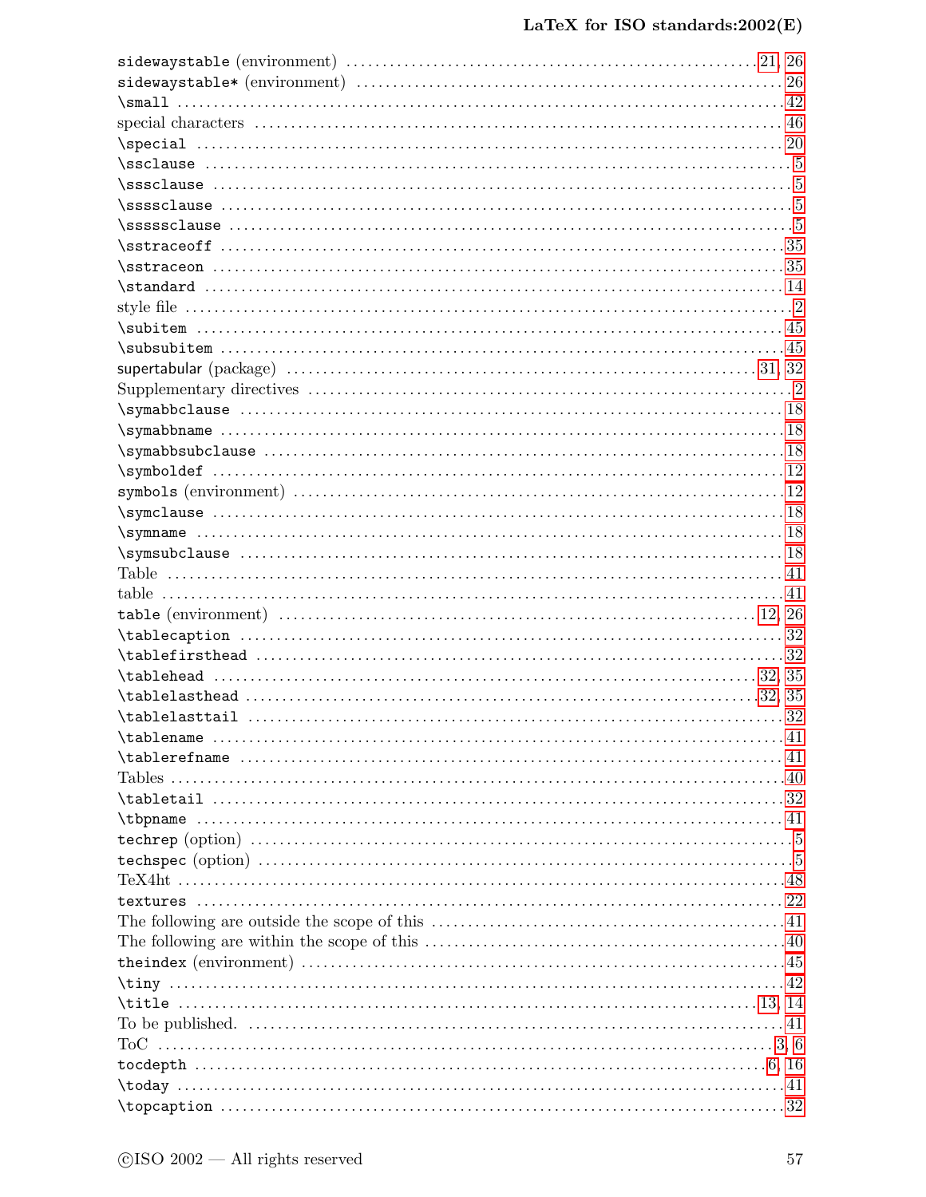sidewaystable (environment) ........ 21, 26
sidewaystable* (environment) ........ 26
\small ........ 42
special characters ........ 46
\special ........ 20
\ssclause ........ 5
\sssclause ........ 5
\ssssclause ........ 5
\sssssclause ........ 5
\sstraceoff ........ 35
\sstraceon ........ 35
\standard ........ 14
style file ........ 2
\subitem ........ 45
\subsubitem ........ 45
supertabular (package) ........ 31, 32
Supplementary directives ........ 2
\symabbclause ........ 18
\symabbname ........ 18
\symabbsubclause ........ 18
\symboldef ........ 12
symbols (environment) ........ 12
\symclause ........ 18
\symname ........ 18
\symsubclause ........ 18
Table ........ 41
table ........ 41
table (environment) ........ 12, 26
\tablecaption ........ 32
\tablefirsthead ........ 32
\tablehead ........ 32, 35
\tablelasthead ........ 32, 35
\tablelasttail ........ 32
\tablename ........ 41
\tablerefname ........ 41
Tables ........ 40
\tabletail ........ 32
\tbpname ........ 41
techrep (option) ........ 5
techspec (option) ........ 5
TeX4ht ........ 48
textures ........ 22
The following are outside the scope of this ........ 41
The following are within the scope of this ........ 40
theindex (environment) ........ 45
\tiny ........ 42
\title ........ 13, 14
To be published. ........ 41
ToC ........ 3, 6
tocdepth ........ 6, 16
\today ........ 41
\topcaption ........ 32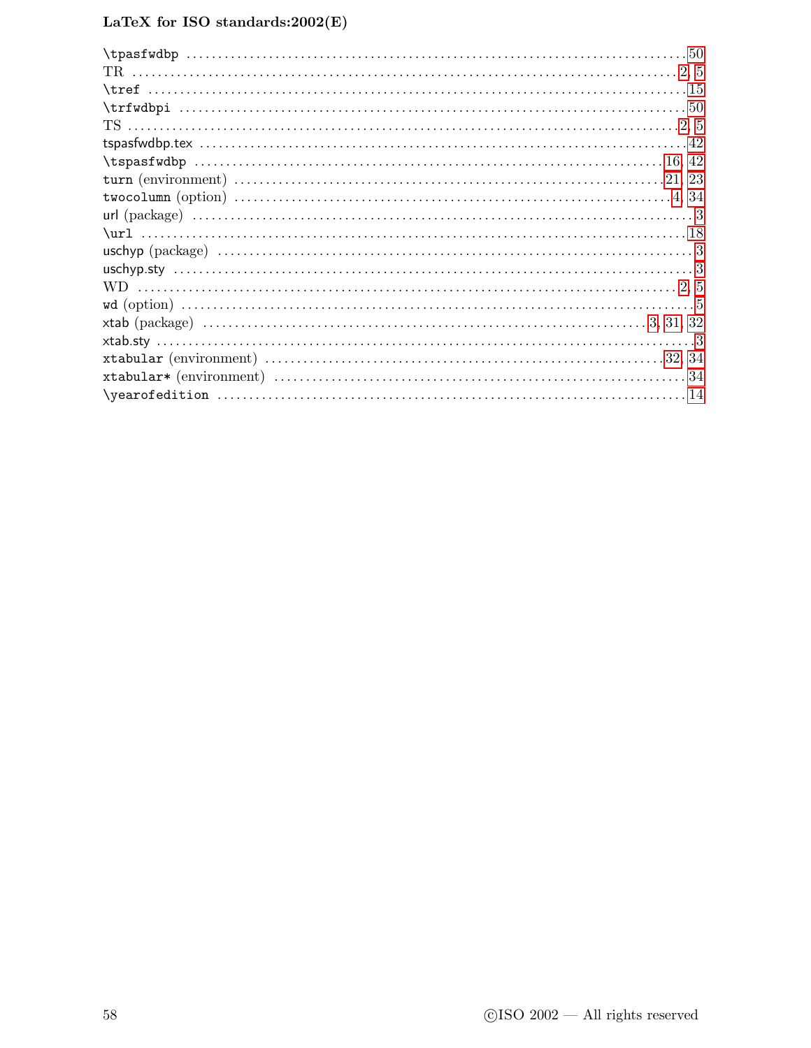\tpasfwdbp . . . . . . . . . . . . . . . . . . . . . . . . . . . . . . . . 50
TR . . . . . . . . . . . . . . . . . . . . . . . . . . . . . . . . 2, 5
\tref . . . . . . . . . . . . . . . . . . . . . . . . . . . . . . . . 15
\trfwdbpi . . . . . . . . . . . . . . . . . . . . . . . . . . . . . . . . 50
TS . . . . . . . . . . . . . . . . . . . . . . . . . . . . . . . . 2, 5
tspasfwdbp.tex . . . . . . . . . . . . . . . . . . . . . . . . . . . . . . . . 42
\tspasfwdbp . . . . . . . . . . . . . . . . . . . . . . . . . . . . . . . . 16, 42
turn (environment) . . . . . . . . . . . . . . . . . . . . . . . . . . . . . . . . 21, 23
twocolumn (option) . . . . . . . . . . . . . . . . . . . . . . . . . . . . . . . . 4, 34
url (package) . . . . . . . . . . . . . . . . . . . . . . . . . . . . . . . . 3
\url . . . . . . . . . . . . . . . . . . . . . . . . . . . . . . . . 18
uschyp (package) . . . . . . . . . . . . . . . . . . . . . . . . . . . . . . . . 3
uschyp.sty . . . . . . . . . . . . . . . . . . . . . . . . . . . . . . . . 3
WD . . . . . . . . . . . . . . . . . . . . . . . . . . . . . . . . 2, 5
wd (option) . . . . . . . . . . . . . . . . . . . . . . . . . . . . . . . . 5
xtab (package) . . . . . . . . . . . . . . . . . . . . . . . . . . . . . . . . 3, 31, 32
xtab.sty . . . . . . . . . . . . . . . . . . . . . . . . . . . . . . . . 3
xtabular (environment) . . . . . . . . . . . . . . . . . . . . . . . . . . . . . . . . 32, 34
xtabular* (environment) . . . . . . . . . . . . . . . . . . . . . . . . . . . . . . . . 34
\yearofedition . . . . . . . . . . . . . . . . . . . . . . . . . . . . . . . . 14